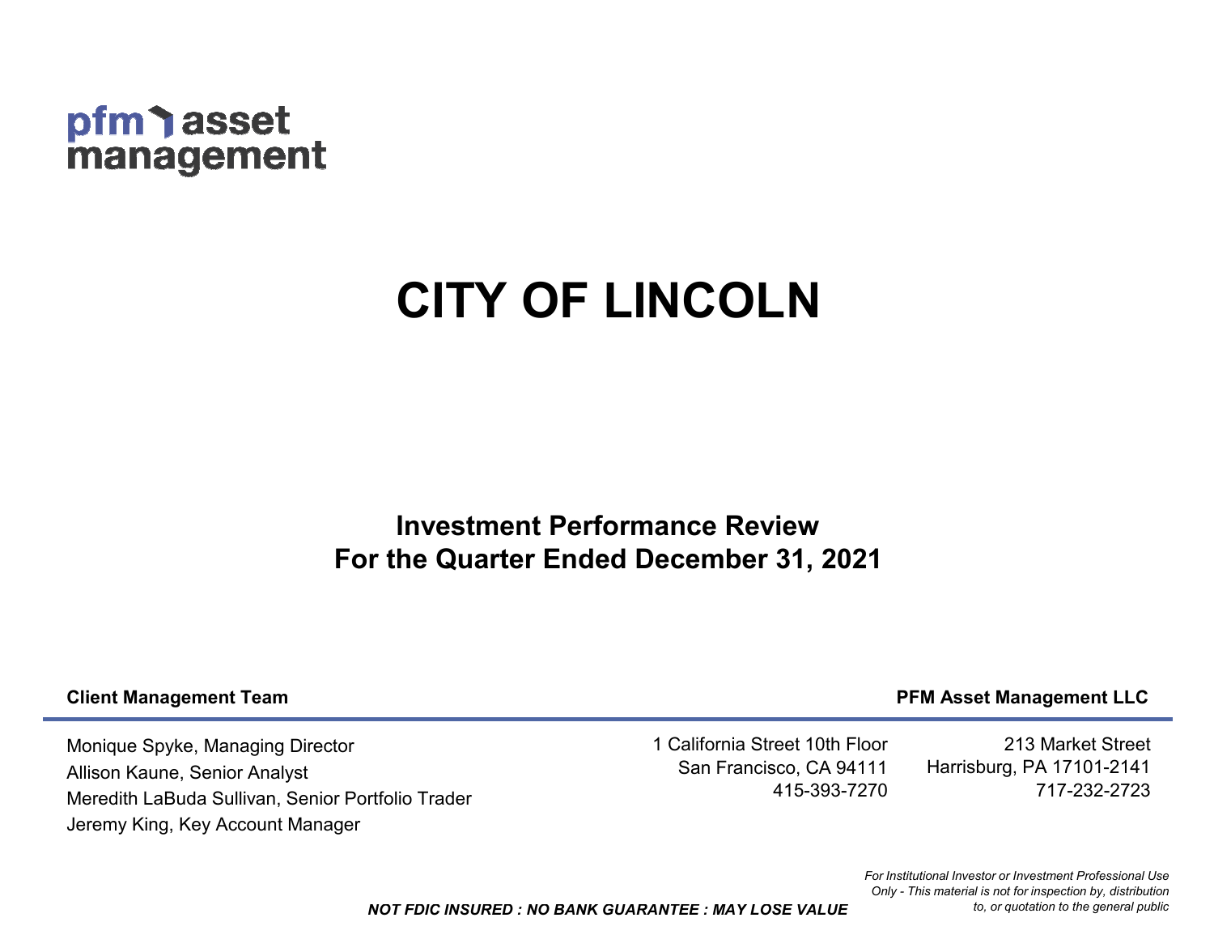pfm asset management

# CITY OF LINCOLN

## Investment Performance Review
## For the Quarter Ended December 31, 2021

**Client Management Team**

Monique Spyke, Managing Director
Allison Kaune, Senior Analyst
Meredith LaBuda Sullivan, Senior Portfolio Trader
Jeremy King, Key Account Manager

**PFM Asset Management LLC**

1 California Street 10th Floor
San Francisco, CA 94111
415-393-7270

213 Market Street
Harrisburg, PA 17101-2141
717-232-2723

***NOT FDIC INSURED : NO BANK GUARANTEE : MAY LOSE VALUE***

*For Institutional Investor or Investment Professional Use Only - This material is not for inspection by, distribution to, or quotation to the general public*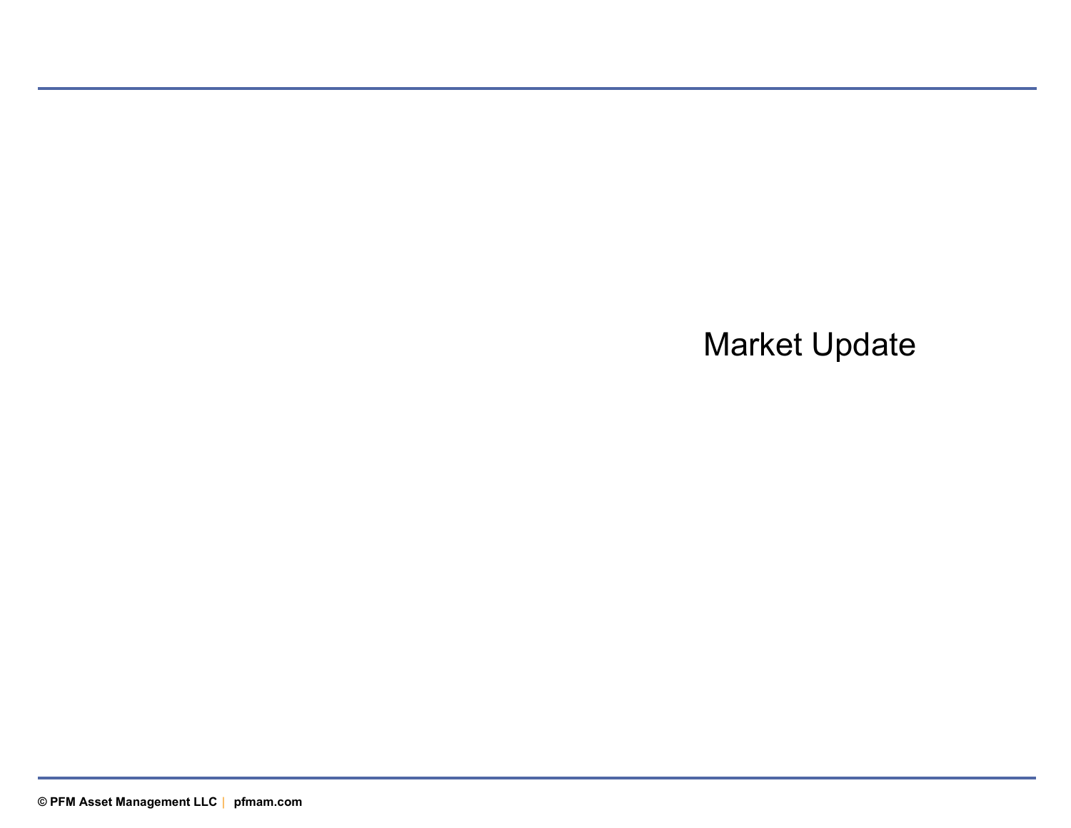# Market Update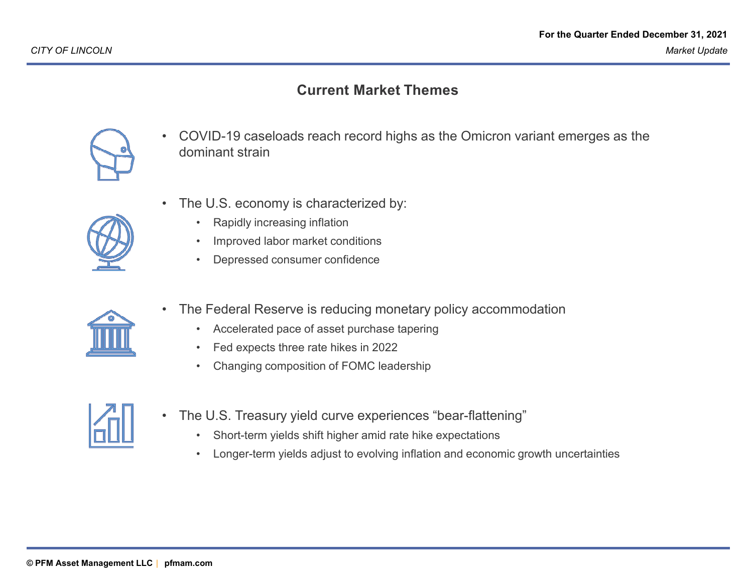## Current Market Themes

- COVID-19 caseloads reach record highs as the Omicron variant emerges as the dominant strain

- The U.S. economy is characterized by:
  - Rapidly increasing inflation
  - Improved labor market conditions
  - Depressed consumer confidence

- The Federal Reserve is reducing monetary policy accommodation
  - Accelerated pace of asset purchase tapering
  - Fed expects three rate hikes in 2022
  - Changing composition of FOMC leadership

- The U.S. Treasury yield curve experiences "bear-flattening"
  - Short-term yields shift higher amid rate hike expectations
  - Longer-term yields adjust to evolving inflation and economic growth uncertainties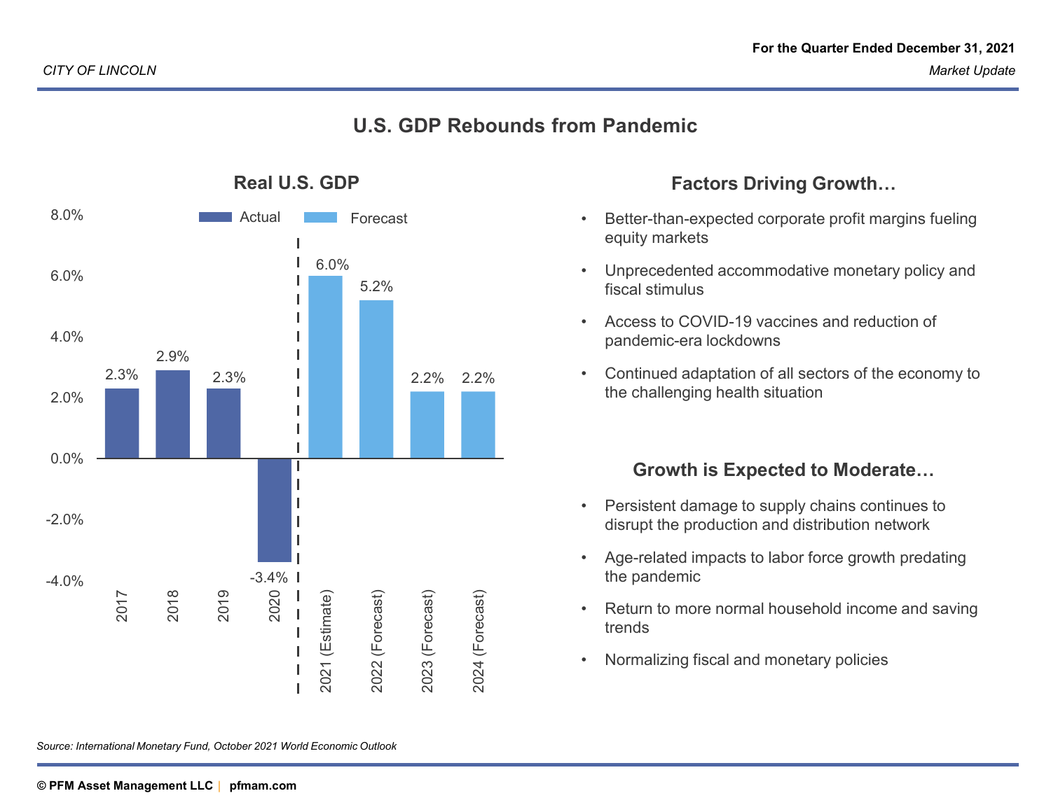# U.S. GDP Rebounds from Pandemic

## Real U.S. GDP

| Year | Type | Real GDP |
|---|---|---|
| 2017 | Actual | 2.3% |
| 2018 | Actual | 2.9% |
| 2019 | Actual | 2.3% |
| 2020 | Actual | -3.4% |
| 2021 (Estimate) | Forecast | 6.0% |
| 2022 (Forecast) | Forecast | 5.2% |
| 2023 (Forecast) | Forecast | 2.2% |
| 2024 (Forecast) | Forecast | 2.2% |

*Source: International Monetary Fund, October 2021 World Economic Outlook*

## Factors Driving Growth…

- Better-than-expected corporate profit margins fueling equity markets
- Unprecedented accommodative monetary policy and fiscal stimulus
- Access to COVID-19 vaccines and reduction of pandemic-era lockdowns
- Continued adaptation of all sectors of the economy to the challenging health situation

## Growth is Expected to Moderate…

- Persistent damage to supply chains continues to disrupt the production and distribution network
- Age-related impacts to labor force growth predating the pandemic
- Return to more normal household income and saving trends
- Normalizing fiscal and monetary policies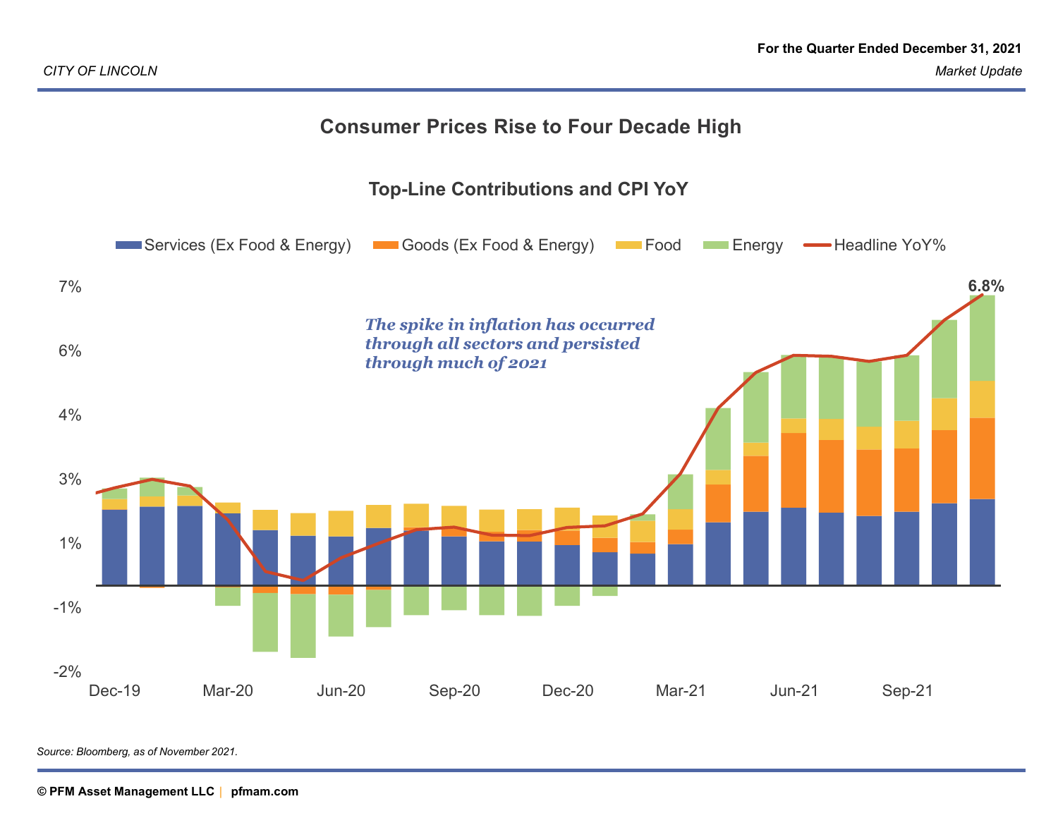# Consumer Prices Rise to Four Decade High

## Top-Line Contributions and CPI YoY

Services (Ex Food & Energy) | Goods (Ex Food & Energy) | Food | Energy | Headline YoY%

*The spike in inflation has occurred through all sectors and persisted through much of 2021*

6.8%

7% | 6% | 4% | 3% | 1% | -1% | -2%

Dec-19 | Mar-20 | Jun-20 | Sep-20 | Dec-20 | Mar-21 | Jun-21 | Sep-21

*Source: Bloomberg, as of November 2021.*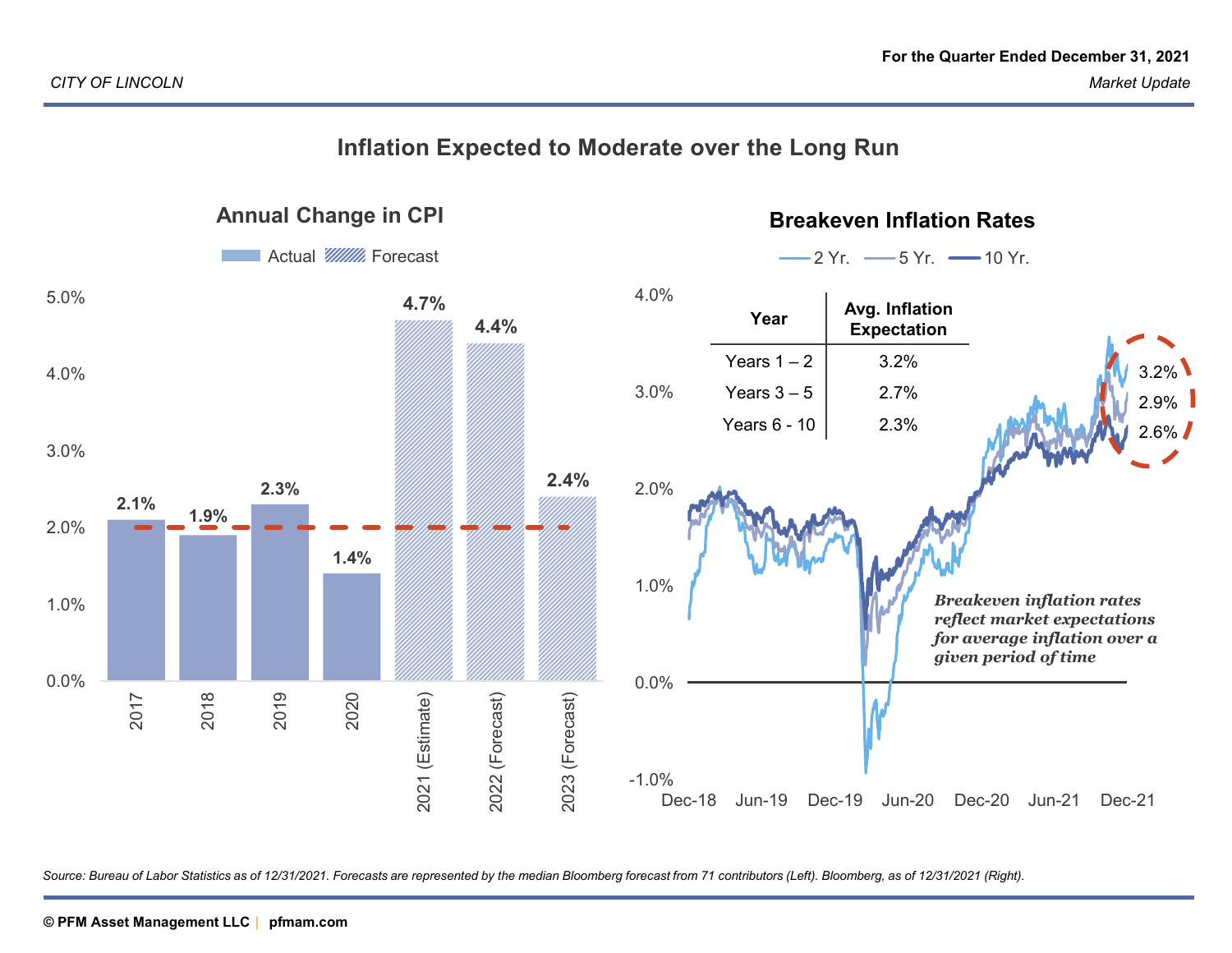# Inflation Expected to Moderate over the Long Run

## Annual Change in CPI

Actual / Forecast

| Year | Annual Change in CPI |
|---|---|
| 2017 | 2.1% |
| 2018 | 1.9% |
| 2019 | 2.3% |
| 2020 | 1.4% |
| 2021 (Estimate) | 4.7% |
| 2022 (Forecast) | 4.4% |
| 2023 (Forecast) | 2.4% |

## Breakeven Inflation Rates

2 Yr. / 5 Yr. / 10 Yr.

| Year | Avg. Inflation Expectation |
|---|---|
| Years 1 – 2 | 3.2% |
| Years 3 – 5 | 2.7% |
| Years 6 - 10 | 2.3% |

3.2% / 2.9% / 2.6%

*Breakeven inflation rates reflect market expectations for average inflation over a given period of time*

*Source: Bureau of Labor Statistics as of 12/31/2021. Forecasts are represented by the median Bloomberg forecast from 71 contributors (Left). Bloomberg, as of 12/31/2021 (Right).*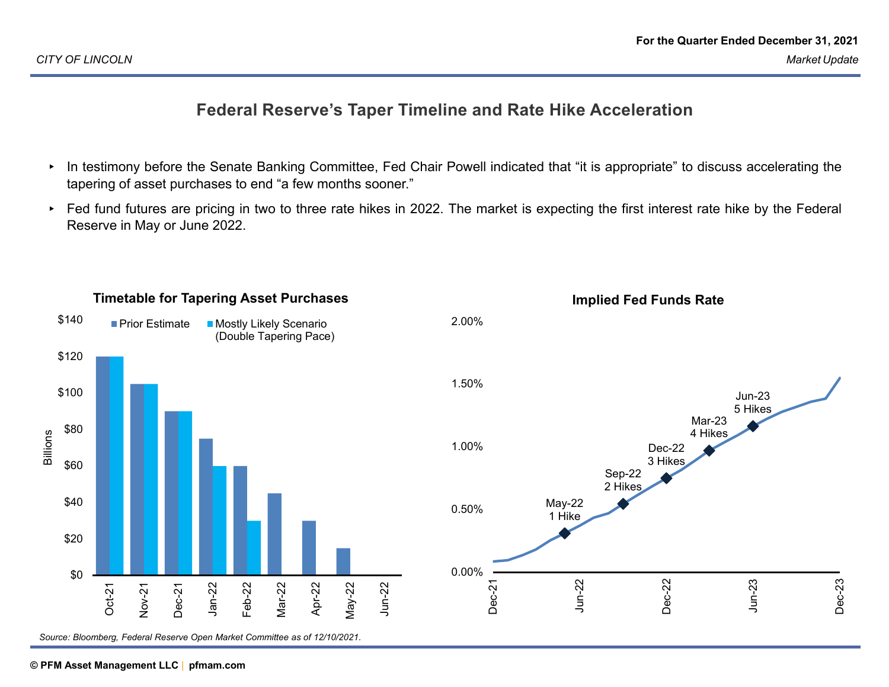# Federal Reserve's Taper Timeline and Rate Hike Acceleration

- In testimony before the Senate Banking Committee, Fed Chair Powell indicated that "it is appropriate" to discuss accelerating the tapering of asset purchases to end "a few months sooner."
- Fed fund futures are pricing in two to three rate hikes in 2022. The market is expecting the first interest rate hike by the Federal Reserve in May or June 2022.

### Timetable for Tapering Asset Purchases

Billions

| Month | Prior Estimate | Mostly Likely Scenario (Double Tapering Pace) |
|---|---|---|
| Oct-21 | $120 | $120 |
| Nov-21 | $105 | $105 |
| Dec-21 | $90 | $90 |
| Jan-22 | $75 | $60 |
| Feb-22 | $60 | $30 |
| Mar-22 | $45 | |
| Apr-22 | $30 | |
| May-22 | $15 | |
| Jun-22 | | |

### Implied Fed Funds Rate

- May-22: 1 Hike
- Sep-22: 2 Hikes
- Dec-22: 3 Hikes
- Mar-23: 4 Hikes
- Jun-23: 5 Hikes

*Source: Bloomberg, Federal Reserve Open Market Committee as of 12/10/2021.*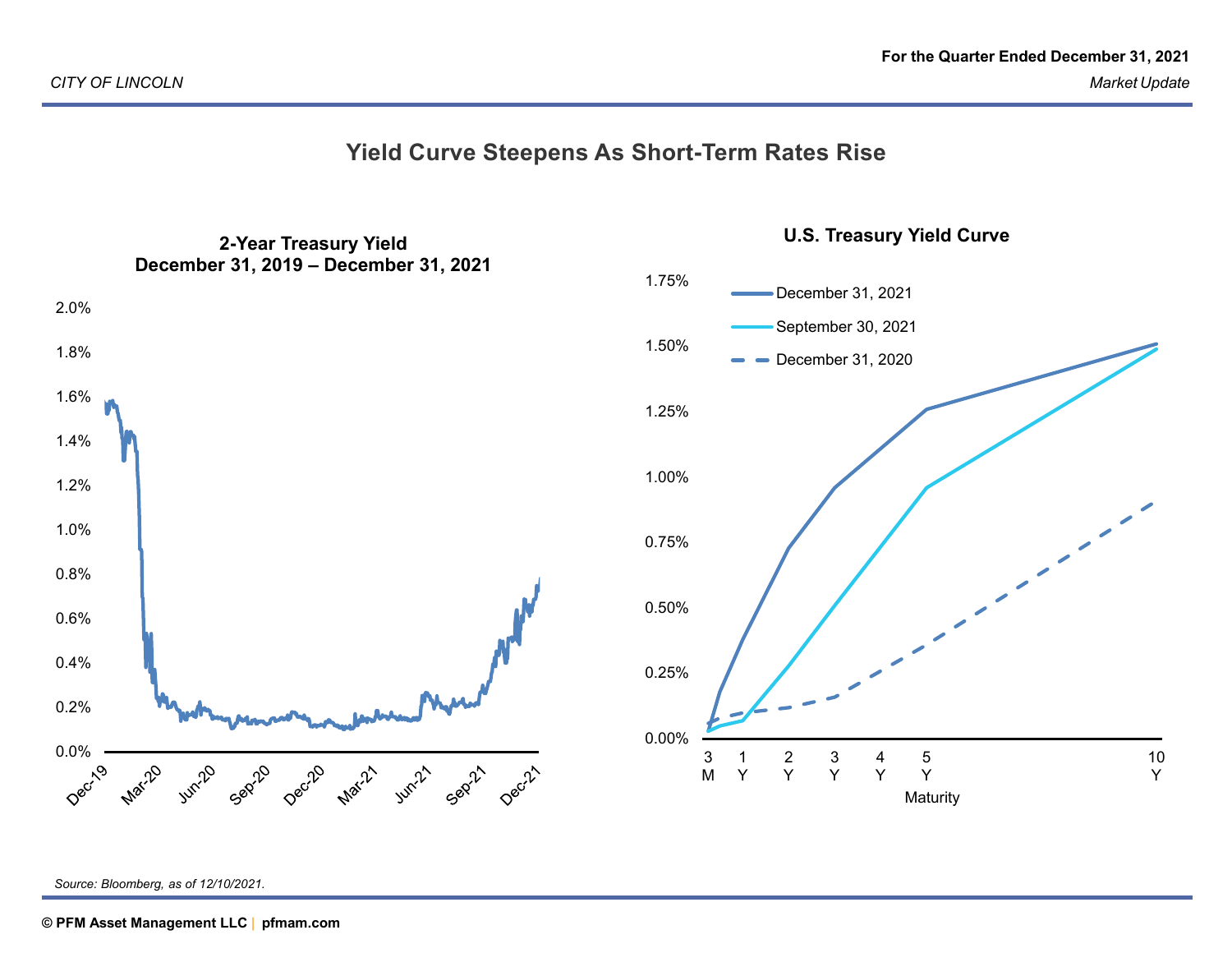# Yield Curve Steepens As Short-Term Rates Rise

**2-Year Treasury Yield**
**December 31, 2019 – December 31, 2021**

**U.S. Treasury Yield Curve**

*Source: Bloomberg, as of 12/10/2021.*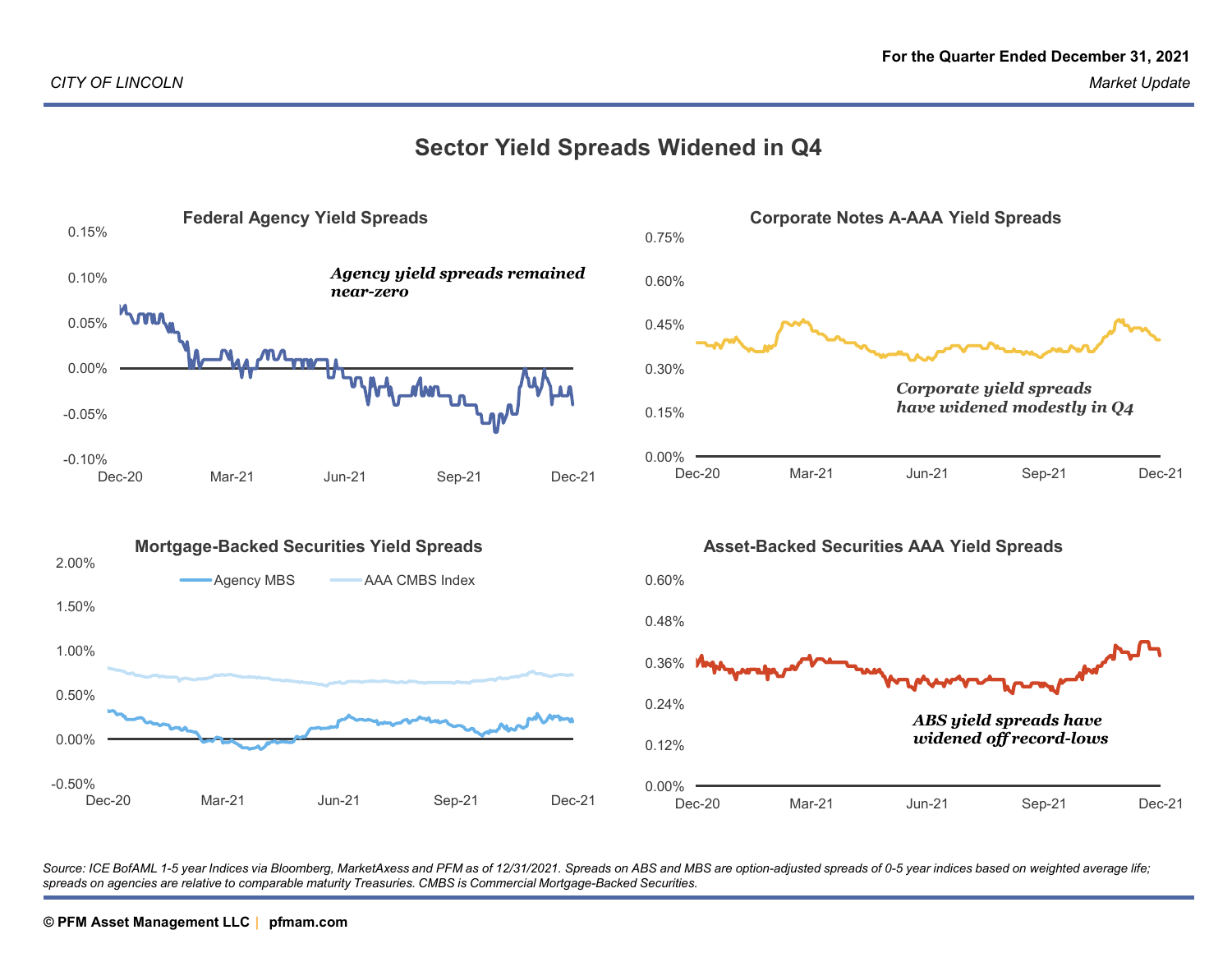# Sector Yield Spreads Widened in Q4

### Federal Agency Yield Spreads

*Agency yield spreads remained near-zero*

### Corporate Notes A-AAA Yield Spreads

*Corporate yield spreads have widened modestly in Q4*

### Mortgage-Backed Securities Yield Spreads

Agency MBS | AAA CMBS Index

### Asset-Backed Securities AAA Yield Spreads

*ABS yield spreads have widened off record-lows*

*Source: ICE BofAML 1-5 year Indices via Bloomberg, MarketAxess and PFM as of 12/31/2021. Spreads on ABS and MBS are option-adjusted spreads of 0-5 year indices based on weighted average life; spreads on agencies are relative to comparable maturity Treasuries. CMBS is Commercial Mortgage-Backed Securities.*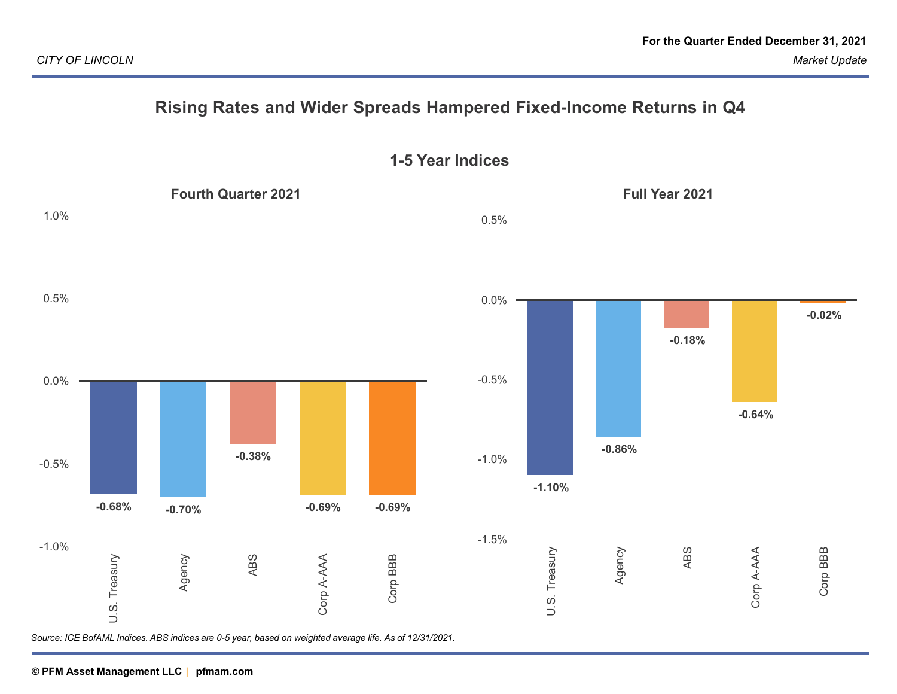# Rising Rates and Wider Spreads Hampered Fixed-Income Returns in Q4

## 1-5 Year Indices

### Fourth Quarter 2021

| Index | Return |
|---|---|
| U.S. Treasury | -0.68% |
| Agency | -0.70% |
| ABS | -0.38% |
| Corp A-AAA | -0.69% |
| Corp BBB | -0.69% |

### Full Year 2021

| Index | Return |
|---|---|
| U.S. Treasury | -1.10% |
| Agency | -0.86% |
| ABS | -0.18% |
| Corp A-AAA | -0.64% |
| Corp BBB | -0.02% |

*Source: ICE BofAML Indices. ABS indices are 0-5 year, based on weighted average life. As of 12/31/2021.*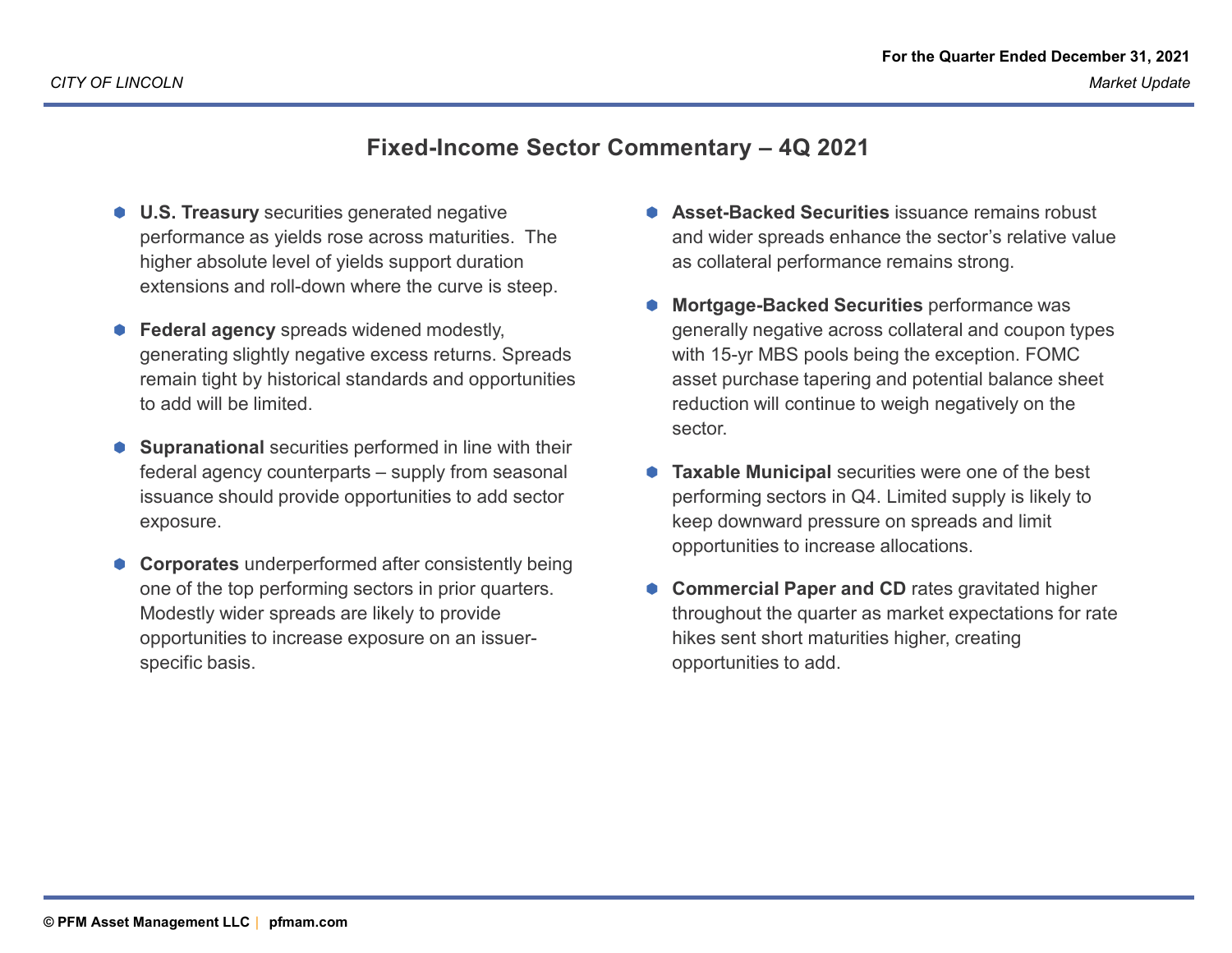# Fixed-Income Sector Commentary – 4Q 2021

- **U.S. Treasury** securities generated negative performance as yields rose across maturities. The higher absolute level of yields support duration extensions and roll-down where the curve is steep.

- **Federal agency** spreads widened modestly, generating slightly negative excess returns. Spreads remain tight by historical standards and opportunities to add will be limited.

- **Supranational** securities performed in line with their federal agency counterparts – supply from seasonal issuance should provide opportunities to add sector exposure.

- **Corporates** underperformed after consistently being one of the top performing sectors in prior quarters. Modestly wider spreads are likely to provide opportunities to increase exposure on an issuer-specific basis.

- **Asset-Backed Securities** issuance remains robust and wider spreads enhance the sector's relative value as collateral performance remains strong.

- **Mortgage-Backed Securities** performance was generally negative across collateral and coupon types with 15-yr MBS pools being the exception. FOMC asset purchase tapering and potential balance sheet reduction will continue to weigh negatively on the sector.

- **Taxable Municipal** securities were one of the best performing sectors in Q4. Limited supply is likely to keep downward pressure on spreads and limit opportunities to increase allocations.

- **Commercial Paper and CD** rates gravitated higher throughout the quarter as market expectations for rate hikes sent short maturities higher, creating opportunities to add.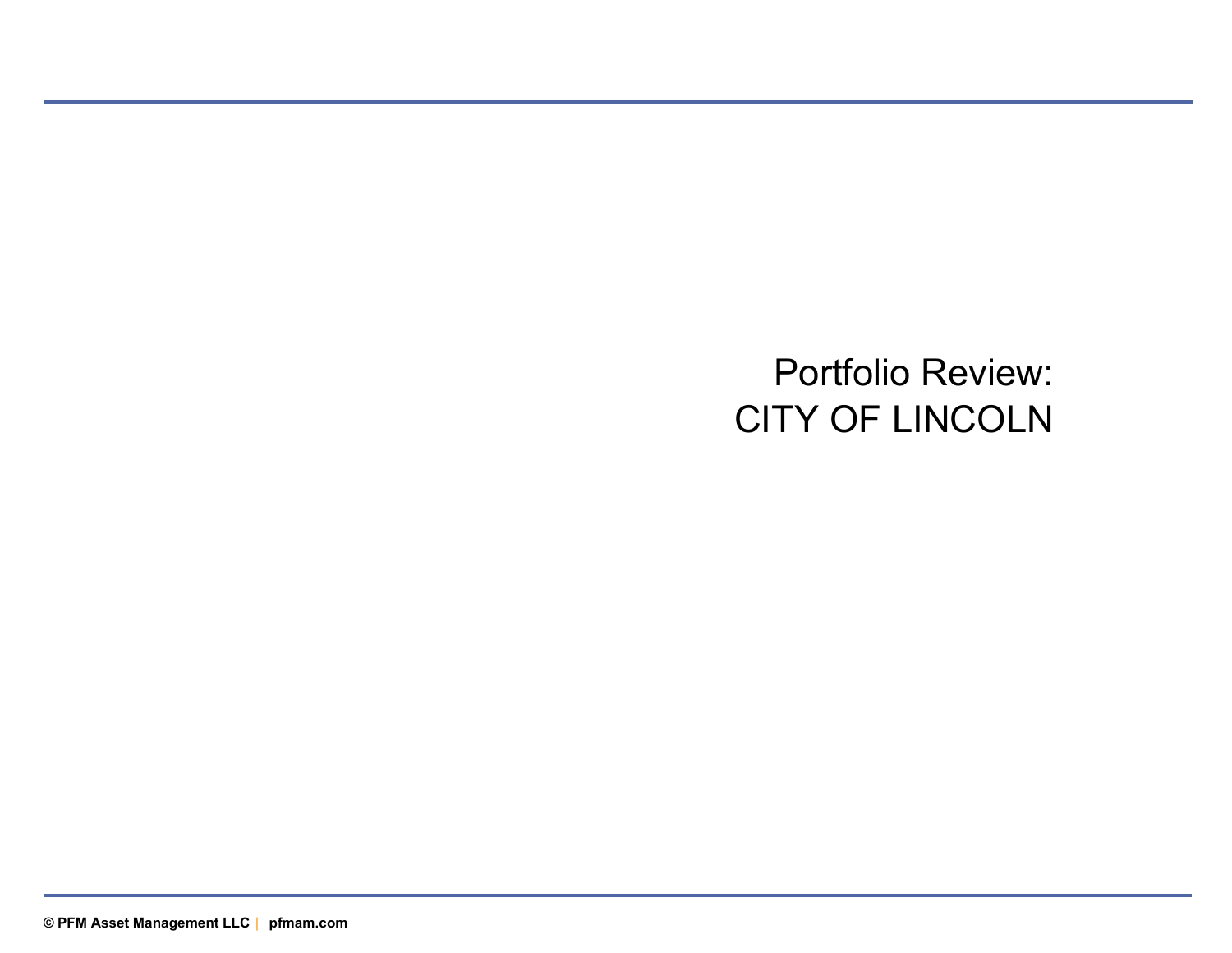# Portfolio Review:
# CITY OF LINCOLN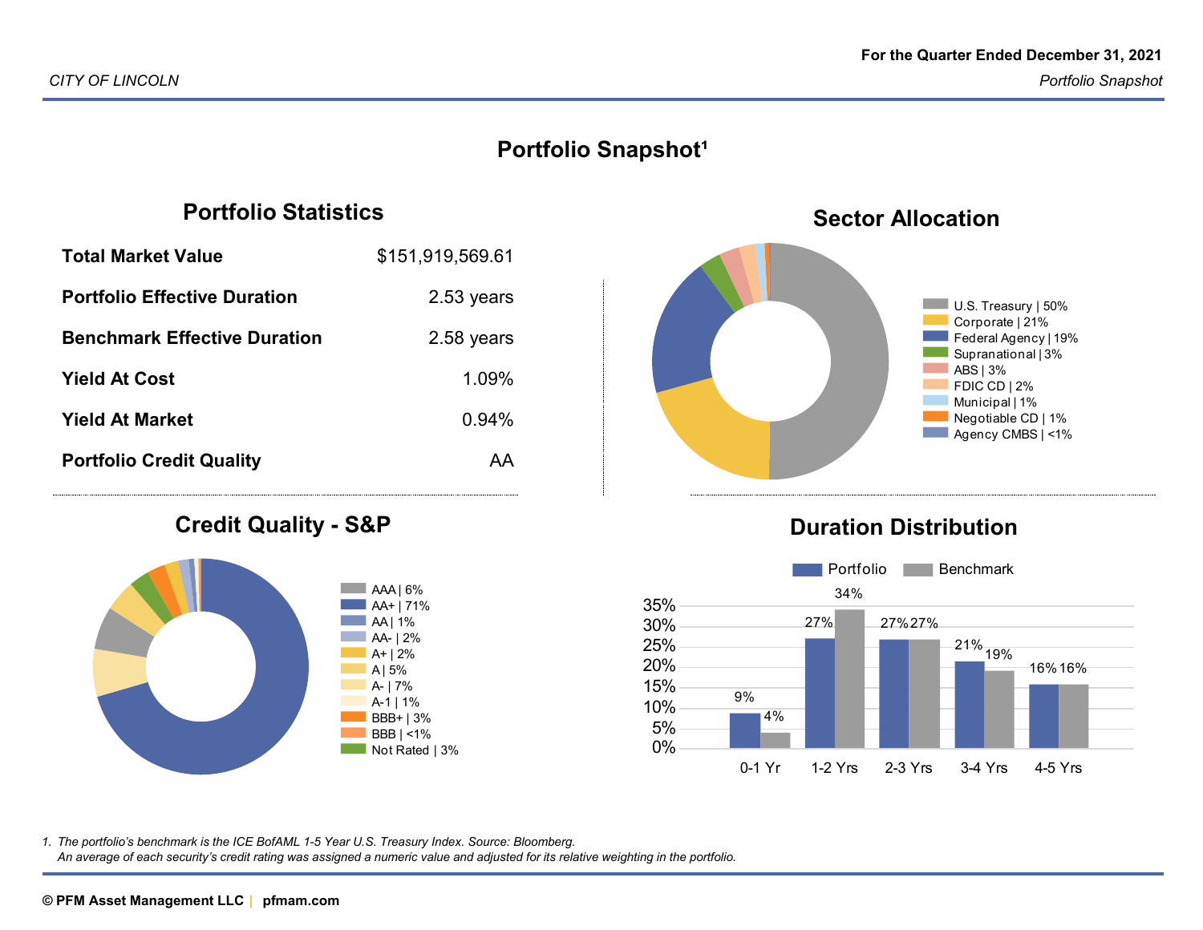# Portfolio Snapshot[1]

## Portfolio Statistics

| | |
|---|---|
| **Total Market Value** | $151,919,569.61 |
| **Portfolio Effective Duration** | 2.53 years |
| **Benchmark Effective Duration** | 2.58 years |
| **Yield At Cost** | 1.09% |
| **Yield At Market** | 0.94% |
| **Portfolio Credit Quality** | AA |

## Sector Allocation

- U.S. Treasury | 50%
- Corporate | 21%
- Federal Agency | 19%
- Supranational | 3%
- ABS | 3%
- FDIC CD | 2%
- Municipal | 1%
- Negotiable CD | 1%
- Agency CMBS | <1%

## Credit Quality - S&P

- AAA | 6%
- AA+ | 71%
- AA | 1%
- AA- | 2%
- A+ | 2%
- A | 5%
- A- | 7%
- A-1 | 1%
- BBB+ | 3%
- BBB | <1%
- Not Rated | 3%

## Duration Distribution

| | 0-1 Yr | 1-2 Yrs | 2-3 Yrs | 3-4 Yrs | 4-5 Yrs |
|---|---|---|---|---|---|
| Portfolio | 9% | 27% | 27% | 21% | 16% |
| Benchmark | 4% | 34% | 27% | 19% | 16% |

*1. The portfolio's benchmark is the ICE BofAML 1-5 Year U.S. Treasury Index. Source: Bloomberg.*
*An average of each security's credit rating was assigned a numeric value and adjusted for its relative weighting in the portfolio.*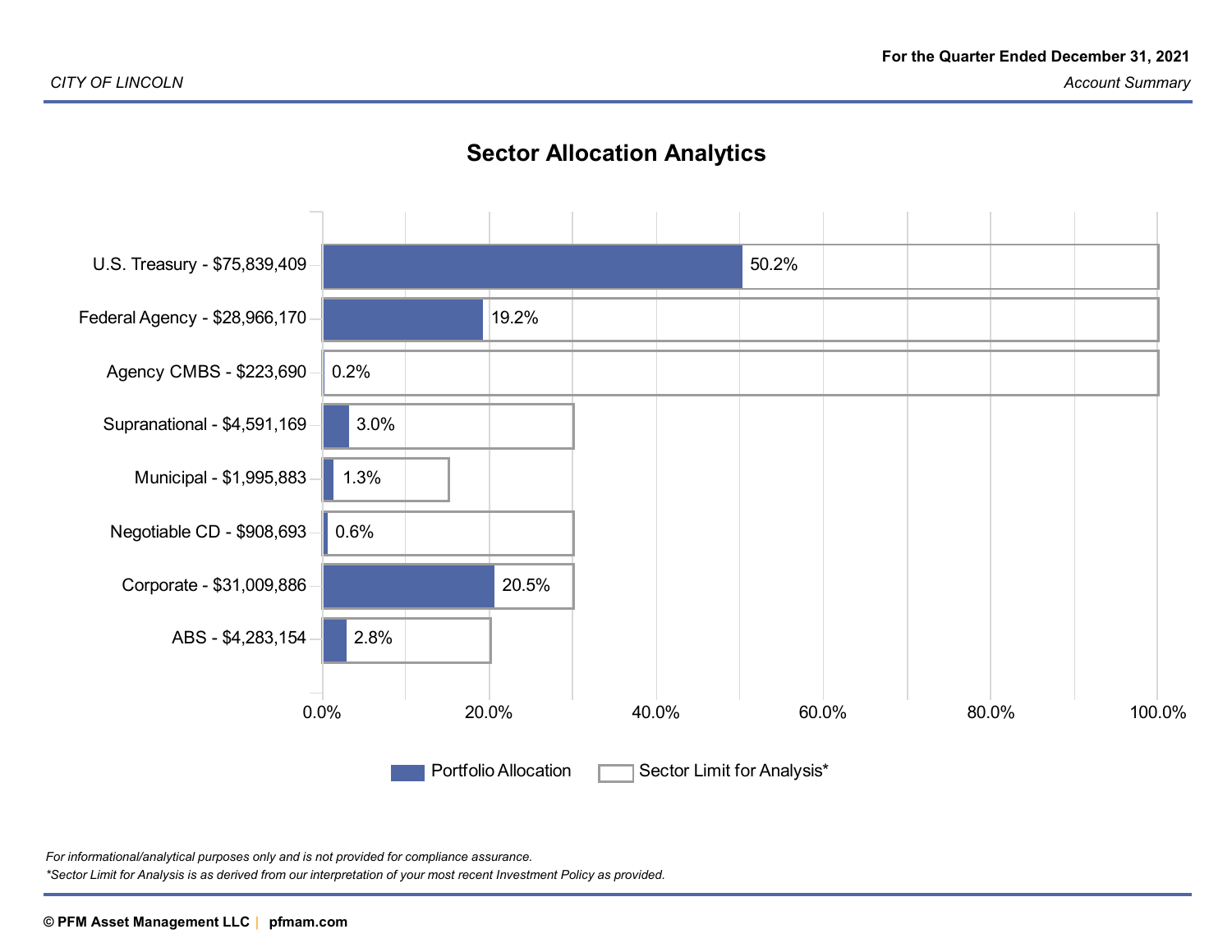# Sector Allocation Analytics

| Sector | Portfolio Allocation | Sector Limit for Analysis* |
|---|---|---|
| U.S. Treasury - $75,839,409 | 50.2% | 100.0% |
| Federal Agency - $28,966,170 | 19.2% | 100.0% |
| Agency CMBS - $223,690 | 0.2% | 100.0% |
| Supranational - $4,591,169 | 3.0% | 30.0% |
| Municipal - $1,995,883 | 1.3% | 15.0% |
| Negotiable CD - $908,693 | 0.6% | 30.0% |
| Corporate - $31,009,886 | 20.5% | 30.0% |
| ABS - $4,283,154 | 2.8% | 20.0% |

*For informational/analytical purposes only and is not provided for compliance assurance.*

**Sector Limit for Analysis is as derived from our interpretation of your most recent Investment Policy as provided.*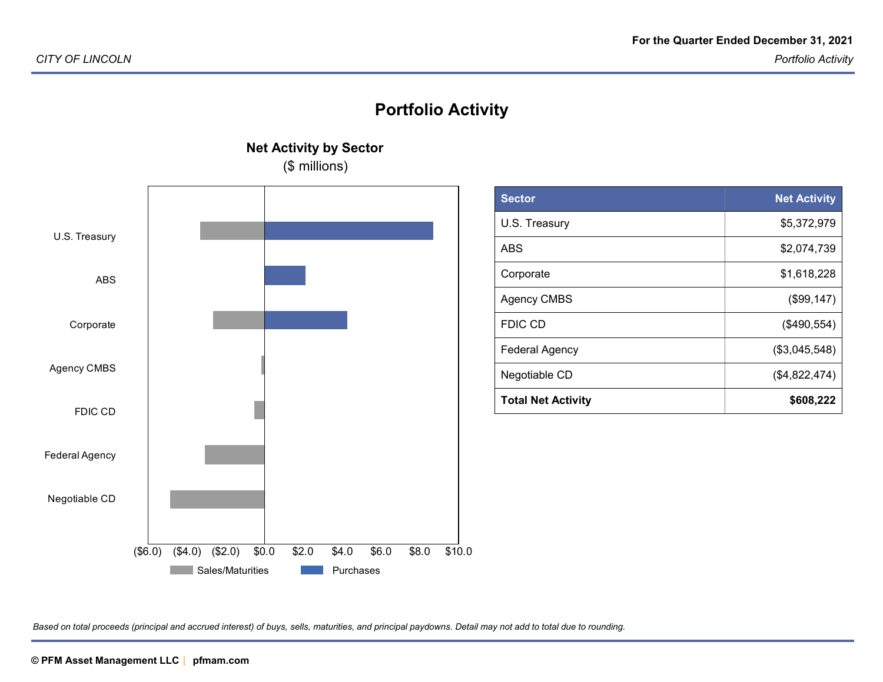# Portfolio Activity

**Net Activity by Sector**
($ millions)

U.S. Treasury
ABS
Corporate
Agency CMBS
FDIC CD
Federal Agency
Negotiable CD

($6.0) ($4.0) ($2.0) $0.0 $2.0 $4.0 $6.0 $8.0 $10.0

Sales/Maturities   Purchases

| Sector | Net Activity |
|---|---:|
| U.S. Treasury | $5,372,979 |
| ABS | $2,074,739 |
| Corporate | $1,618,228 |
| Agency CMBS | ($99,147) |
| FDIC CD | ($490,554) |
| Federal Agency | ($3,045,548) |
| Negotiable CD | ($4,822,474) |
| **Total Net Activity** | **$608,222** |

*Based on total proceeds (principal and accrued interest) of buys, sells, maturities, and principal paydowns. Detail may not add to total due to rounding.*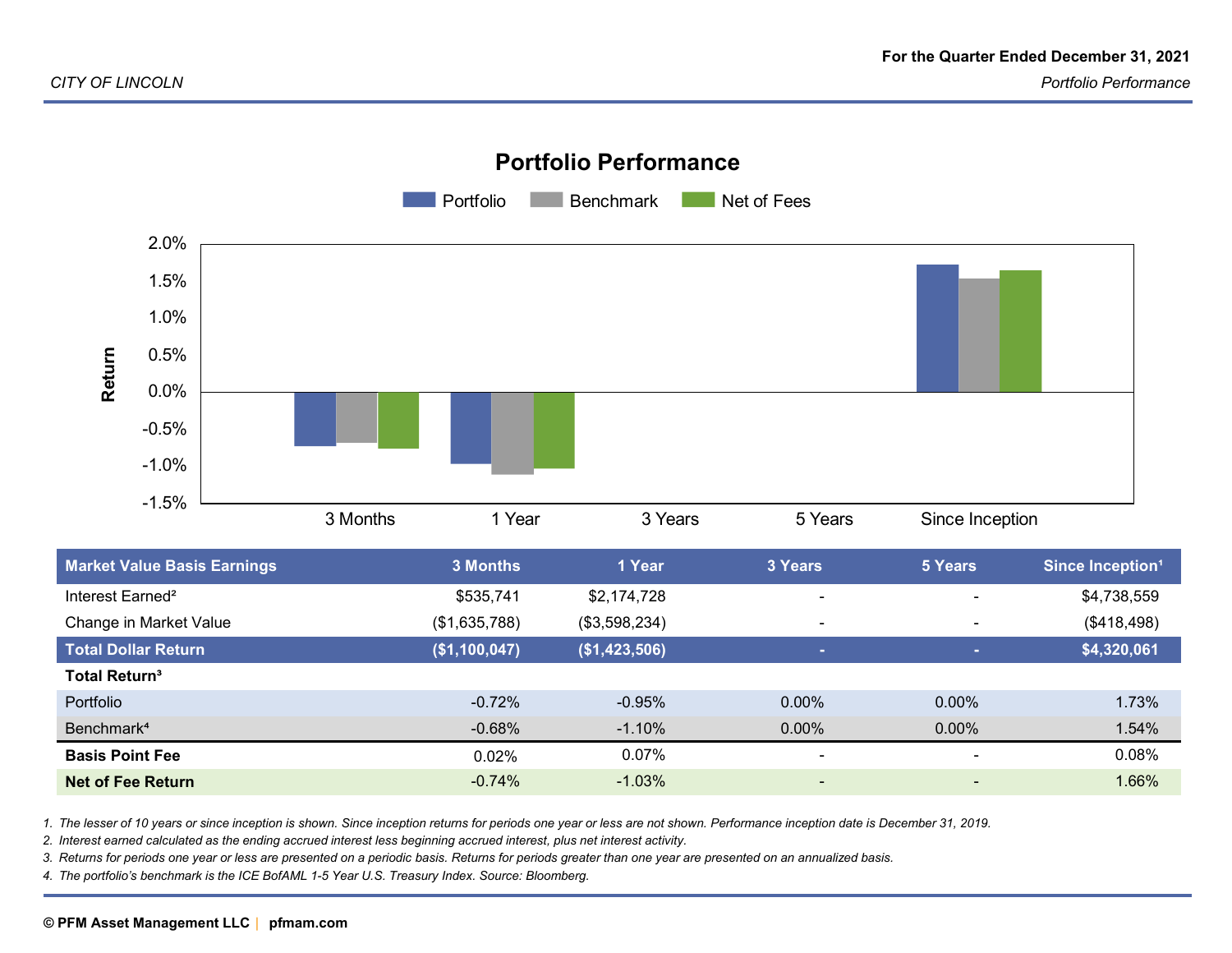# Portfolio Performance

| Market Value Basis Earnings | 3 Months | 1 Year | 3 Years | 5 Years | Since Inception[1] |
|---|---|---|---|---|---|
| Interest Earned[2] | $535,741 | $2,174,728 | - | - | $4,738,559 |
| Change in Market Value | ($1,635,788) | ($3,598,234) | - | - | ($418,498) |
| **Total Dollar Return** | **($1,100,047)** | **($1,423,506)** | **-** | **-** | **$4,320,061** |
| **Total Return[3]** | | | | | |
| Portfolio | -0.72% | -0.95% | 0.00% | 0.00% | 1.73% |
| Benchmark[4] | -0.68% | -1.10% | 0.00% | 0.00% | 1.54% |
| **Basis Point Fee** | 0.02% | 0.07% | - | - | 0.08% |
| **Net of Fee Return** | -0.74% | -1.03% | - | - | 1.66% |

1. The lesser of 10 years or since inception is shown. Since inception returns for periods one year or less are not shown. Performance inception date is December 31, 2019.
2. Interest earned calculated as the ending accrued interest less beginning accrued interest, plus net interest activity.
3. Returns for periods one year or less are presented on a periodic basis. Returns for periods greater than one year are presented on an annualized basis.
4. The portfolio's benchmark is the ICE BofAML 1-5 Year U.S. Treasury Index. Source: Bloomberg.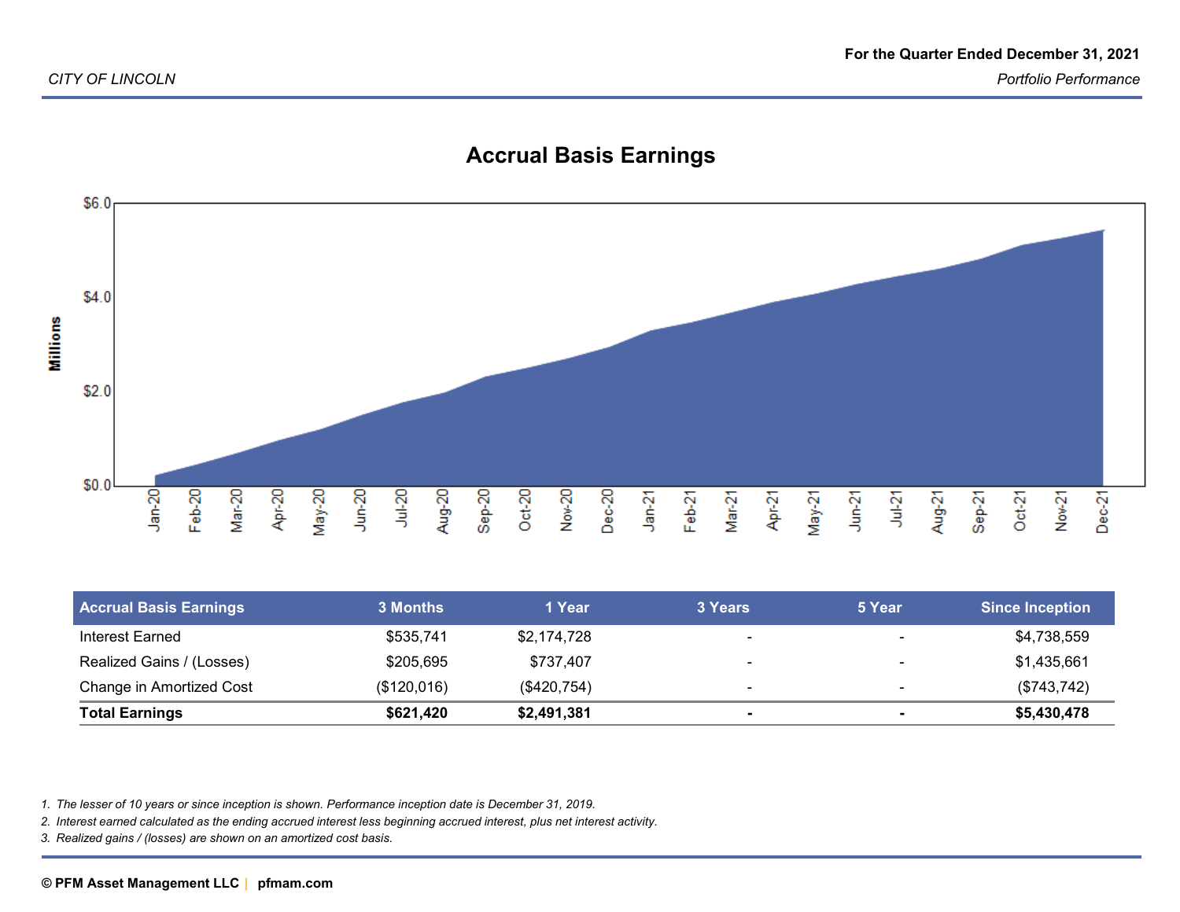CITY OF LINCOLN

For the Quarter Ended December 31, 2021

Portfolio Performance

## Accrual Basis Earnings

| Accrual Basis Earnings | 3 Months | 1 Year | 3 Years | 5 Year | Since Inception |
|---|---|---|---|---|---|
| Interest Earned | $535,741 | $2,174,728 | - | - | $4,738,559 |
| Realized Gains / (Losses) | $205,695 | $737,407 | - | - | $1,435,661 |
| Change in Amortized Cost | ($120,016) | ($420,754) | - | - | ($743,742) |
| **Total Earnings** | **$621,420** | **$2,491,381** | **-** | **-** | **$5,430,478** |

1. The lesser of 10 years or since inception is shown. Performance inception date is December 31, 2019.
2. Interest earned calculated as the ending accrued interest less beginning accrued interest, plus net interest activity.
3. Realized gains / (losses) are shown on an amortized cost basis.

© PFM Asset Management LLC | pfmam.com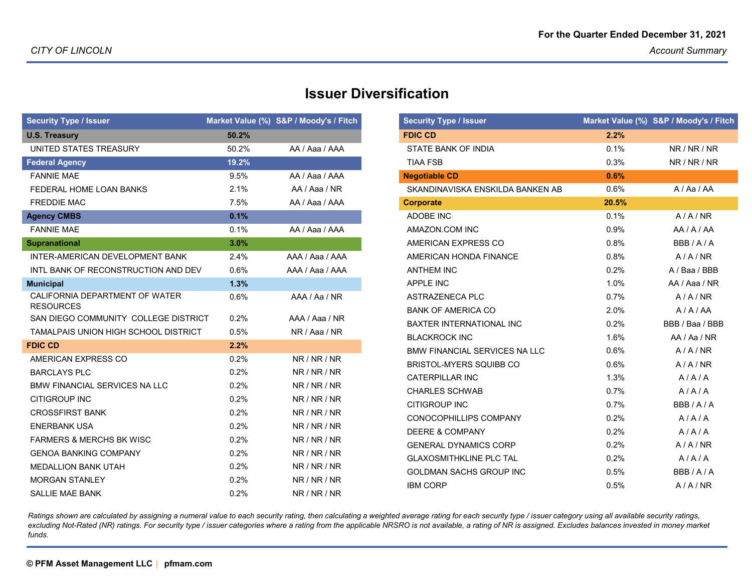CITY OF LINCOLN

**For the Quarter Ended December 31, 2021**

*Account Summary*

# Issuer Diversification

| Security Type / Issuer | Market Value (%) | S&P / Moody's / Fitch |
|---|---|---|
| **U.S. Treasury** | **50.2%** | |
| UNITED STATES TREASURY | 50.2% | AA / Aaa / AAA |
| **Federal Agency** | **19.2%** | |
| FANNIE MAE | 9.5% | AA / Aaa / AAA |
| FEDERAL HOME LOAN BANKS | 2.1% | AA / Aaa / NR |
| FREDDIE MAC | 7.5% | AA / Aaa / AAA |
| **Agency CMBS** | **0.1%** | |
| FANNIE MAE | 0.1% | AA / Aaa / AAA |
| **Supranational** | **3.0%** | |
| INTER-AMERICAN DEVELOPMENT BANK | 2.4% | AAA / Aaa / AAA |
| INTL BANK OF RECONSTRUCTION AND DEV | 0.6% | AAA / Aaa / AAA |
| **Municipal** | **1.3%** | |
| CALIFORNIA DEPARTMENT OF WATER RESOURCES | 0.6% | AAA / Aa / NR |
| SAN DIEGO COMMUNITY COLLEGE DISTRICT | 0.2% | AAA / Aaa / NR |
| TAMALPAIS UNION HIGH SCHOOL DISTRICT | 0.5% | NR / Aaa / NR |
| **FDIC CD** | **2.2%** | |
| AMERICAN EXPRESS CO | 0.2% | NR / NR / NR |
| BARCLAYS PLC | 0.2% | NR / NR / NR |
| BMW FINANCIAL SERVICES NA LLC | 0.2% | NR / NR / NR |
| CITIGROUP INC | 0.2% | NR / NR / NR |
| CROSSFIRST BANK | 0.2% | NR / NR / NR |
| ENERBANK USA | 0.2% | NR / NR / NR |
| FARMERS & MERCHS BK WISC | 0.2% | NR / NR / NR |
| GENOA BANKING COMPANY | 0.2% | NR / NR / NR |
| MEDALLION BANK UTAH | 0.2% | NR / NR / NR |
| MORGAN STANLEY | 0.2% | NR / NR / NR |
| SALLIE MAE BANK | 0.2% | NR / NR / NR |
| **FDIC CD** | **2.2%** | |
| STATE BANK OF INDIA | 0.1% | NR / NR / NR |
| TIAA FSB | 0.3% | NR / NR / NR |
| **Negotiable CD** | **0.6%** | |
| SKANDINAVISKA ENSKILDA BANKEN AB | 0.6% | A / Aa / AA |
| **Corporate** | **20.5%** | |
| ADOBE INC | 0.1% | A / A / NR |
| AMAZON.COM INC | 0.9% | AA / A / AA |
| AMERICAN EXPRESS CO | 0.8% | BBB / A / A |
| AMERICAN HONDA FINANCE | 0.8% | A / A / NR |
| ANTHEM INC | 0.2% | A / Baa / BBB |
| APPLE INC | 1.0% | AA / Aaa / NR |
| ASTRAZENECA PLC | 0.7% | A / A / NR |
| BANK OF AMERICA CO | 2.0% | A / A / AA |
| BAXTER INTERNATIONAL INC | 0.2% | BBB / Baa / BBB |
| BLACKROCK INC | 1.6% | AA / Aa / NR |
| BMW FINANCIAL SERVICES NA LLC | 0.6% | A / A / NR |
| BRISTOL-MYERS SQUIBB CO | 0.6% | A / A / NR |
| CATERPILLAR INC | 1.3% | A / A / A |
| CHARLES SCHWAB | 0.7% | A / A / A |
| CITIGROUP INC | 0.7% | BBB / A / A |
| CONOCOPHILLIPS COMPANY | 0.2% | A / A / A |
| DEERE & COMPANY | 0.2% | A / A / A |
| GENERAL DYNAMICS CORP | 0.2% | A / A / NR |
| GLAXOSMITHKLINE PLC TAL | 0.2% | A / A / A |
| GOLDMAN SACHS GROUP INC | 0.5% | BBB / A / A |
| IBM CORP | 0.5% | A / A / NR |

*Ratings shown are calculated by assigning a numeral value to each security rating, then calculating a weighted average rating for each security type / issuer category using all available security ratings, excluding Not-Rated (NR) ratings. For security type / issuer categories where a rating from the applicable NRSRO is not available, a rating of NR is assigned. Excludes balances invested in money market funds.*

**© PFM Asset Management LLC | pfmam.com**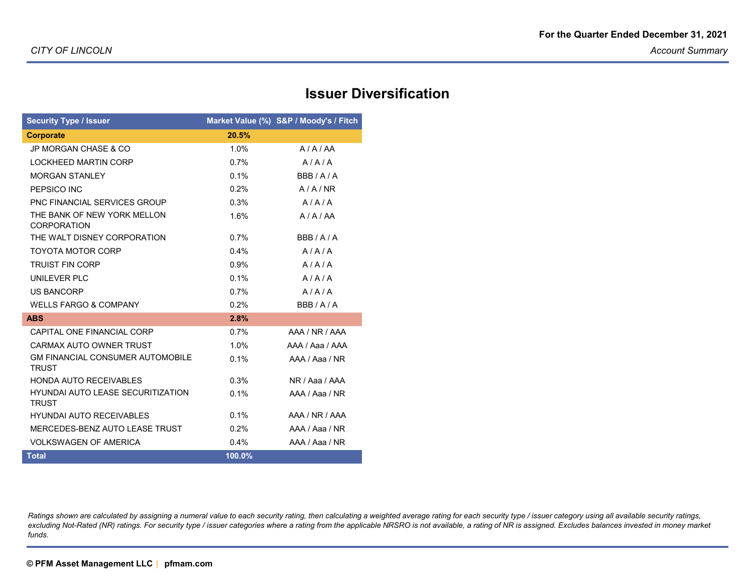## Issuer Diversification

| Security Type / Issuer | Market Value (%) | S&P / Moody's / Fitch |
|---|---|---|
| **Corporate** | **20.5%** | |
| JP MORGAN CHASE & CO | 1.0% | A / A / AA |
| LOCKHEED MARTIN CORP | 0.7% | A / A / A |
| MORGAN STANLEY | 0.1% | BBB / A / A |
| PEPSICO INC | 0.2% | A / A / NR |
| PNC FINANCIAL SERVICES GROUP | 0.3% | A / A / A |
| THE BANK OF NEW YORK MELLON CORPORATION | 1.6% | A / A / AA |
| THE WALT DISNEY CORPORATION | 0.7% | BBB / A / A |
| TOYOTA MOTOR CORP | 0.4% | A / A / A |
| TRUIST FIN CORP | 0.9% | A / A / A |
| UNILEVER PLC | 0.1% | A / A / A |
| US BANCORP | 0.7% | A / A / A |
| WELLS FARGO & COMPANY | 0.2% | BBB / A / A |
| **ABS** | **2.8%** | |
| CAPITAL ONE FINANCIAL CORP | 0.7% | AAA / NR / AAA |
| CARMAX AUTO OWNER TRUST | 1.0% | AAA / Aaa / AAA |
| GM FINANCIAL CONSUMER AUTOMOBILE TRUST | 0.1% | AAA / Aaa / NR |
| HONDA AUTO RECEIVABLES | 0.3% | NR / Aaa / AAA |
| HYUNDAI AUTO LEASE SECURITIZATION TRUST | 0.1% | AAA / Aaa / NR |
| HYUNDAI AUTO RECEIVABLES | 0.1% | AAA / NR / AAA |
| MERCEDES-BENZ AUTO LEASE TRUST | 0.2% | AAA / Aaa / NR |
| VOLKSWAGEN OF AMERICA | 0.4% | AAA / Aaa / NR |
| **Total** | **100.0%** | |

*Ratings shown are calculated by assigning a numeral value to each security rating, then calculating a weighted average rating for each security type / issuer category using all available security ratings, excluding Not-Rated (NR) ratings. For security type / issuer categories where a rating from the applicable NRSRO is not available, a rating of NR is assigned. Excludes balances invested in money market funds.*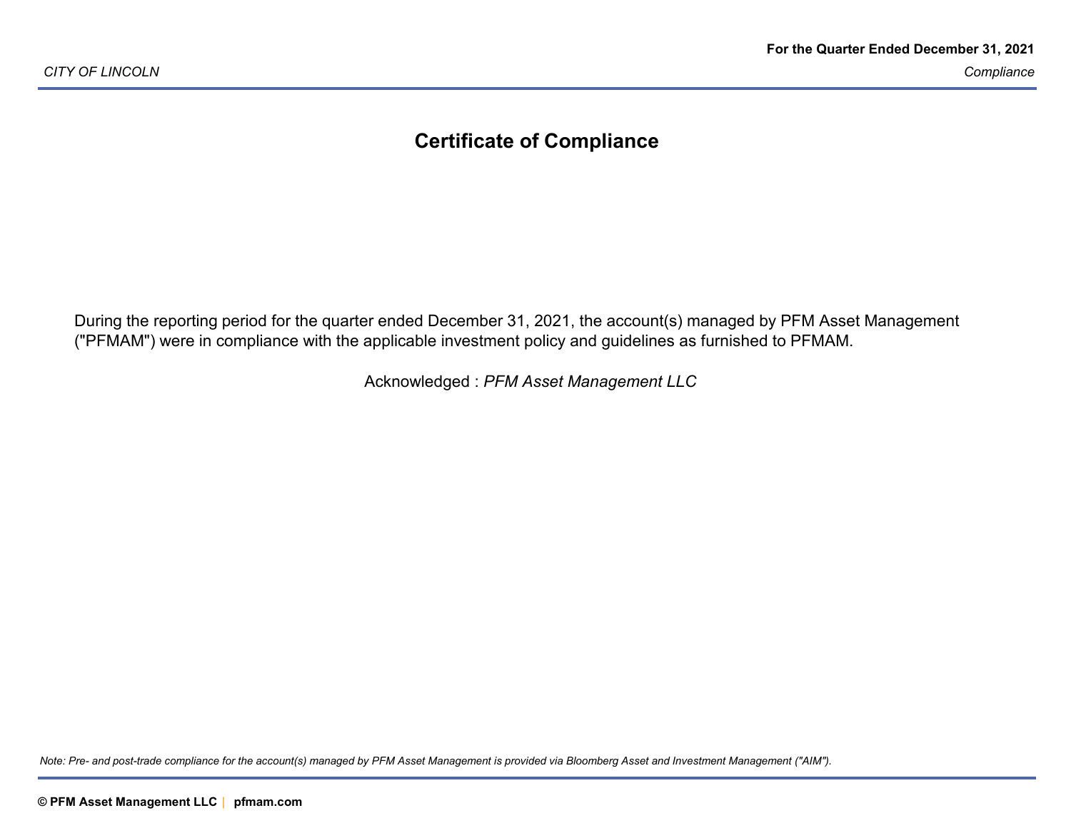# Certificate of Compliance

During the reporting period for the quarter ended December 31, 2021, the account(s) managed by PFM Asset Management ("PFMAM") were in compliance with the applicable investment policy and guidelines as furnished to PFMAM.

Acknowledged : *PFM Asset Management LLC*

*Note: Pre- and post-trade compliance for the account(s) managed by PFM Asset Management is provided via Bloomberg Asset and Investment Management ("AIM").*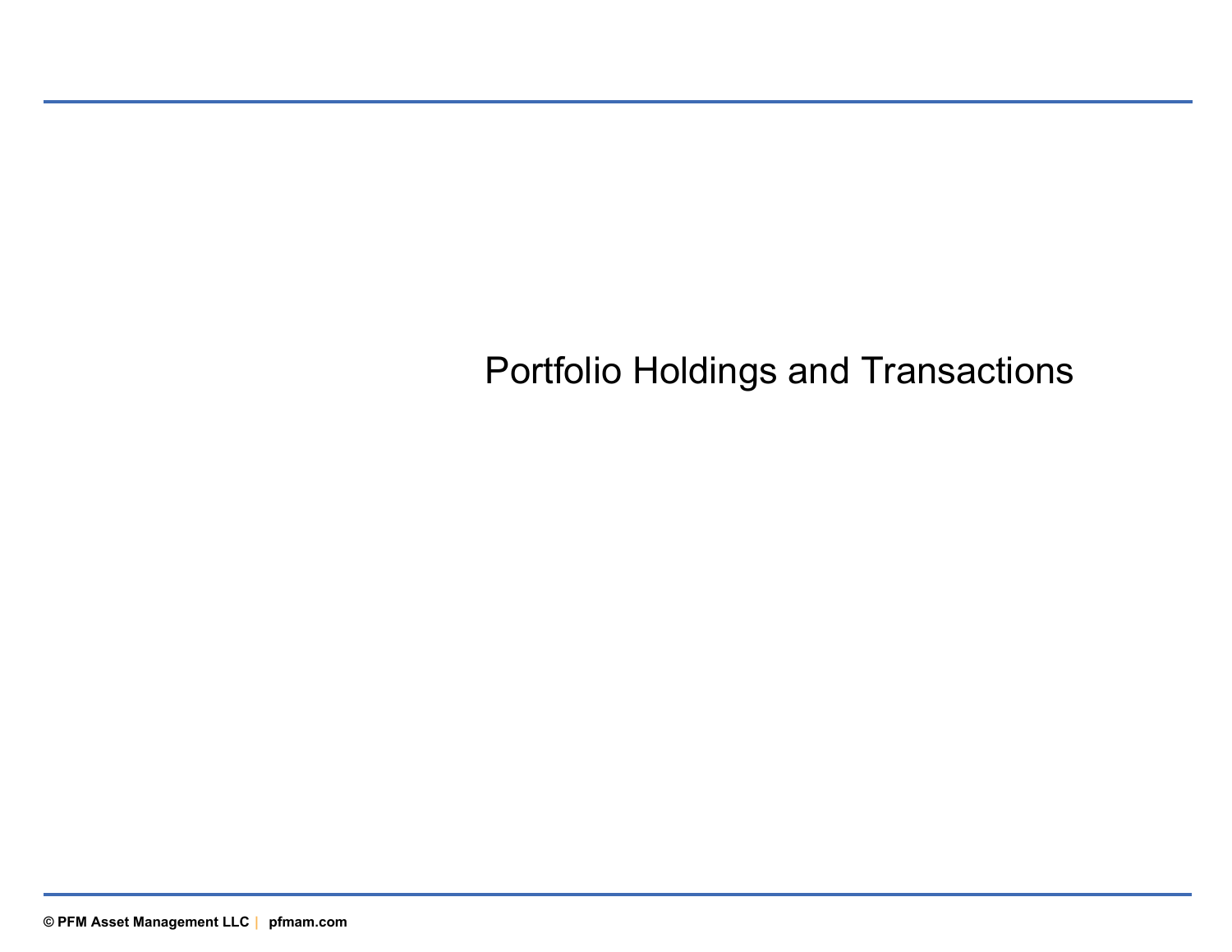# Portfolio Holdings and Transactions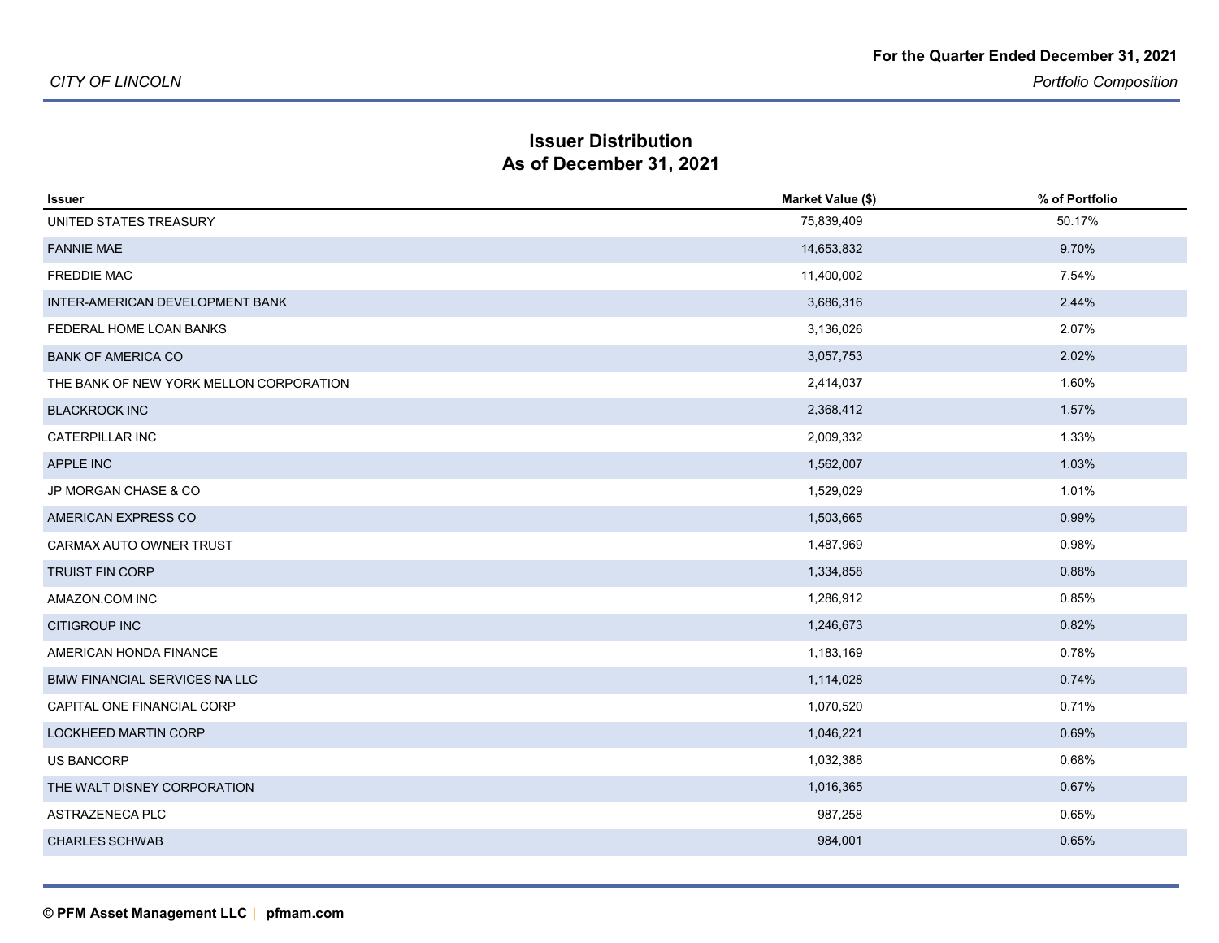## Issuer Distribution
## As of December 31, 2021

| Issuer | Market Value ($) | % of Portfolio |
|---|---|---|
| UNITED STATES TREASURY | 75,839,409 | 50.17% |
| FANNIE MAE | 14,653,832 | 9.70% |
| FREDDIE MAC | 11,400,002 | 7.54% |
| INTER-AMERICAN DEVELOPMENT BANK | 3,686,316 | 2.44% |
| FEDERAL HOME LOAN BANKS | 3,136,026 | 2.07% |
| BANK OF AMERICA CO | 3,057,753 | 2.02% |
| THE BANK OF NEW YORK MELLON CORPORATION | 2,414,037 | 1.60% |
| BLACKROCK INC | 2,368,412 | 1.57% |
| CATERPILLAR INC | 2,009,332 | 1.33% |
| APPLE INC | 1,562,007 | 1.03% |
| JP MORGAN CHASE & CO | 1,529,029 | 1.01% |
| AMERICAN EXPRESS CO | 1,503,665 | 0.99% |
| CARMAX AUTO OWNER TRUST | 1,487,969 | 0.98% |
| TRUIST FIN CORP | 1,334,858 | 0.88% |
| AMAZON.COM INC | 1,286,912 | 0.85% |
| CITIGROUP INC | 1,246,673 | 0.82% |
| AMERICAN HONDA FINANCE | 1,183,169 | 0.78% |
| BMW FINANCIAL SERVICES NA LLC | 1,114,028 | 0.74% |
| CAPITAL ONE FINANCIAL CORP | 1,070,520 | 0.71% |
| LOCKHEED MARTIN CORP | 1,046,221 | 0.69% |
| US BANCORP | 1,032,388 | 0.68% |
| THE WALT DISNEY CORPORATION | 1,016,365 | 0.67% |
| ASTRAZENECA PLC | 987,258 | 0.65% |
| CHARLES SCHWAB | 984,001 | 0.65% |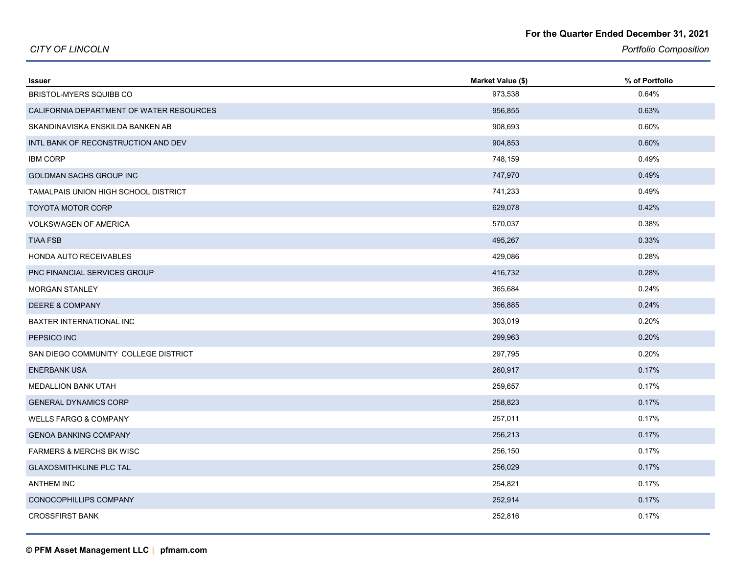| Issuer | Market Value ($) | % of Portfolio |
|---|---|---|
| BRISTOL-MYERS SQUIBB CO | 973,538 | 0.64% |
| CALIFORNIA DEPARTMENT OF WATER RESOURCES | 956,855 | 0.63% |
| SKANDINAVISKA ENSKILDA BANKEN AB | 908,693 | 0.60% |
| INTL BANK OF RECONSTRUCTION AND DEV | 904,853 | 0.60% |
| IBM CORP | 748,159 | 0.49% |
| GOLDMAN SACHS GROUP INC | 747,970 | 0.49% |
| TAMALPAIS UNION HIGH SCHOOL DISTRICT | 741,233 | 0.49% |
| TOYOTA MOTOR CORP | 629,078 | 0.42% |
| VOLKSWAGEN OF AMERICA | 570,037 | 0.38% |
| TIAA FSB | 495,267 | 0.33% |
| HONDA AUTO RECEIVABLES | 429,086 | 0.28% |
| PNC FINANCIAL SERVICES GROUP | 416,732 | 0.28% |
| MORGAN STANLEY | 365,684 | 0.24% |
| DEERE & COMPANY | 356,885 | 0.24% |
| BAXTER INTERNATIONAL INC | 303,019 | 0.20% |
| PEPSICO INC | 299,963 | 0.20% |
| SAN DIEGO COMMUNITY COLLEGE DISTRICT | 297,795 | 0.20% |
| ENERBANK USA | 260,917 | 0.17% |
| MEDALLION BANK UTAH | 259,657 | 0.17% |
| GENERAL DYNAMICS CORP | 258,823 | 0.17% |
| WELLS FARGO & COMPANY | 257,011 | 0.17% |
| GENOA BANKING COMPANY | 256,213 | 0.17% |
| FARMERS & MERCHS BK WISC | 256,150 | 0.17% |
| GLAXOSMITHKLINE PLC TAL | 256,029 | 0.17% |
| ANTHEM INC | 254,821 | 0.17% |
| CONOCOPHILLIPS COMPANY | 252,914 | 0.17% |
| CROSSFIRST BANK | 252,816 | 0.17% |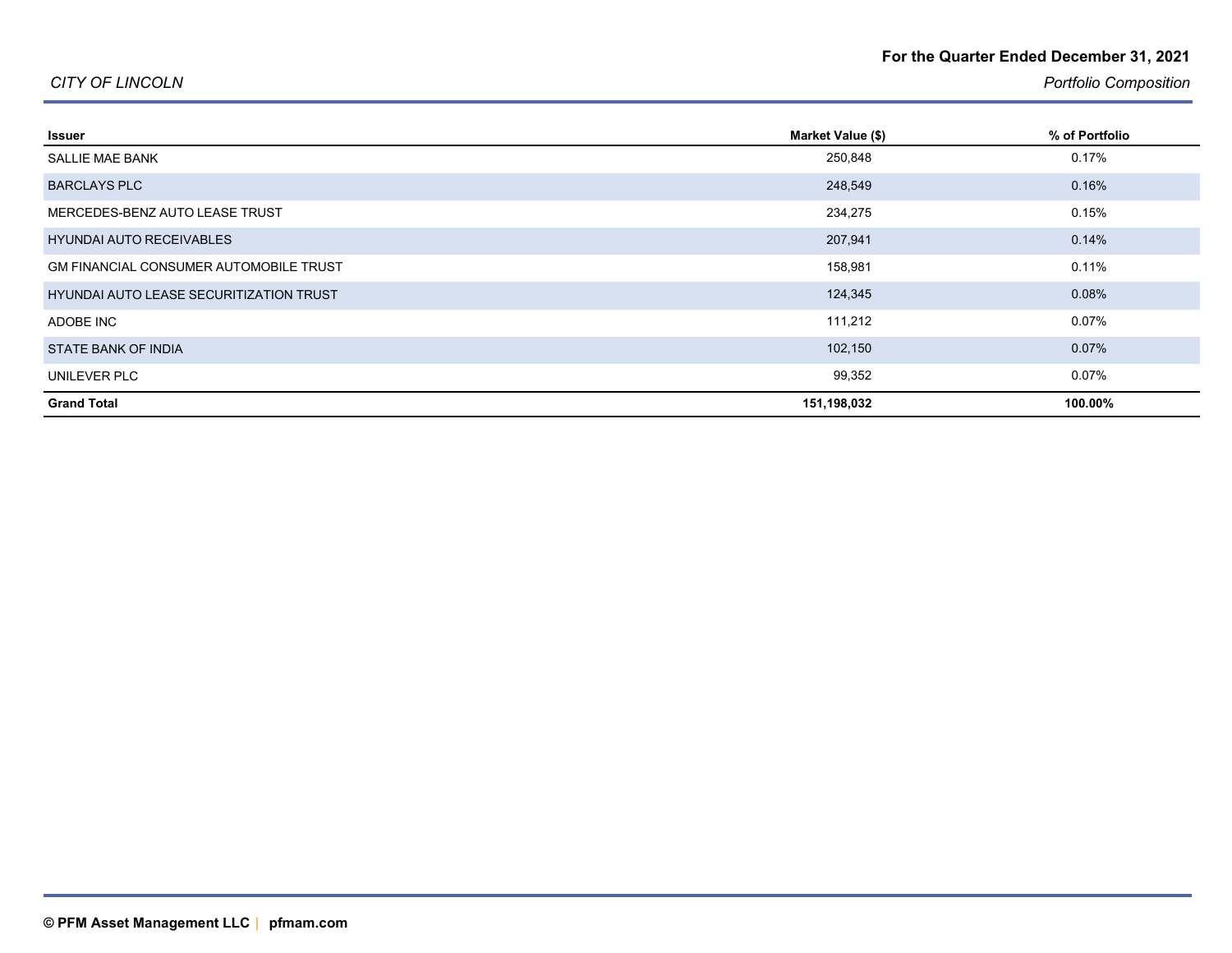| Issuer | Market Value ($) | % of Portfolio |
|---|---|---|
| SALLIE MAE BANK | 250,848 | 0.17% |
| BARCLAYS PLC | 248,549 | 0.16% |
| MERCEDES-BENZ AUTO LEASE TRUST | 234,275 | 0.15% |
| HYUNDAI AUTO RECEIVABLES | 207,941 | 0.14% |
| GM FINANCIAL CONSUMER AUTOMOBILE TRUST | 158,981 | 0.11% |
| HYUNDAI AUTO LEASE SECURITIZATION TRUST | 124,345 | 0.08% |
| ADOBE INC | 111,212 | 0.07% |
| STATE BANK OF INDIA | 102,150 | 0.07% |
| UNILEVER PLC | 99,352 | 0.07% |
| **Grand Total** | **151,198,032** | **100.00%** |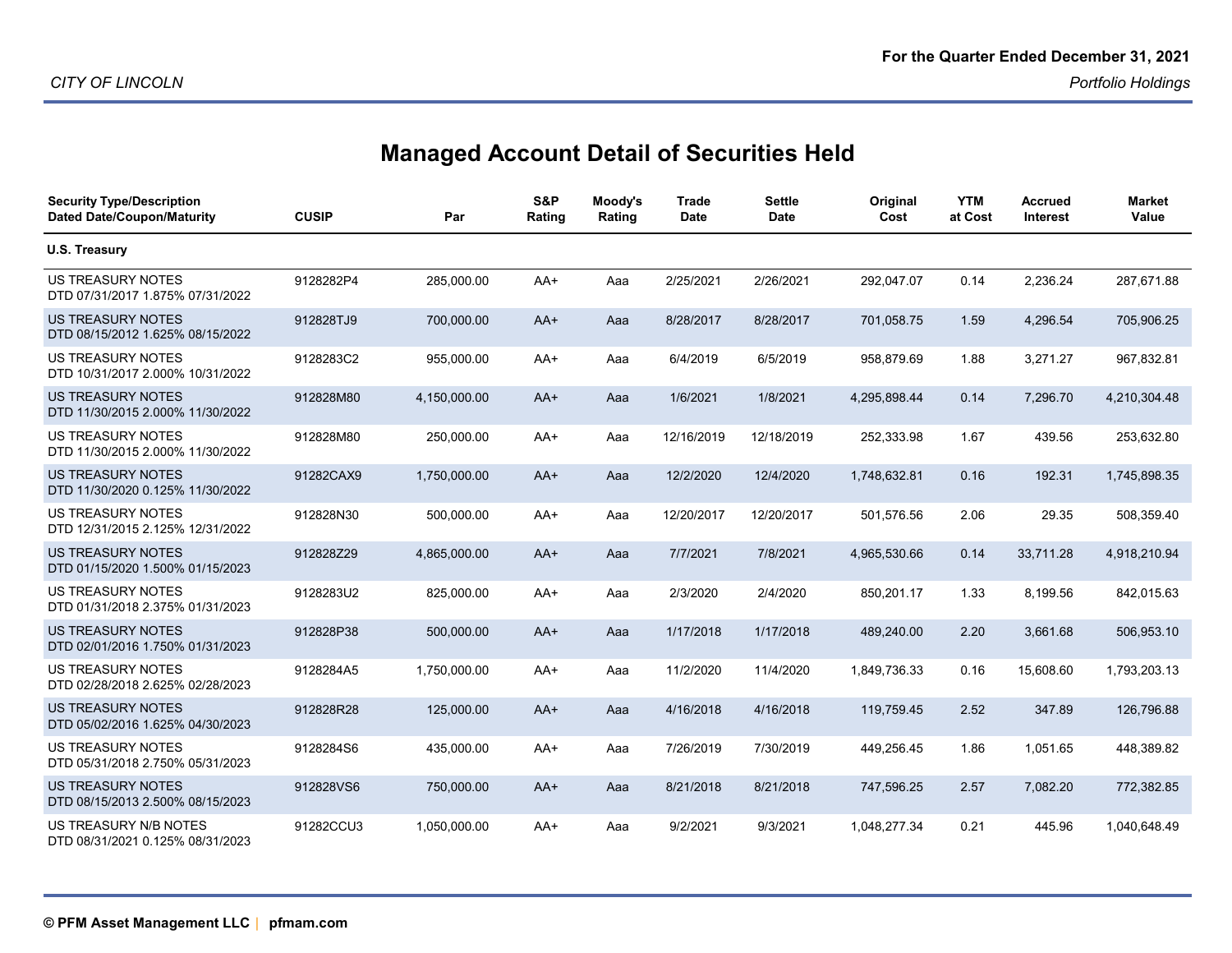# Managed Account Detail of Securities Held

| Security Type/Description<br>Dated Date/Coupon/Maturity | CUSIP | Par | S&P Rating | Moody's Rating | Trade Date | Settle Date | Original Cost | YTM at Cost | Accrued Interest | Market Value |
|---|---|---|---|---|---|---|---|---|---|---|
| **U.S. Treasury** | | | | | | | | | | |
| US TREASURY NOTES<br>DTD 07/31/2017 1.875% 07/31/2022 | 9128282P4 | 285,000.00 | AA+ | Aaa | 2/25/2021 | 2/26/2021 | 292,047.07 | 0.14 | 2,236.24 | 287,671.88 |
| US TREASURY NOTES<br>DTD 08/15/2012 1.625% 08/15/2022 | 912828TJ9 | 700,000.00 | AA+ | Aaa | 8/28/2017 | 8/28/2017 | 701,058.75 | 1.59 | 4,296.54 | 705,906.25 |
| US TREASURY NOTES<br>DTD 10/31/2017 2.000% 10/31/2022 | 9128283C2 | 955,000.00 | AA+ | Aaa | 6/4/2019 | 6/5/2019 | 958,879.69 | 1.88 | 3,271.27 | 967,832.81 |
| US TREASURY NOTES<br>DTD 11/30/2015 2.000% 11/30/2022 | 912828M80 | 4,150,000.00 | AA+ | Aaa | 1/6/2021 | 1/8/2021 | 4,295,898.44 | 0.14 | 7,296.70 | 4,210,304.48 |
| US TREASURY NOTES<br>DTD 11/30/2015 2.000% 11/30/2022 | 912828M80 | 250,000.00 | AA+ | Aaa | 12/16/2019 | 12/18/2019 | 252,333.98 | 1.67 | 439.56 | 253,632.80 |
| US TREASURY NOTES<br>DTD 11/30/2020 0.125% 11/30/2022 | 91282CAX9 | 1,750,000.00 | AA+ | Aaa | 12/2/2020 | 12/4/2020 | 1,748,632.81 | 0.16 | 192.31 | 1,745,898.35 |
| US TREASURY NOTES<br>DTD 12/31/2015 2.125% 12/31/2022 | 912828N30 | 500,000.00 | AA+ | Aaa | 12/20/2017 | 12/20/2017 | 501,576.56 | 2.06 | 29.35 | 508,359.40 |
| US TREASURY NOTES<br>DTD 01/15/2020 1.500% 01/15/2023 | 912828Z29 | 4,865,000.00 | AA+ | Aaa | 7/7/2021 | 7/8/2021 | 4,965,530.66 | 0.14 | 33,711.28 | 4,918,210.94 |
| US TREASURY NOTES<br>DTD 01/31/2018 2.375% 01/31/2023 | 9128283U2 | 825,000.00 | AA+ | Aaa | 2/3/2020 | 2/4/2020 | 850,201.17 | 1.33 | 8,199.56 | 842,015.63 |
| US TREASURY NOTES<br>DTD 02/01/2016 1.750% 01/31/2023 | 912828P38 | 500,000.00 | AA+ | Aaa | 1/17/2018 | 1/17/2018 | 489,240.00 | 2.20 | 3,661.68 | 506,953.10 |
| US TREASURY NOTES<br>DTD 02/28/2018 2.625% 02/28/2023 | 9128284A5 | 1,750,000.00 | AA+ | Aaa | 11/2/2020 | 11/4/2020 | 1,849,736.33 | 0.16 | 15,608.60 | 1,793,203.13 |
| US TREASURY NOTES<br>DTD 05/02/2016 1.625% 04/30/2023 | 912828R28 | 125,000.00 | AA+ | Aaa | 4/16/2018 | 4/16/2018 | 119,759.45 | 2.52 | 347.89 | 126,796.88 |
| US TREASURY NOTES<br>DTD 05/31/2018 2.750% 05/31/2023 | 9128284S6 | 435,000.00 | AA+ | Aaa | 7/26/2019 | 7/30/2019 | 449,256.45 | 1.86 | 1,051.65 | 448,389.82 |
| US TREASURY NOTES<br>DTD 08/15/2013 2.500% 08/15/2023 | 912828VS6 | 750,000.00 | AA+ | Aaa | 8/21/2018 | 8/21/2018 | 747,596.25 | 2.57 | 7,082.20 | 772,382.85 |
| US TREASURY N/B NOTES<br>DTD 08/31/2021 0.125% 08/31/2023 | 91282CCU3 | 1,050,000.00 | AA+ | Aaa | 9/2/2021 | 9/3/2021 | 1,048,277.34 | 0.21 | 445.96 | 1,040,648.49 |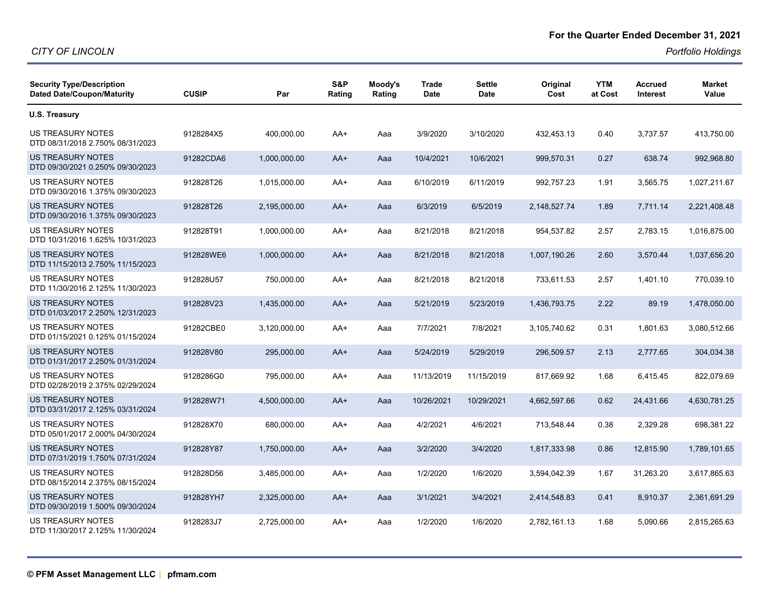For the Quarter Ended December 31, 2021

*CITY OF LINCOLN*

*Portfolio Holdings*

| Security Type/Description Dated Date/Coupon/Maturity | CUSIP | Par | S&P Rating | Moody's Rating | Trade Date | Settle Date | Original Cost | YTM at Cost | Accrued Interest | Market Value |
|---|---|---|---|---|---|---|---|---|---|---|
| **U.S. Treasury** | | | | | | | | | | |
| US TREASURY NOTES DTD 08/31/2018 2.750% 08/31/2023 | 9128284X5 | 400,000.00 | AA+ | Aaa | 3/9/2020 | 3/10/2020 | 432,453.13 | 0.40 | 3,737.57 | 413,750.00 |
| US TREASURY NOTES DTD 09/30/2021 0.250% 09/30/2023 | 91282CDA6 | 1,000,000.00 | AA+ | Aaa | 10/4/2021 | 10/6/2021 | 999,570.31 | 0.27 | 638.74 | 992,968.80 |
| US TREASURY NOTES DTD 09/30/2016 1.375% 09/30/2023 | 912828T26 | 1,015,000.00 | AA+ | Aaa | 6/10/2019 | 6/11/2019 | 992,757.23 | 1.91 | 3,565.75 | 1,027,211.67 |
| US TREASURY NOTES DTD 09/30/2016 1.375% 09/30/2023 | 912828T26 | 2,195,000.00 | AA+ | Aaa | 6/3/2019 | 6/5/2019 | 2,148,527.74 | 1.89 | 7,711.14 | 2,221,408.48 |
| US TREASURY NOTES DTD 10/31/2016 1.625% 10/31/2023 | 912828T91 | 1,000,000.00 | AA+ | Aaa | 8/21/2018 | 8/21/2018 | 954,537.82 | 2.57 | 2,783.15 | 1,016,875.00 |
| US TREASURY NOTES DTD 11/15/2013 2.750% 11/15/2023 | 912828WE6 | 1,000,000.00 | AA+ | Aaa | 8/21/2018 | 8/21/2018 | 1,007,190.26 | 2.60 | 3,570.44 | 1,037,656.20 |
| US TREASURY NOTES DTD 11/30/2016 2.125% 11/30/2023 | 912828U57 | 750,000.00 | AA+ | Aaa | 8/21/2018 | 8/21/2018 | 733,611.53 | 2.57 | 1,401.10 | 770,039.10 |
| US TREASURY NOTES DTD 01/03/2017 2.250% 12/31/2023 | 912828V23 | 1,435,000.00 | AA+ | Aaa | 5/21/2019 | 5/23/2019 | 1,436,793.75 | 2.22 | 89.19 | 1,478,050.00 |
| US TREASURY NOTES DTD 01/15/2021 0.125% 01/15/2024 | 91282CBE0 | 3,120,000.00 | AA+ | Aaa | 7/7/2021 | 7/8/2021 | 3,105,740.62 | 0.31 | 1,801.63 | 3,080,512.66 |
| US TREASURY NOTES DTD 01/31/2017 2.250% 01/31/2024 | 912828V80 | 295,000.00 | AA+ | Aaa | 5/24/2019 | 5/29/2019 | 296,509.57 | 2.13 | 2,777.65 | 304,034.38 |
| US TREASURY NOTES DTD 02/28/2019 2.375% 02/29/2024 | 9128286G0 | 795,000.00 | AA+ | Aaa | 11/13/2019 | 11/15/2019 | 817,669.92 | 1.68 | 6,415.45 | 822,079.69 |
| US TREASURY NOTES DTD 03/31/2017 2.125% 03/31/2024 | 912828W71 | 4,500,000.00 | AA+ | Aaa | 10/26/2021 | 10/29/2021 | 4,662,597.66 | 0.62 | 24,431.66 | 4,630,781.25 |
| US TREASURY NOTES DTD 05/01/2017 2.000% 04/30/2024 | 912828X70 | 680,000.00 | AA+ | Aaa | 4/2/2021 | 4/6/2021 | 713,548.44 | 0.38 | 2,329.28 | 698,381.22 |
| US TREASURY NOTES DTD 07/31/2019 1.750% 07/31/2024 | 912828Y87 | 1,750,000.00 | AA+ | Aaa | 3/2/2020 | 3/4/2020 | 1,817,333.98 | 0.86 | 12,815.90 | 1,789,101.65 |
| US TREASURY NOTES DTD 08/15/2014 2.375% 08/15/2024 | 912828D56 | 3,485,000.00 | AA+ | Aaa | 1/2/2020 | 1/6/2020 | 3,594,042.39 | 1.67 | 31,263.20 | 3,617,865.63 |
| US TREASURY NOTES DTD 09/30/2019 1.500% 09/30/2024 | 912828YH7 | 2,325,000.00 | AA+ | Aaa | 3/1/2021 | 3/4/2021 | 2,414,548.83 | 0.41 | 8,910.37 | 2,361,691.29 |
| US TREASURY NOTES DTD 11/30/2017 2.125% 11/30/2024 | 9128283J7 | 2,725,000.00 | AA+ | Aaa | 1/2/2020 | 1/6/2020 | 2,782,161.13 | 1.68 | 5,090.66 | 2,815,265.63 |

© PFM Asset Management LLC | pfmam.com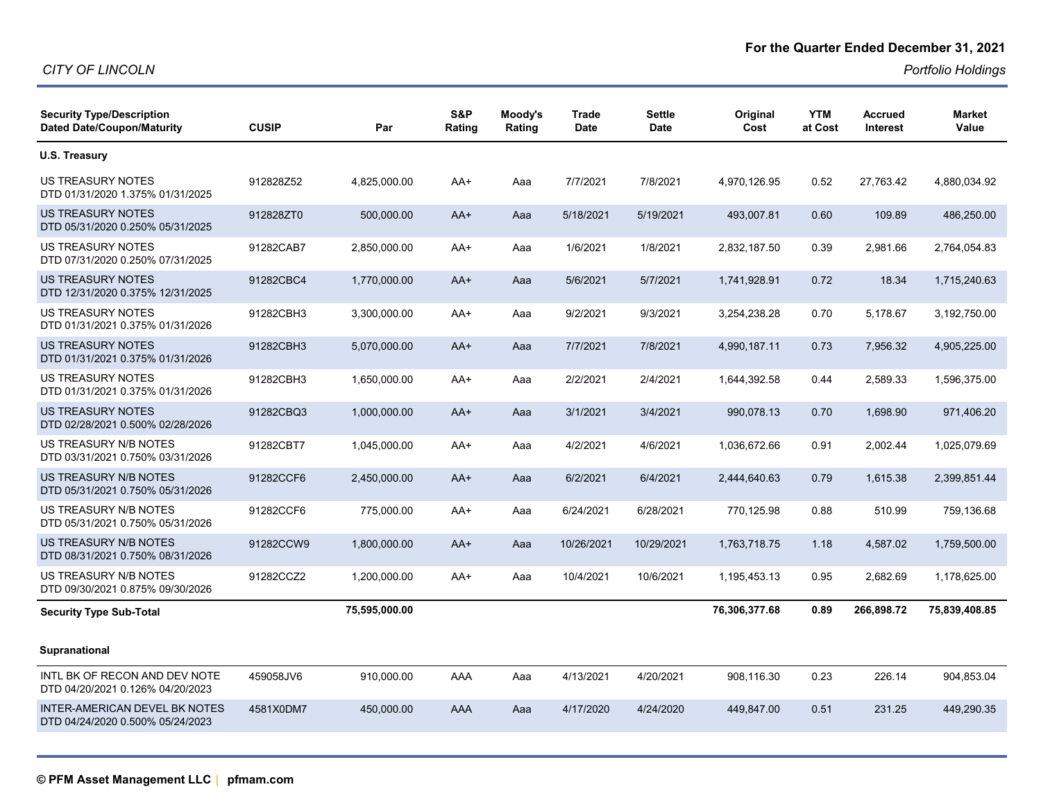**For the Quarter Ended December 31, 2021**

*CITY OF LINCOLN*

*Portfolio Holdings*

| Security Type/Description Dated Date/Coupon/Maturity | CUSIP | Par | S&P Rating | Moody's Rating | Trade Date | Settle Date | Original Cost | YTM at Cost | Accrued Interest | Market Value |
|---|---|---|---|---|---|---|---|---|---|---|
| **U.S. Treasury** | | | | | | | | | | |
| US TREASURY NOTES DTD 01/31/2020 1.375% 01/31/2025 | 912828Z52 | 4,825,000.00 | AA+ | Aaa | 7/7/2021 | 7/8/2021 | 4,970,126.95 | 0.52 | 27,763.42 | 4,880,034.92 |
| US TREASURY NOTES DTD 05/31/2020 0.250% 05/31/2025 | 912828ZT0 | 500,000.00 | AA+ | Aaa | 5/18/2021 | 5/19/2021 | 493,007.81 | 0.60 | 109.89 | 486,250.00 |
| US TREASURY NOTES DTD 07/31/2020 0.250% 07/31/2025 | 91282CAB7 | 2,850,000.00 | AA+ | Aaa | 1/6/2021 | 1/8/2021 | 2,832,187.50 | 0.39 | 2,981.66 | 2,764,054.83 |
| US TREASURY NOTES DTD 12/31/2020 0.375% 12/31/2025 | 91282CBC4 | 1,770,000.00 | AA+ | Aaa | 5/6/2021 | 5/7/2021 | 1,741,928.91 | 0.72 | 18.34 | 1,715,240.63 |
| US TREASURY NOTES DTD 01/31/2021 0.375% 01/31/2026 | 91282CBH3 | 3,300,000.00 | AA+ | Aaa | 9/2/2021 | 9/3/2021 | 3,254,238.28 | 0.70 | 5,178.67 | 3,192,750.00 |
| US TREASURY NOTES DTD 01/31/2021 0.375% 01/31/2026 | 91282CBH3 | 5,070,000.00 | AA+ | Aaa | 7/7/2021 | 7/8/2021 | 4,990,187.11 | 0.73 | 7,956.32 | 4,905,225.00 |
| US TREASURY NOTES DTD 01/31/2021 0.375% 01/31/2026 | 91282CBH3 | 1,650,000.00 | AA+ | Aaa | 2/2/2021 | 2/4/2021 | 1,644,392.58 | 0.44 | 2,589.33 | 1,596,375.00 |
| US TREASURY NOTES DTD 02/28/2021 0.500% 02/28/2026 | 91282CBQ3 | 1,000,000.00 | AA+ | Aaa | 3/1/2021 | 3/4/2021 | 990,078.13 | 0.70 | 1,698.90 | 971,406.20 |
| US TREASURY N/B NOTES DTD 03/31/2021 0.750% 03/31/2026 | 91282CBT7 | 1,045,000.00 | AA+ | Aaa | 4/2/2021 | 4/6/2021 | 1,036,672.66 | 0.91 | 2,002.44 | 1,025,079.69 |
| US TREASURY N/B NOTES DTD 05/31/2021 0.750% 05/31/2026 | 91282CCF6 | 2,450,000.00 | AA+ | Aaa | 6/2/2021 | 6/4/2021 | 2,444,640.63 | 0.79 | 1,615.38 | 2,399,851.44 |
| US TREASURY N/B NOTES DTD 05/31/2021 0.750% 05/31/2026 | 91282CCF6 | 775,000.00 | AA+ | Aaa | 6/24/2021 | 6/28/2021 | 770,125.98 | 0.88 | 510.99 | 759,136.68 |
| US TREASURY N/B NOTES DTD 08/31/2021 0.750% 08/31/2026 | 91282CCW9 | 1,800,000.00 | AA+ | Aaa | 10/26/2021 | 10/29/2021 | 1,763,718.75 | 1.18 | 4,587.02 | 1,759,500.00 |
| US TREASURY N/B NOTES DTD 09/30/2021 0.875% 09/30/2026 | 91282CCZ2 | 1,200,000.00 | AA+ | Aaa | 10/4/2021 | 10/6/2021 | 1,195,453.13 | 0.95 | 2,682.69 | 1,178,625.00 |
| **Security Type Sub-Total** | | **75,595,000.00** | | | | | **76,306,377.68** | **0.89** | **266,898.72** | **75,839,408.85** |
| **Supranational** | | | | | | | | | | |
| INTL BK OF RECON AND DEV NOTE DTD 04/20/2021 0.126% 04/20/2023 | 459058JV6 | 910,000.00 | AAA | Aaa | 4/13/2021 | 4/20/2021 | 908,116.30 | 0.23 | 226.14 | 904,853.04 |
| INTER-AMERICAN DEVEL BK NOTES DTD 04/24/2020 0.500% 05/24/2023 | 4581X0DM7 | 450,000.00 | AAA | Aaa | 4/17/2020 | 4/24/2020 | 449,847.00 | 0.51 | 231.25 | 449,290.35 |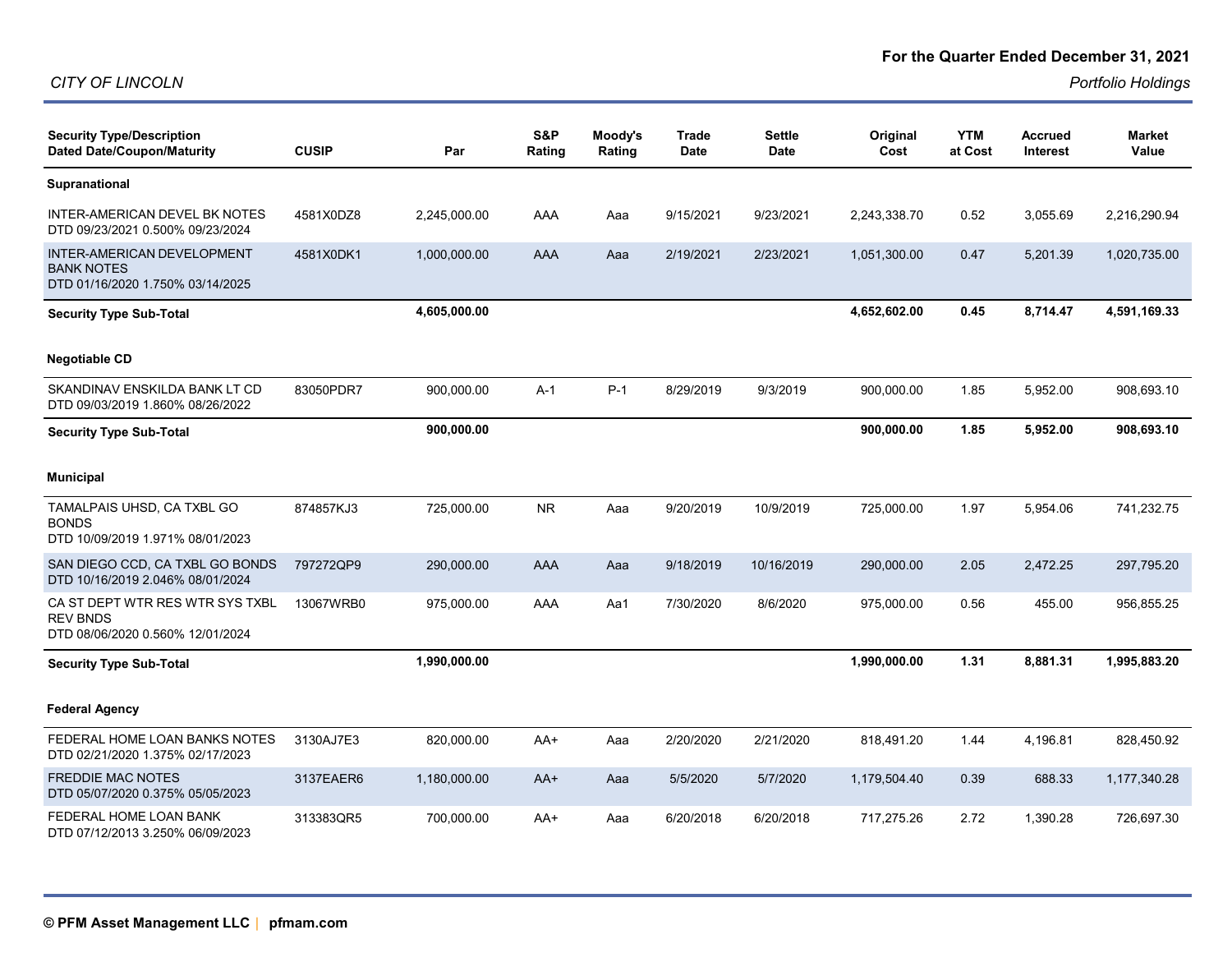CITY OF LINCOLN

**For the Quarter Ended December 31, 2021**

*Portfolio Holdings*

| Security Type/Description<br>Dated Date/Coupon/Maturity | CUSIP | Par | S&P Rating | Moody's Rating | Trade Date | Settle Date | Original Cost | YTM at Cost | Accrued Interest | Market Value |
|---|---|---|---|---|---|---|---|---|---|---|
| **Supranational** | | | | | | | | | | |
| INTER-AMERICAN DEVEL BK NOTES<br>DTD 09/23/2021 0.500% 09/23/2024 | 4581X0DZ8 | 2,245,000.00 | AAA | Aaa | 9/15/2021 | 9/23/2021 | 2,243,338.70 | 0.52 | 3,055.69 | 2,216,290.94 |
| INTER-AMERICAN DEVELOPMENT BANK NOTES<br>DTD 01/16/2020 1.750% 03/14/2025 | 4581X0DK1 | 1,000,000.00 | AAA | Aaa | 2/19/2021 | 2/23/2021 | 1,051,300.00 | 0.47 | 5,201.39 | 1,020,735.00 |
| **Security Type Sub-Total** | | **4,605,000.00** | | | | | **4,652,602.00** | **0.45** | **8,714.47** | **4,591,169.33** |
| **Negotiable CD** | | | | | | | | | | |
| SKANDINAV ENSKILDA BANK LT CD<br>DTD 09/03/2019 1.860% 08/26/2022 | 83050PDR7 | 900,000.00 | A-1 | P-1 | 8/29/2019 | 9/3/2019 | 900,000.00 | 1.85 | 5,952.00 | 908,693.10 |
| **Security Type Sub-Total** | | **900,000.00** | | | | | **900,000.00** | **1.85** | **5,952.00** | **908,693.10** |
| **Municipal** | | | | | | | | | | |
| TAMALPAIS UHSD, CA TXBL GO BONDS<br>DTD 10/09/2019 1.971% 08/01/2023 | 874857KJ3 | 725,000.00 | NR | Aaa | 9/20/2019 | 10/9/2019 | 725,000.00 | 1.97 | 5,954.06 | 741,232.75 |
| SAN DIEGO CCD, CA TXBL GO BONDS<br>DTD 10/16/2019 2.046% 08/01/2024 | 797272QP9 | 290,000.00 | AAA | Aaa | 9/18/2019 | 10/16/2019 | 290,000.00 | 2.05 | 2,472.25 | 297,795.20 |
| CA ST DEPT WTR RES WTR SYS TXBL REV BNDS<br>DTD 08/06/2020 0.560% 12/01/2024 | 13067WRB0 | 975,000.00 | AAA | Aa1 | 7/30/2020 | 8/6/2020 | 975,000.00 | 0.56 | 455.00 | 956,855.25 |
| **Security Type Sub-Total** | | **1,990,000.00** | | | | | **1,990,000.00** | **1.31** | **8,881.31** | **1,995,883.20** |
| **Federal Agency** | | | | | | | | | | |
| FEDERAL HOME LOAN BANKS NOTES<br>DTD 02/21/2020 1.375% 02/17/2023 | 3130AJ7E3 | 820,000.00 | AA+ | Aaa | 2/20/2020 | 2/21/2020 | 818,491.20 | 1.44 | 4,196.81 | 828,450.92 |
| FREDDIE MAC NOTES<br>DTD 05/07/2020 0.375% 05/05/2023 | 3137EAER6 | 1,180,000.00 | AA+ | Aaa | 5/5/2020 | 5/7/2020 | 1,179,504.40 | 0.39 | 688.33 | 1,177,340.28 |
| FEDERAL HOME LOAN BANK<br>DTD 07/12/2013 3.250% 06/09/2023 | 313383QR5 | 700,000.00 | AA+ | Aaa | 6/20/2018 | 6/20/2018 | 717,275.26 | 2.72 | 1,390.28 | 726,697.30 |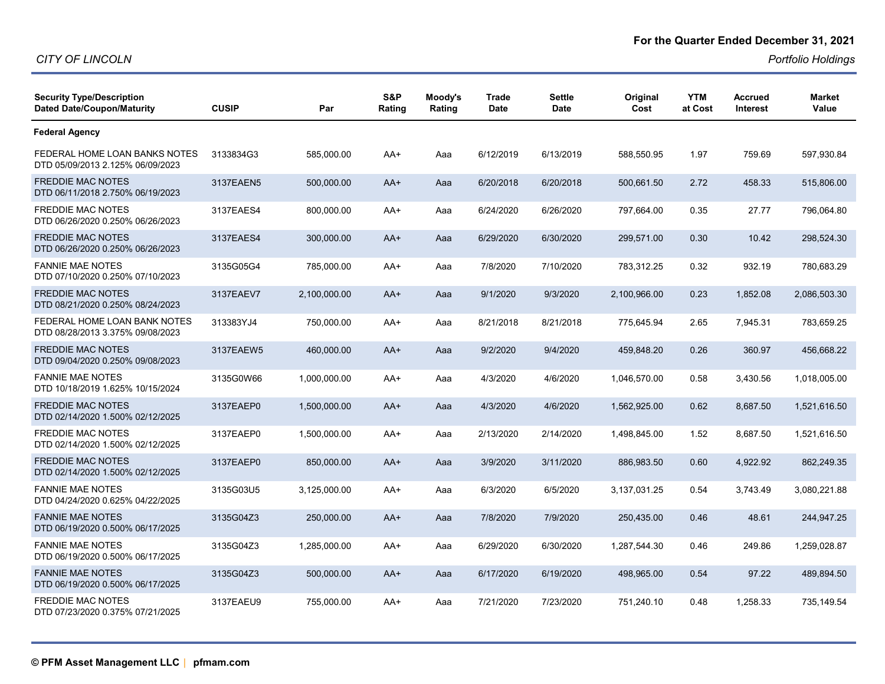**For the Quarter Ended December 31, 2021**

*CITY OF LINCOLN*

*Portfolio Holdings*

| Security Type/Description Dated Date/Coupon/Maturity | CUSIP | Par | S&P Rating | Moody's Rating | Trade Date | Settle Date | Original Cost | YTM at Cost | Accrued Interest | Market Value |
|---|---|---|---|---|---|---|---|---|---|---|
| **Federal Agency** | | | | | | | | | | |
| FEDERAL HOME LOAN BANKS NOTES DTD 05/09/2013 2.125% 06/09/2023 | 3133834G3 | 585,000.00 | AA+ | Aaa | 6/12/2019 | 6/13/2019 | 588,550.95 | 1.97 | 759.69 | 597,930.84 |
| FREDDIE MAC NOTES DTD 06/11/2018 2.750% 06/19/2023 | 3137EAEN5 | 500,000.00 | AA+ | Aaa | 6/20/2018 | 6/20/2018 | 500,661.50 | 2.72 | 458.33 | 515,806.00 |
| FREDDIE MAC NOTES DTD 06/26/2020 0.250% 06/26/2023 | 3137EAES4 | 800,000.00 | AA+ | Aaa | 6/24/2020 | 6/26/2020 | 797,664.00 | 0.35 | 27.77 | 796,064.80 |
| FREDDIE MAC NOTES DTD 06/26/2020 0.250% 06/26/2023 | 3137EAES4 | 300,000.00 | AA+ | Aaa | 6/29/2020 | 6/30/2020 | 299,571.00 | 0.30 | 10.42 | 298,524.30 |
| FANNIE MAE NOTES DTD 07/10/2020 0.250% 07/10/2023 | 3135G05G4 | 785,000.00 | AA+ | Aaa | 7/8/2020 | 7/10/2020 | 783,312.25 | 0.32 | 932.19 | 780,683.29 |
| FREDDIE MAC NOTES DTD 08/21/2020 0.250% 08/24/2023 | 3137EAEV7 | 2,100,000.00 | AA+ | Aaa | 9/1/2020 | 9/3/2020 | 2,100,966.00 | 0.23 | 1,852.08 | 2,086,503.30 |
| FEDERAL HOME LOAN BANK NOTES DTD 08/28/2013 3.375% 09/08/2023 | 313383YJ4 | 750,000.00 | AA+ | Aaa | 8/21/2018 | 8/21/2018 | 775,645.94 | 2.65 | 7,945.31 | 783,659.25 |
| FREDDIE MAC NOTES DTD 09/04/2020 0.250% 09/08/2023 | 3137EAEW5 | 460,000.00 | AA+ | Aaa | 9/2/2020 | 9/4/2020 | 459,848.20 | 0.26 | 360.97 | 456,668.22 |
| FANNIE MAE NOTES DTD 10/18/2019 1.625% 10/15/2024 | 3135G0W66 | 1,000,000.00 | AA+ | Aaa | 4/3/2020 | 4/6/2020 | 1,046,570.00 | 0.58 | 3,430.56 | 1,018,005.00 |
| FREDDIE MAC NOTES DTD 02/14/2020 1.500% 02/12/2025 | 3137EAEP0 | 1,500,000.00 | AA+ | Aaa | 4/3/2020 | 4/6/2020 | 1,562,925.00 | 0.62 | 8,687.50 | 1,521,616.50 |
| FREDDIE MAC NOTES DTD 02/14/2020 1.500% 02/12/2025 | 3137EAEP0 | 1,500,000.00 | AA+ | Aaa | 2/13/2020 | 2/14/2020 | 1,498,845.00 | 1.52 | 8,687.50 | 1,521,616.50 |
| FREDDIE MAC NOTES DTD 02/14/2020 1.500% 02/12/2025 | 3137EAEP0 | 850,000.00 | AA+ | Aaa | 3/9/2020 | 3/11/2020 | 886,983.50 | 0.60 | 4,922.92 | 862,249.35 |
| FANNIE MAE NOTES DTD 04/24/2020 0.625% 04/22/2025 | 3135G03U5 | 3,125,000.00 | AA+ | Aaa | 6/3/2020 | 6/5/2020 | 3,137,031.25 | 0.54 | 3,743.49 | 3,080,221.88 |
| FANNIE MAE NOTES DTD 06/19/2020 0.500% 06/17/2025 | 3135G04Z3 | 250,000.00 | AA+ | Aaa | 7/8/2020 | 7/9/2020 | 250,435.00 | 0.46 | 48.61 | 244,947.25 |
| FANNIE MAE NOTES DTD 06/19/2020 0.500% 06/17/2025 | 3135G04Z3 | 1,285,000.00 | AA+ | Aaa | 6/29/2020 | 6/30/2020 | 1,287,544.30 | 0.46 | 249.86 | 1,259,028.87 |
| FANNIE MAE NOTES DTD 06/19/2020 0.500% 06/17/2025 | 3135G04Z3 | 500,000.00 | AA+ | Aaa | 6/17/2020 | 6/19/2020 | 498,965.00 | 0.54 | 97.22 | 489,894.50 |
| FREDDIE MAC NOTES DTD 07/23/2020 0.375% 07/21/2025 | 3137EAEU9 | 755,000.00 | AA+ | Aaa | 7/21/2020 | 7/23/2020 | 751,240.10 | 0.48 | 1,258.33 | 735,149.54 |

**© PFM Asset Management LLC** | **pfmam.com**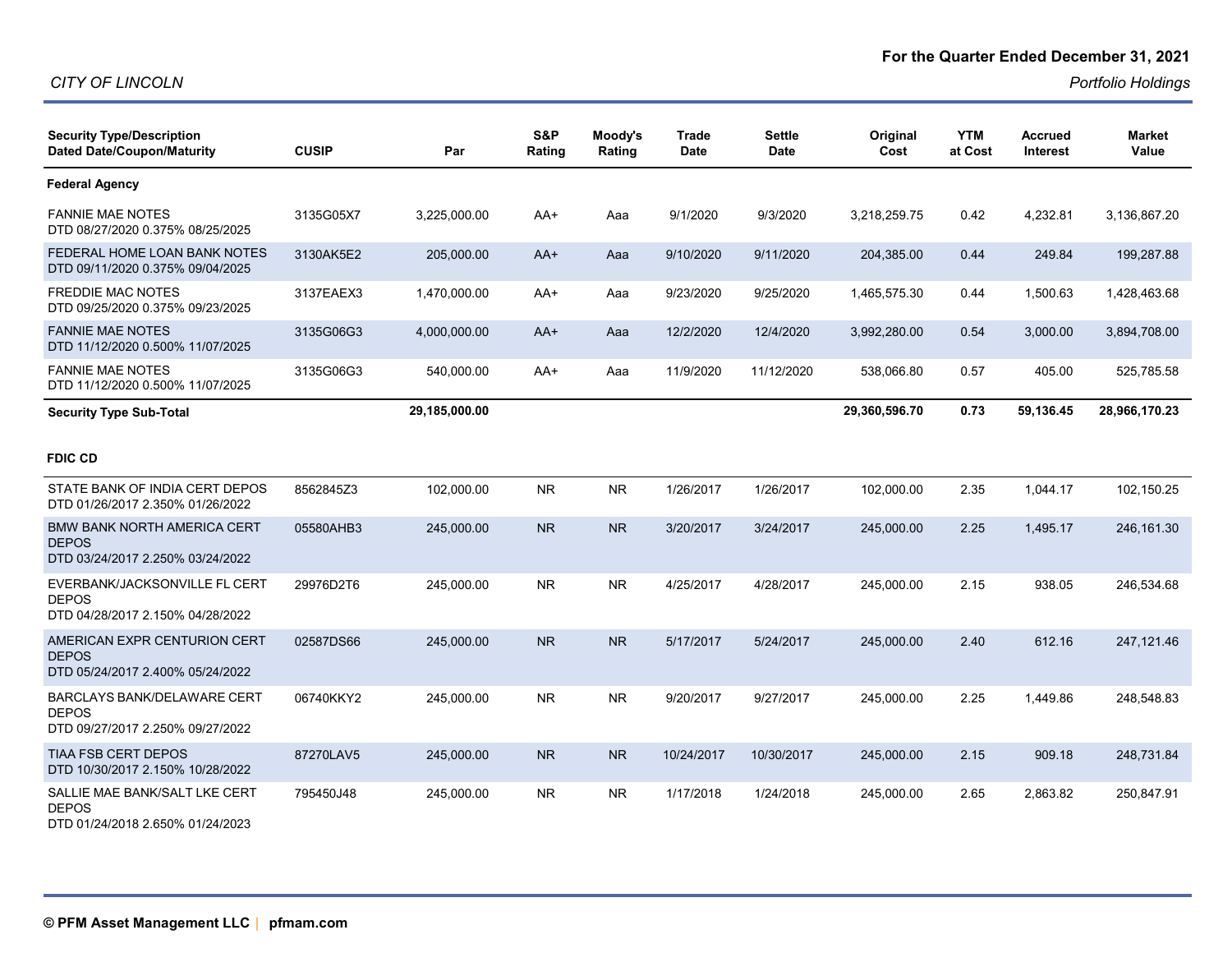**For the Quarter Ended December 31, 2021**

*CITY OF LINCOLN*

*Portfolio Holdings*

| Security Type/Description Dated Date/Coupon/Maturity | CUSIP | Par | S&P Rating | Moody's Rating | Trade Date | Settle Date | Original Cost | YTM at Cost | Accrued Interest | Market Value |
|---|---|---|---|---|---|---|---|---|---|---|
| **Federal Agency** | | | | | | | | | | |
| FANNIE MAE NOTES DTD 08/27/2020 0.375% 08/25/2025 | 3135G05X7 | 3,225,000.00 | AA+ | Aaa | 9/1/2020 | 9/3/2020 | 3,218,259.75 | 0.42 | 4,232.81 | 3,136,867.20 |
| FEDERAL HOME LOAN BANK NOTES DTD 09/11/2020 0.375% 09/04/2025 | 3130AK5E2 | 205,000.00 | AA+ | Aaa | 9/10/2020 | 9/11/2020 | 204,385.00 | 0.44 | 249.84 | 199,287.88 |
| FREDDIE MAC NOTES DTD 09/25/2020 0.375% 09/23/2025 | 3137EAEX3 | 1,470,000.00 | AA+ | Aaa | 9/23/2020 | 9/25/2020 | 1,465,575.30 | 0.44 | 1,500.63 | 1,428,463.68 |
| FANNIE MAE NOTES DTD 11/12/2020 0.500% 11/07/2025 | 3135G06G3 | 4,000,000.00 | AA+ | Aaa | 12/2/2020 | 12/4/2020 | 3,992,280.00 | 0.54 | 3,000.00 | 3,894,708.00 |
| FANNIE MAE NOTES DTD 11/12/2020 0.500% 11/07/2025 | 3135G06G3 | 540,000.00 | AA+ | Aaa | 11/9/2020 | 11/12/2020 | 538,066.80 | 0.57 | 405.00 | 525,785.58 |
| **Security Type Sub-Total** | | **29,185,000.00** | | | | | **29,360,596.70** | **0.73** | **59,136.45** | **28,966,170.23** |
| **FDIC CD** | | | | | | | | | | |
| STATE BANK OF INDIA CERT DEPOS DTD 01/26/2017 2.350% 01/26/2022 | 8562845Z3 | 102,000.00 | NR | NR | 1/26/2017 | 1/26/2017 | 102,000.00 | 2.35 | 1,044.17 | 102,150.25 |
| BMW BANK NORTH AMERICA CERT DEPOS DTD 03/24/2017 2.250% 03/24/2022 | 05580AHB3 | 245,000.00 | NR | NR | 3/20/2017 | 3/24/2017 | 245,000.00 | 2.25 | 1,495.17 | 246,161.30 |
| EVERBANK/JACKSONVILLE FL CERT DEPOS DTD 04/28/2017 2.150% 04/28/2022 | 29976D2T6 | 245,000.00 | NR | NR | 4/25/2017 | 4/28/2017 | 245,000.00 | 2.15 | 938.05 | 246,534.68 |
| AMERICAN EXPR CENTURION CERT DEPOS DTD 05/24/2017 2.400% 05/24/2022 | 02587DS66 | 245,000.00 | NR | NR | 5/17/2017 | 5/24/2017 | 245,000.00 | 2.40 | 612.16 | 247,121.46 |
| BARCLAYS BANK/DELAWARE CERT DEPOS DTD 09/27/2017 2.250% 09/27/2022 | 06740KKY2 | 245,000.00 | NR | NR | 9/20/2017 | 9/27/2017 | 245,000.00 | 2.25 | 1,449.86 | 248,548.83 |
| TIAA FSB CERT DEPOS DTD 10/30/2017 2.150% 10/28/2022 | 87270LAV5 | 245,000.00 | NR | NR | 10/24/2017 | 10/30/2017 | 245,000.00 | 2.15 | 909.18 | 248,731.84 |
| SALLIE MAE BANK/SALT LKE CERT DEPOS DTD 01/24/2018 2.650% 01/24/2023 | 795450J48 | 245,000.00 | NR | NR | 1/17/2018 | 1/24/2018 | 245,000.00 | 2.65 | 2,863.82 | 250,847.91 |

**© PFM Asset Management LLC** | **pfmam.com**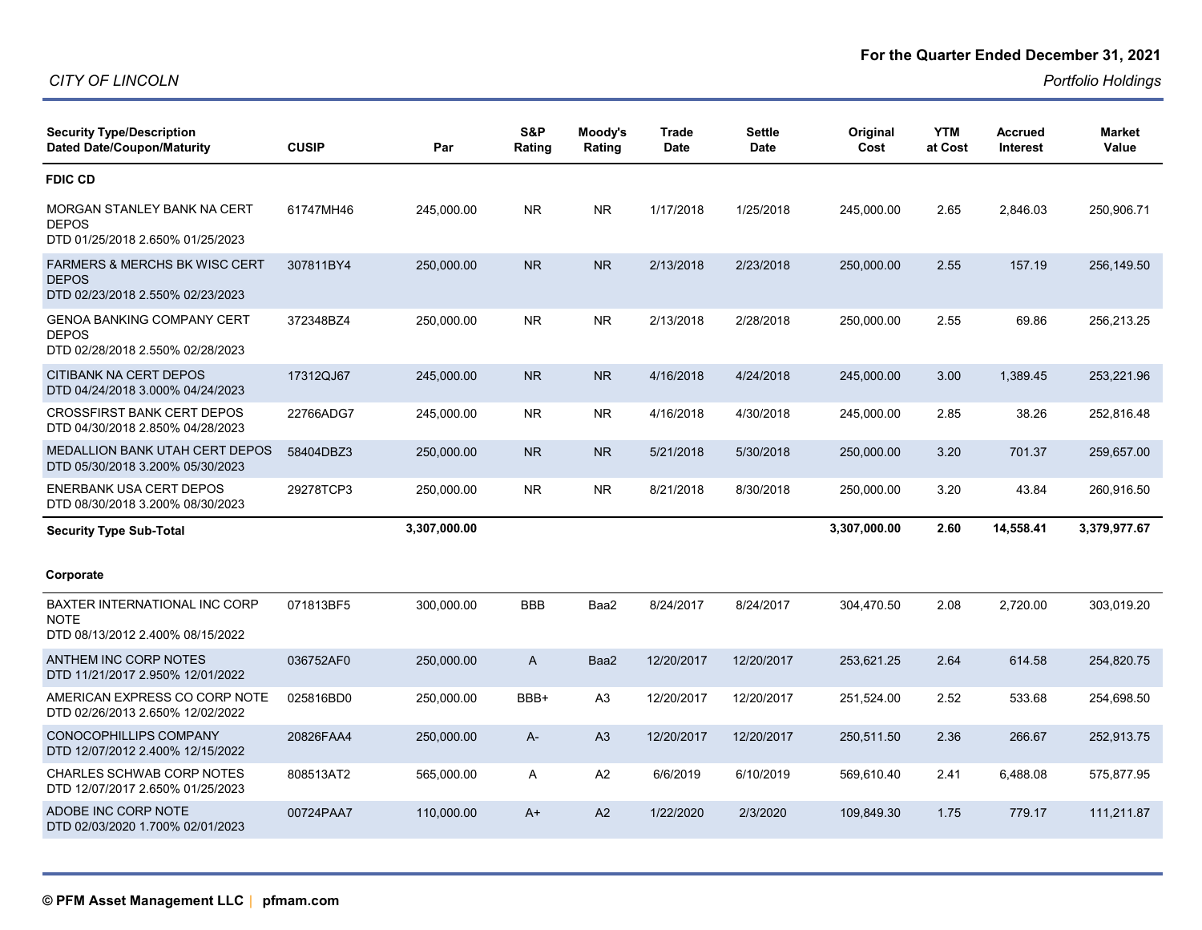For the Quarter Ended December 31, 2021

CITY OF LINCOLN

*Portfolio Holdings*

| Security Type/Description Dated Date/Coupon/Maturity | CUSIP | Par | S&P Rating | Moody's Rating | Trade Date | Settle Date | Original Cost | YTM at Cost | Accrued Interest | Market Value |
|---|---|---|---|---|---|---|---|---|---|---|
| **FDIC CD** | | | | | | | | | | |
| MORGAN STANLEY BANK NA CERT DEPOS DTD 01/25/2018 2.650% 01/25/2023 | 61747MH46 | 245,000.00 | NR | NR | 1/17/2018 | 1/25/2018 | 245,000.00 | 2.65 | 2,846.03 | 250,906.71 |
| FARMERS & MERCHS BK WISC CERT DEPOS DTD 02/23/2018 2.550% 02/23/2023 | 307811BY4 | 250,000.00 | NR | NR | 2/13/2018 | 2/23/2018 | 250,000.00 | 2.55 | 157.19 | 256,149.50 |
| GENOA BANKING COMPANY CERT DEPOS DTD 02/28/2018 2.550% 02/28/2023 | 372348BZ4 | 250,000.00 | NR | NR | 2/13/2018 | 2/28/2018 | 250,000.00 | 2.55 | 69.86 | 256,213.25 |
| CITIBANK NA CERT DEPOS DTD 04/24/2018 3.000% 04/24/2023 | 17312QJ67 | 245,000.00 | NR | NR | 4/16/2018 | 4/24/2018 | 245,000.00 | 3.00 | 1,389.45 | 253,221.96 |
| CROSSFIRST BANK CERT DEPOS DTD 04/30/2018 2.850% 04/28/2023 | 22766ADG7 | 245,000.00 | NR | NR | 4/16/2018 | 4/30/2018 | 245,000.00 | 2.85 | 38.26 | 252,816.48 |
| MEDALLION BANK UTAH CERT DEPOS DTD 05/30/2018 3.200% 05/30/2023 | 58404DBZ3 | 250,000.00 | NR | NR | 5/21/2018 | 5/30/2018 | 250,000.00 | 3.20 | 701.37 | 259,657.00 |
| ENERBANK USA CERT DEPOS DTD 08/30/2018 3.200% 08/30/2023 | 29278TCP3 | 250,000.00 | NR | NR | 8/21/2018 | 8/30/2018 | 250,000.00 | 3.20 | 43.84 | 260,916.50 |
| **Security Type Sub-Total** | | **3,307,000.00** | | | | | **3,307,000.00** | **2.60** | **14,558.41** | **3,379,977.67** |
| **Corporate** | | | | | | | | | | |
| BAXTER INTERNATIONAL INC CORP NOTE DTD 08/13/2012 2.400% 08/15/2022 | 071813BF5 | 300,000.00 | BBB | Baa2 | 8/24/2017 | 8/24/2017 | 304,470.50 | 2.08 | 2,720.00 | 303,019.20 |
| ANTHEM INC CORP NOTES DTD 11/21/2017 2.950% 12/01/2022 | 036752AF0 | 250,000.00 | A | Baa2 | 12/20/2017 | 12/20/2017 | 253,621.25 | 2.64 | 614.58 | 254,820.75 |
| AMERICAN EXPRESS CO CORP NOTE DTD 02/26/2013 2.650% 12/02/2022 | 025816BD0 | 250,000.00 | BBB+ | A3 | 12/20/2017 | 12/20/2017 | 251,524.00 | 2.52 | 533.68 | 254,698.50 |
| CONOCOPHILLIPS COMPANY DTD 12/07/2012 2.400% 12/15/2022 | 20826FAA4 | 250,000.00 | A- | A3 | 12/20/2017 | 12/20/2017 | 250,511.50 | 2.36 | 266.67 | 252,913.75 |
| CHARLES SCHWAB CORP NOTES DTD 12/07/2017 2.650% 01/25/2023 | 808513AT2 | 565,000.00 | A | A2 | 6/6/2019 | 6/10/2019 | 569,610.40 | 2.41 | 6,488.08 | 575,877.95 |
| ADOBE INC CORP NOTE DTD 02/03/2020 1.700% 02/01/2023 | 00724PAA7 | 110,000.00 | A+ | A2 | 1/22/2020 | 2/3/2020 | 109,849.30 | 1.75 | 779.17 | 111,211.87 |

© PFM Asset Management LLC | pfmam.com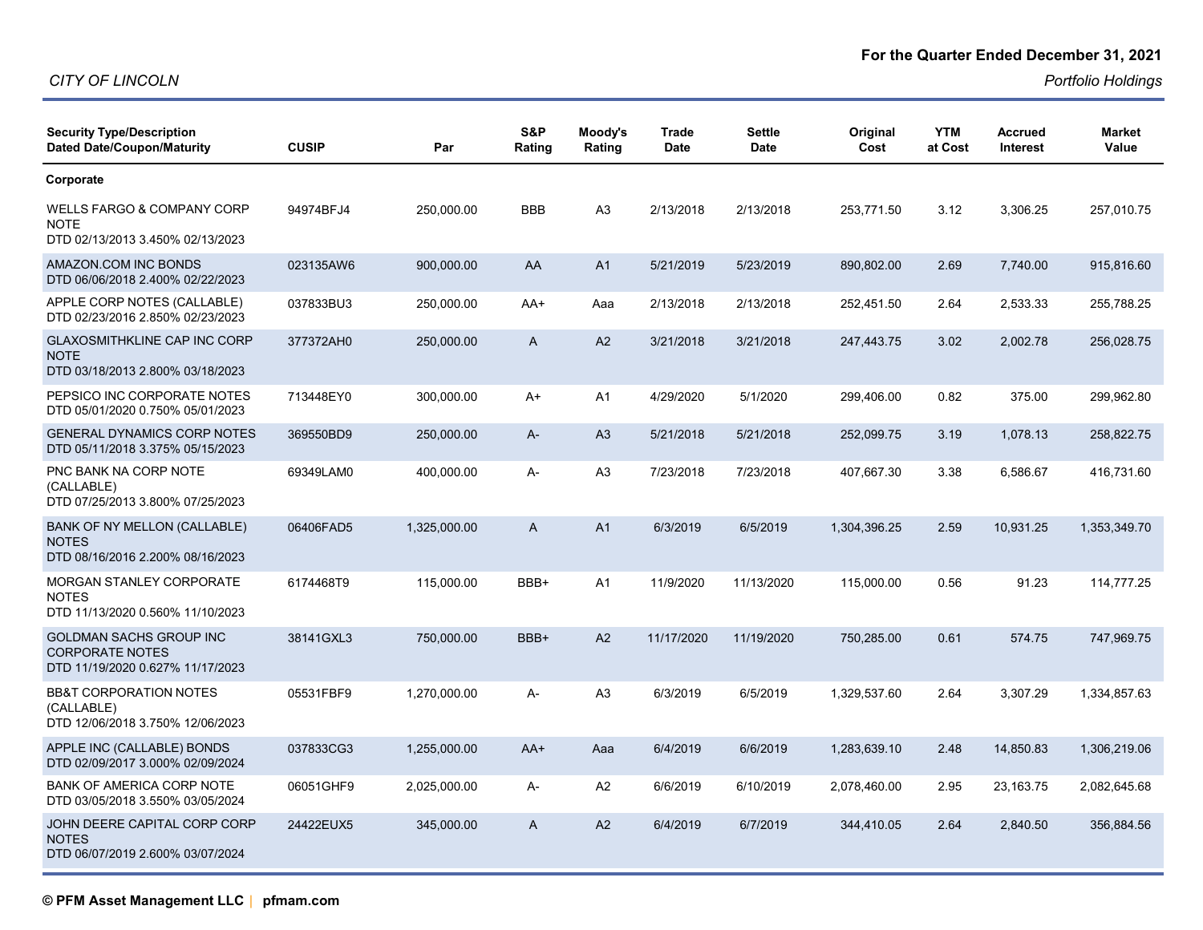CITY OF LINCOLN

**For the Quarter Ended December 31, 2021**

*Portfolio Holdings*

| Security Type/Description<br>Dated Date/Coupon/Maturity | CUSIP | Par | S&P Rating | Moody's Rating | Trade Date | Settle Date | Original Cost | YTM at Cost | Accrued Interest | Market Value |
|---|---|---|---|---|---|---|---|---|---|---|
| **Corporate** | | | | | | | | | | |
| WELLS FARGO & COMPANY CORP NOTE<br>DTD 02/13/2013 3.450% 02/13/2023 | 94974BFJ4 | 250,000.00 | BBB | A3 | 2/13/2018 | 2/13/2018 | 253,771.50 | 3.12 | 3,306.25 | 257,010.75 |
| AMAZON.COM INC BONDS<br>DTD 06/06/2018 2.400% 02/22/2023 | 023135AW6 | 900,000.00 | AA | A1 | 5/21/2019 | 5/23/2019 | 890,802.00 | 2.69 | 7,740.00 | 915,816.60 |
| APPLE CORP NOTES (CALLABLE)<br>DTD 02/23/2016 2.850% 02/23/2023 | 037833BU3 | 250,000.00 | AA+ | Aaa | 2/13/2018 | 2/13/2018 | 252,451.50 | 2.64 | 2,533.33 | 255,788.25 |
| GLAXOSMITHKLINE CAP INC CORP NOTE<br>DTD 03/18/2013 2.800% 03/18/2023 | 377372AH0 | 250,000.00 | A | A2 | 3/21/2018 | 3/21/2018 | 247,443.75 | 3.02 | 2,002.78 | 256,028.75 |
| PEPSICO INC CORPORATE NOTES<br>DTD 05/01/2020 0.750% 05/01/2023 | 713448EY0 | 300,000.00 | A+ | A1 | 4/29/2020 | 5/1/2020 | 299,406.00 | 0.82 | 375.00 | 299,962.80 |
| GENERAL DYNAMICS CORP NOTES<br>DTD 05/11/2018 3.375% 05/15/2023 | 369550BD9 | 250,000.00 | A- | A3 | 5/21/2018 | 5/21/2018 | 252,099.75 | 3.19 | 1,078.13 | 258,822.75 |
| PNC BANK NA CORP NOTE (CALLABLE)<br>DTD 07/25/2013 3.800% 07/25/2023 | 69349LAM0 | 400,000.00 | A- | A3 | 7/23/2018 | 7/23/2018 | 407,667.30 | 3.38 | 6,586.67 | 416,731.60 |
| BANK OF NY MELLON (CALLABLE) NOTES<br>DTD 08/16/2016 2.200% 08/16/2023 | 06406FAD5 | 1,325,000.00 | A | A1 | 6/3/2019 | 6/5/2019 | 1,304,396.25 | 2.59 | 10,931.25 | 1,353,349.70 |
| MORGAN STANLEY CORPORATE NOTES<br>DTD 11/13/2020 0.560% 11/10/2023 | 6174468T9 | 115,000.00 | BBB+ | A1 | 11/9/2020 | 11/13/2020 | 115,000.00 | 0.56 | 91.23 | 114,777.25 |
| GOLDMAN SACHS GROUP INC CORPORATE NOTES<br>DTD 11/19/2020 0.627% 11/17/2023 | 38141GXL3 | 750,000.00 | BBB+ | A2 | 11/17/2020 | 11/19/2020 | 750,285.00 | 0.61 | 574.75 | 747,969.75 |
| BB&T CORPORATION NOTES (CALLABLE)<br>DTD 12/06/2018 3.750% 12/06/2023 | 05531FBF9 | 1,270,000.00 | A- | A3 | 6/3/2019 | 6/5/2019 | 1,329,537.60 | 2.64 | 3,307.29 | 1,334,857.63 |
| APPLE INC (CALLABLE) BONDS<br>DTD 02/09/2017 3.000% 02/09/2024 | 037833CG3 | 1,255,000.00 | AA+ | Aaa | 6/4/2019 | 6/6/2019 | 1,283,639.10 | 2.48 | 14,850.83 | 1,306,219.06 |
| BANK OF AMERICA CORP NOTE<br>DTD 03/05/2018 3.550% 03/05/2024 | 06051GHF9 | 2,025,000.00 | A- | A2 | 6/6/2019 | 6/10/2019 | 2,078,460.00 | 2.95 | 23,163.75 | 2,082,645.68 |
| JOHN DEERE CAPITAL CORP CORP NOTES<br>DTD 06/07/2019 2.600% 03/07/2024 | 24422EUX5 | 345,000.00 | A | A2 | 6/4/2019 | 6/7/2019 | 344,410.05 | 2.64 | 2,840.50 | 356,884.56 |

© PFM Asset Management LLC | pfmam.com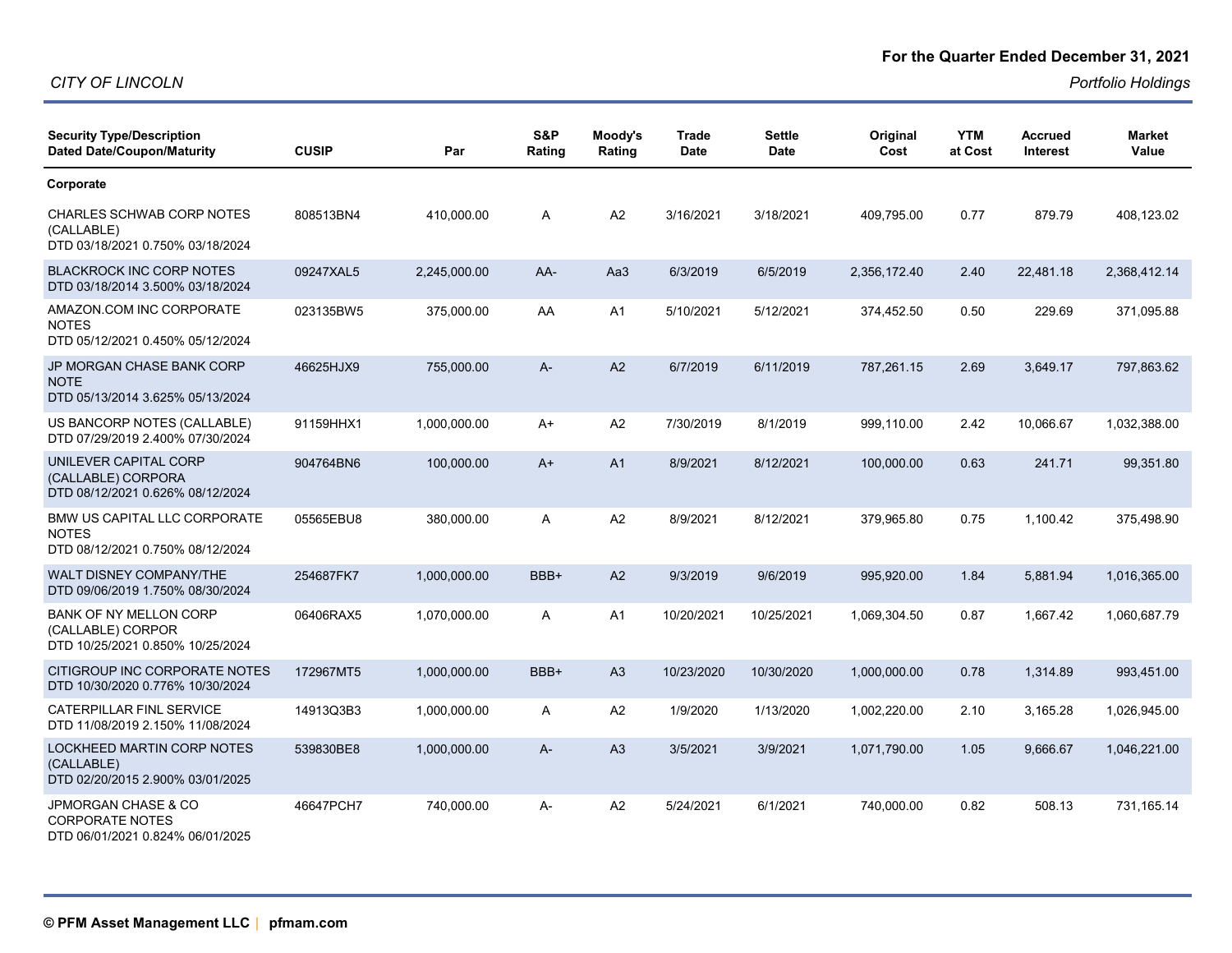**For the Quarter Ended December 31, 2021**

*CITY OF LINCOLN*

*Portfolio Holdings*

| Security Type/Description Dated Date/Coupon/Maturity | CUSIP | Par | S&P Rating | Moody's Rating | Trade Date | Settle Date | Original Cost | YTM at Cost | Accrued Interest | Market Value |
|---|---|---|---|---|---|---|---|---|---|---|
| **Corporate** | | | | | | | | | | |
| CHARLES SCHWAB CORP NOTES (CALLABLE) DTD 03/18/2021 0.750% 03/18/2024 | 808513BN4 | 410,000.00 | A | A2 | 3/16/2021 | 3/18/2021 | 409,795.00 | 0.77 | 879.79 | 408,123.02 |
| BLACKROCK INC CORP NOTES DTD 03/18/2014 3.500% 03/18/2024 | 09247XAL5 | 2,245,000.00 | AA- | Aa3 | 6/3/2019 | 6/5/2019 | 2,356,172.40 | 2.40 | 22,481.18 | 2,368,412.14 |
| AMAZON.COM INC CORPORATE NOTES DTD 05/12/2021 0.450% 05/12/2024 | 023135BW5 | 375,000.00 | AA | A1 | 5/10/2021 | 5/12/2021 | 374,452.50 | 0.50 | 229.69 | 371,095.88 |
| JP MORGAN CHASE BANK CORP NOTE DTD 05/13/2014 3.625% 05/13/2024 | 46625HJX9 | 755,000.00 | A- | A2 | 6/7/2019 | 6/11/2019 | 787,261.15 | 2.69 | 3,649.17 | 797,863.62 |
| US BANCORP NOTES (CALLABLE) DTD 07/29/2019 2.400% 07/30/2024 | 91159HHX1 | 1,000,000.00 | A+ | A2 | 7/30/2019 | 8/1/2019 | 999,110.00 | 2.42 | 10,066.67 | 1,032,388.00 |
| UNILEVER CAPITAL CORP (CALLABLE) CORPORA DTD 08/12/2021 0.626% 08/12/2024 | 904764BN6 | 100,000.00 | A+ | A1 | 8/9/2021 | 8/12/2021 | 100,000.00 | 0.63 | 241.71 | 99,351.80 |
| BMW US CAPITAL LLC CORPORATE NOTES DTD 08/12/2021 0.750% 08/12/2024 | 05565EBU8 | 380,000.00 | A | A2 | 8/9/2021 | 8/12/2021 | 379,965.80 | 0.75 | 1,100.42 | 375,498.90 |
| WALT DISNEY COMPANY/THE DTD 09/06/2019 1.750% 08/30/2024 | 254687FK7 | 1,000,000.00 | BBB+ | A2 | 9/3/2019 | 9/6/2019 | 995,920.00 | 1.84 | 5,881.94 | 1,016,365.00 |
| BANK OF NY MELLON CORP (CALLABLE) CORPOR DTD 10/25/2021 0.850% 10/25/2024 | 06406RAX5 | 1,070,000.00 | A | A1 | 10/20/2021 | 10/25/2021 | 1,069,304.50 | 0.87 | 1,667.42 | 1,060,687.79 |
| CITIGROUP INC CORPORATE NOTES DTD 10/30/2020 0.776% 10/30/2024 | 172967MT5 | 1,000,000.00 | BBB+ | A3 | 10/23/2020 | 10/30/2020 | 1,000,000.00 | 0.78 | 1,314.89 | 993,451.00 |
| CATERPILLAR FINL SERVICE DTD 11/08/2019 2.150% 11/08/2024 | 14913Q3B3 | 1,000,000.00 | A | A2 | 1/9/2020 | 1/13/2020 | 1,002,220.00 | 2.10 | 3,165.28 | 1,026,945.00 |
| LOCKHEED MARTIN CORP NOTES (CALLABLE) DTD 02/20/2015 2.900% 03/01/2025 | 539830BE8 | 1,000,000.00 | A- | A3 | 3/5/2021 | 3/9/2021 | 1,071,790.00 | 1.05 | 9,666.67 | 1,046,221.00 |
| JPMORGAN CHASE & CO CORPORATE NOTES DTD 06/01/2021 0.824% 06/01/2025 | 46647PCH7 | 740,000.00 | A- | A2 | 5/24/2021 | 6/1/2021 | 740,000.00 | 0.82 | 508.13 | 731,165.14 |

**© PFM Asset Management LLC** | **pfmam.com**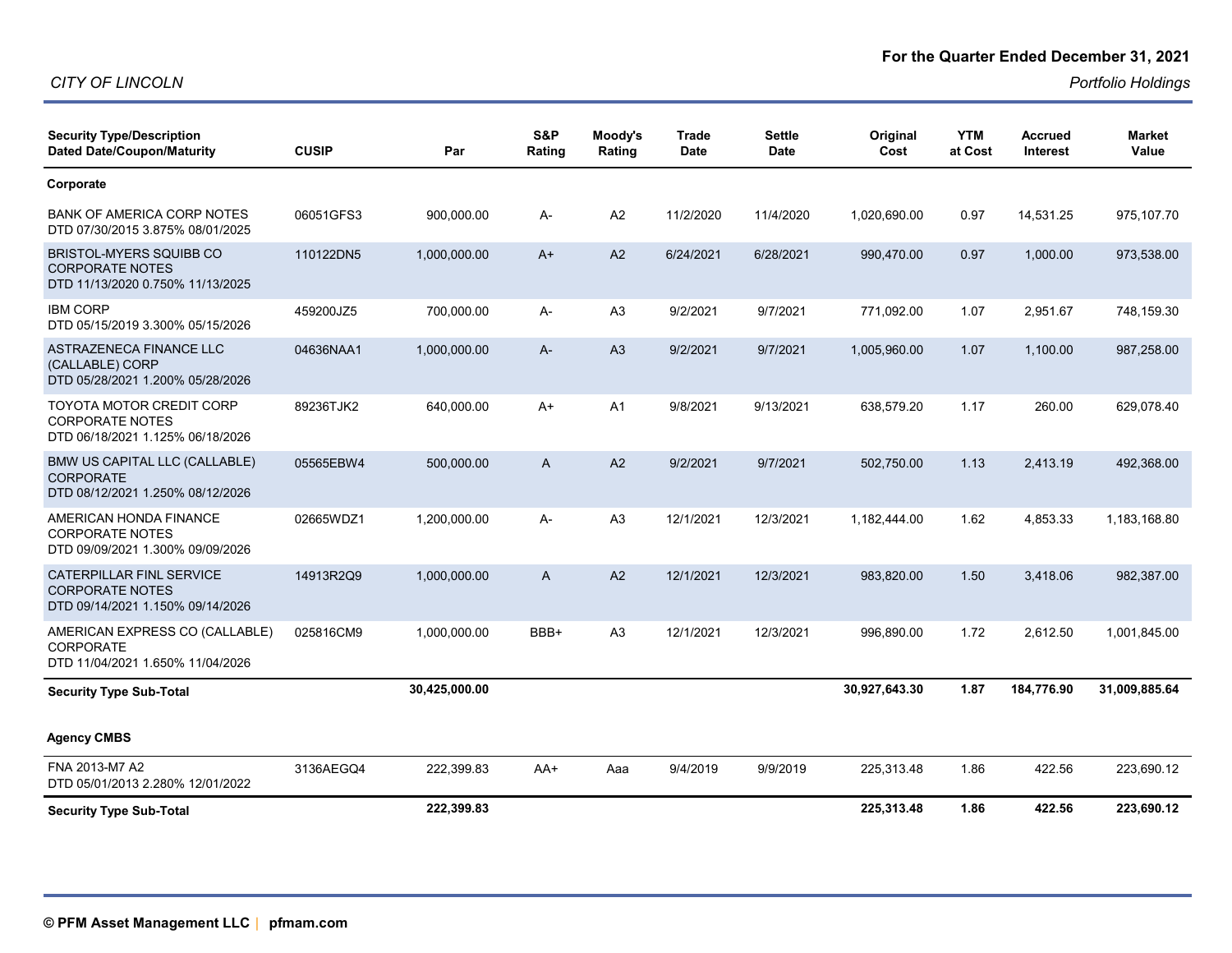For the Quarter Ended December 31, 2021

*CITY OF LINCOLN*

*Portfolio Holdings*

| Security Type/Description Dated Date/Coupon/Maturity | CUSIP | Par | S&P Rating | Moody's Rating | Trade Date | Settle Date | Original Cost | YTM at Cost | Accrued Interest | Market Value |
|---|---|---|---|---|---|---|---|---|---|---|
| **Corporate** | | | | | | | | | | |
| BANK OF AMERICA CORP NOTES DTD 07/30/2015 3.875% 08/01/2025 | 06051GFS3 | 900,000.00 | A- | A2 | 11/2/2020 | 11/4/2020 | 1,020,690.00 | 0.97 | 14,531.25 | 975,107.70 |
| BRISTOL-MYERS SQUIBB CO CORPORATE NOTES DTD 11/13/2020 0.750% 11/13/2025 | 110122DN5 | 1,000,000.00 | A+ | A2 | 6/24/2021 | 6/28/2021 | 990,470.00 | 0.97 | 1,000.00 | 973,538.00 |
| IBM CORP DTD 05/15/2019 3.300% 05/15/2026 | 459200JZ5 | 700,000.00 | A- | A3 | 9/2/2021 | 9/7/2021 | 771,092.00 | 1.07 | 2,951.67 | 748,159.30 |
| ASTRAZENECA FINANCE LLC (CALLABLE) CORP DTD 05/28/2021 1.200% 05/28/2026 | 04636NAA1 | 1,000,000.00 | A- | A3 | 9/2/2021 | 9/7/2021 | 1,005,960.00 | 1.07 | 1,100.00 | 987,258.00 |
| TOYOTA MOTOR CREDIT CORP CORPORATE NOTES DTD 06/18/2021 1.125% 06/18/2026 | 89236TJK2 | 640,000.00 | A+ | A1 | 9/8/2021 | 9/13/2021 | 638,579.20 | 1.17 | 260.00 | 629,078.40 |
| BMW US CAPITAL LLC (CALLABLE) CORPORATE DTD 08/12/2021 1.250% 08/12/2026 | 05565EBW4 | 500,000.00 | A | A2 | 9/2/2021 | 9/7/2021 | 502,750.00 | 1.13 | 2,413.19 | 492,368.00 |
| AMERICAN HONDA FINANCE CORPORATE NOTES DTD 09/09/2021 1.300% 09/09/2026 | 02665WDZ1 | 1,200,000.00 | A- | A3 | 12/1/2021 | 12/3/2021 | 1,182,444.00 | 1.62 | 4,853.33 | 1,183,168.80 |
| CATERPILLAR FINL SERVICE CORPORATE NOTES DTD 09/14/2021 1.150% 09/14/2026 | 14913R2Q9 | 1,000,000.00 | A | A2 | 12/1/2021 | 12/3/2021 | 983,820.00 | 1.50 | 3,418.06 | 982,387.00 |
| AMERICAN EXPRESS CO (CALLABLE) CORPORATE DTD 11/04/2021 1.650% 11/04/2026 | 025816CM9 | 1,000,000.00 | BBB+ | A3 | 12/1/2021 | 12/3/2021 | 996,890.00 | 1.72 | 2,612.50 | 1,001,845.00 |
| **Security Type Sub-Total** | | **30,425,000.00** | | | | | **30,927,643.30** | **1.87** | **184,776.90** | **31,009,885.64** |
| **Agency CMBS** | | | | | | | | | | |
| FNA 2013-M7 A2 DTD 05/01/2013 2.280% 12/01/2022 | 3136AEGQ4 | 222,399.83 | AA+ | Aaa | 9/4/2019 | 9/9/2019 | 225,313.48 | 1.86 | 422.56 | 223,690.12 |
| **Security Type Sub-Total** | | **222,399.83** | | | | | **225,313.48** | **1.86** | **422.56** | **223,690.12** |

© PFM Asset Management LLC | pfmam.com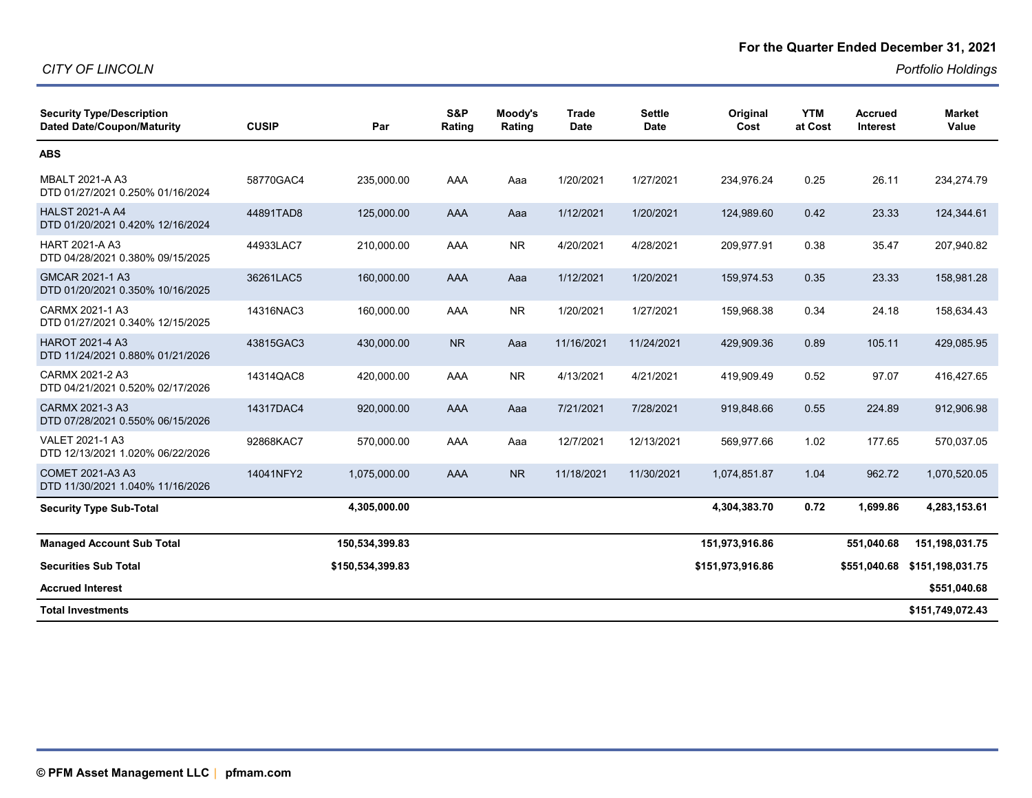CITY OF LINCOLN

**For the Quarter Ended December 31, 2021**

*Portfolio Holdings*

| Security Type/Description Dated Date/Coupon/Maturity | CUSIP | Par | S&P Rating | Moody's Rating | Trade Date | Settle Date | Original Cost | YTM at Cost | Accrued Interest | Market Value |
|---|---|---|---|---|---|---|---|---|---|---|
| **ABS** | | | | | | | | | | |
| MBALT 2021-A A3 DTD 01/27/2021 0.250% 01/16/2024 | 58770GAC4 | 235,000.00 | AAA | Aaa | 1/20/2021 | 1/27/2021 | 234,976.24 | 0.25 | 26.11 | 234,274.79 |
| HALST 2021-A A4 DTD 01/20/2021 0.420% 12/16/2024 | 44891TAD8 | 125,000.00 | AAA | Aaa | 1/12/2021 | 1/20/2021 | 124,989.60 | 0.42 | 23.33 | 124,344.61 |
| HART 2021-A A3 DTD 04/28/2021 0.380% 09/15/2025 | 44933LAC7 | 210,000.00 | AAA | NR | 4/20/2021 | 4/28/2021 | 209,977.91 | 0.38 | 35.47 | 207,940.82 |
| GMCAR 2021-1 A3 DTD 01/20/2021 0.350% 10/16/2025 | 36261LAC5 | 160,000.00 | AAA | Aaa | 1/12/2021 | 1/20/2021 | 159,974.53 | 0.35 | 23.33 | 158,981.28 |
| CARMX 2021-1 A3 DTD 01/27/2021 0.340% 12/15/2025 | 14316NAC3 | 160,000.00 | AAA | NR | 1/20/2021 | 1/27/2021 | 159,968.38 | 0.34 | 24.18 | 158,634.43 |
| HAROT 2021-4 A3 DTD 11/24/2021 0.880% 01/21/2026 | 43815GAC3 | 430,000.00 | NR | Aaa | 11/16/2021 | 11/24/2021 | 429,909.36 | 0.89 | 105.11 | 429,085.95 |
| CARMX 2021-2 A3 DTD 04/21/2021 0.520% 02/17/2026 | 14314QAC8 | 420,000.00 | AAA | NR | 4/13/2021 | 4/21/2021 | 419,909.49 | 0.52 | 97.07 | 416,427.65 |
| CARMX 2021-3 A3 DTD 07/28/2021 0.550% 06/15/2026 | 14317DAC4 | 920,000.00 | AAA | Aaa | 7/21/2021 | 7/28/2021 | 919,848.66 | 0.55 | 224.89 | 912,906.98 |
| VALET 2021-1 A3 DTD 12/13/2021 1.020% 06/22/2026 | 92868KAC7 | 570,000.00 | AAA | Aaa | 12/7/2021 | 12/13/2021 | 569,977.66 | 1.02 | 177.65 | 570,037.05 |
| COMET 2021-A3 A3 DTD 11/30/2021 1.040% 11/16/2026 | 14041NFY2 | 1,075,000.00 | AAA | NR | 11/18/2021 | 11/30/2021 | 1,074,851.87 | 1.04 | 962.72 | 1,070,520.05 |
| **Security Type Sub-Total** | | **4,305,000.00** | | | | | **4,304,383.70** | **0.72** | **1,699.86** | **4,283,153.61** |
| **Managed Account Sub Total** | | **150,534,399.83** | | | | | **151,973,916.86** | | **551,040.68** | **151,198,031.75** |
| **Securities Sub Total** | | **$150,534,399.83** | | | | | **$151,973,916.86** | | **$551,040.68** | **$151,198,031.75** |
| **Accrued Interest** | | | | | | | | | | **$551,040.68** |
| **Total Investments** | | | | | | | | | | **$151,749,072.43** |

**© PFM Asset Management LLC** | **pfmam.com**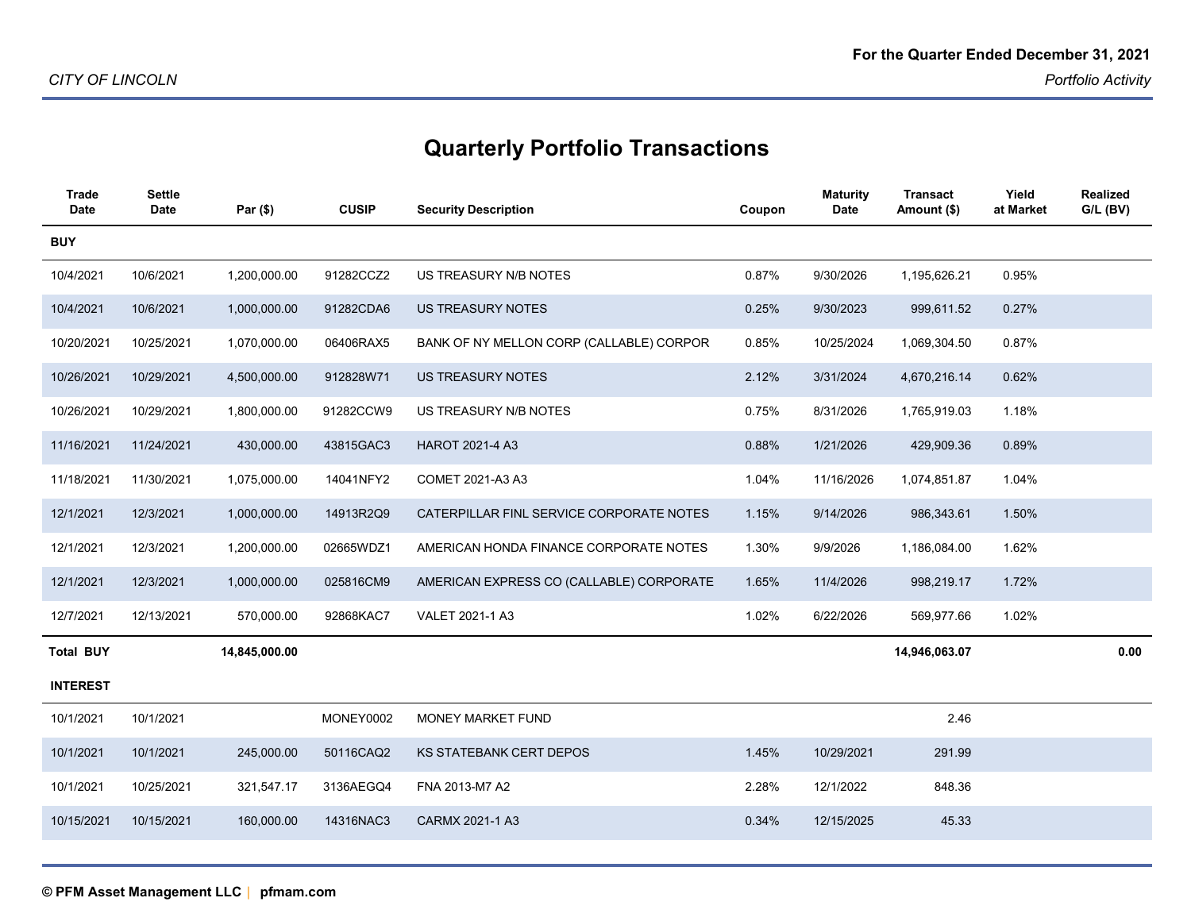# Quarterly Portfolio Transactions

| Trade Date | Settle Date | Par ($) | CUSIP | Security Description | Coupon | Maturity Date | Transact Amount ($) | Yield at Market | Realized G/L (BV) |
|---|---|---|---|---|---|---|---|---|---|
| **BUY** | | | | | | | | | |
| 10/4/2021 | 10/6/2021 | 1,200,000.00 | 91282CCZ2 | US TREASURY N/B NOTES | 0.87% | 9/30/2026 | 1,195,626.21 | 0.95% | |
| 10/4/2021 | 10/6/2021 | 1,000,000.00 | 91282CDA6 | US TREASURY NOTES | 0.25% | 9/30/2023 | 999,611.52 | 0.27% | |
| 10/20/2021 | 10/25/2021 | 1,070,000.00 | 06406RAX5 | BANK OF NY MELLON CORP (CALLABLE) CORPOR | 0.85% | 10/25/2024 | 1,069,304.50 | 0.87% | |
| 10/26/2021 | 10/29/2021 | 4,500,000.00 | 912828W71 | US TREASURY NOTES | 2.12% | 3/31/2024 | 4,670,216.14 | 0.62% | |
| 10/26/2021 | 10/29/2021 | 1,800,000.00 | 91282CCW9 | US TREASURY N/B NOTES | 0.75% | 8/31/2026 | 1,765,919.03 | 1.18% | |
| 11/16/2021 | 11/24/2021 | 430,000.00 | 43815GAC3 | HAROT 2021-4 A3 | 0.88% | 1/21/2026 | 429,909.36 | 0.89% | |
| 11/18/2021 | 11/30/2021 | 1,075,000.00 | 14041NFY2 | COMET 2021-A3 A3 | 1.04% | 11/16/2026 | 1,074,851.87 | 1.04% | |
| 12/1/2021 | 12/3/2021 | 1,000,000.00 | 14913R2Q9 | CATERPILLAR FINL SERVICE CORPORATE NOTES | 1.15% | 9/14/2026 | 986,343.61 | 1.50% | |
| 12/1/2021 | 12/3/2021 | 1,200,000.00 | 02665WDZ1 | AMERICAN HONDA FINANCE CORPORATE NOTES | 1.30% | 9/9/2026 | 1,186,084.00 | 1.62% | |
| 12/1/2021 | 12/3/2021 | 1,000,000.00 | 025816CM9 | AMERICAN EXPRESS CO (CALLABLE) CORPORATE | 1.65% | 11/4/2026 | 998,219.17 | 1.72% | |
| 12/7/2021 | 12/13/2021 | 570,000.00 | 92868KAC7 | VALET 2021-1 A3 | 1.02% | 6/22/2026 | 569,977.66 | 1.02% | |
| **Total BUY** | | **14,845,000.00** | | | | | **14,946,063.07** | | **0.00** |
| **INTEREST** | | | | | | | | | |
| 10/1/2021 | 10/1/2021 | | MONEY0002 | MONEY MARKET FUND | | | 2.46 | | |
| 10/1/2021 | 10/1/2021 | 245,000.00 | 50116CAQ2 | KS STATEBANK CERT DEPOS | 1.45% | 10/29/2021 | 291.99 | | |
| 10/1/2021 | 10/25/2021 | 321,547.17 | 3136AEGQ4 | FNA 2013-M7 A2 | 2.28% | 12/1/2022 | 848.36 | | |
| 10/15/2021 | 10/15/2021 | 160,000.00 | 14316NAC3 | CARMX 2021-1 A3 | 0.34% | 12/15/2025 | 45.33 | | |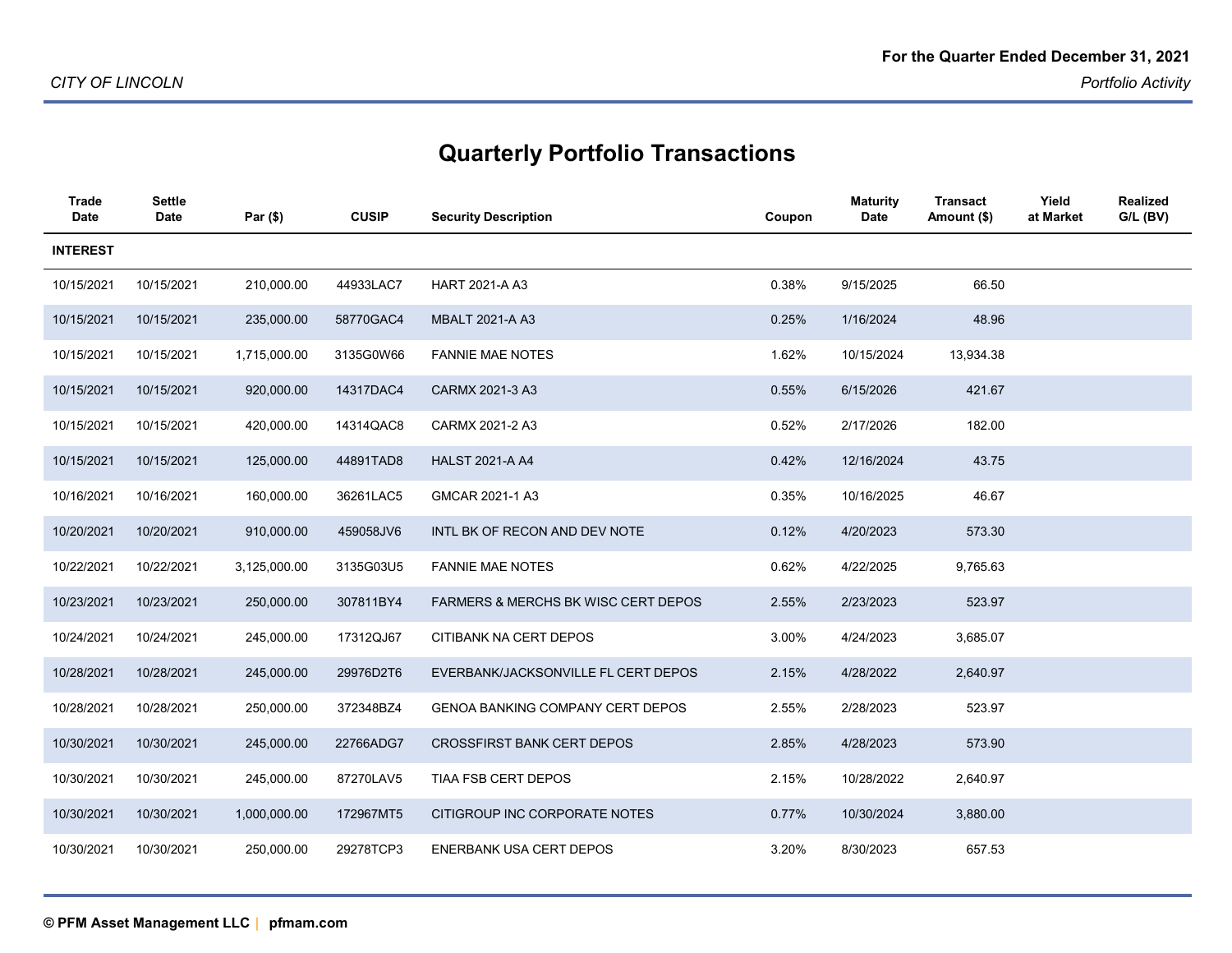## Quarterly Portfolio Transactions

| Trade Date | Settle Date | Par ($) | CUSIP | Security Description | Coupon | Maturity Date | Transact Amount ($) | Yield at Market | Realized G/L (BV) |
|---|---|---|---|---|---|---|---|---|---|
| **INTEREST** | | | | | | | | | |
| 10/15/2021 | 10/15/2021 | 210,000.00 | 44933LAC7 | HART 2021-A A3 | 0.38% | 9/15/2025 | 66.50 | | |
| 10/15/2021 | 10/15/2021 | 235,000.00 | 58770GAC4 | MBALT 2021-A A3 | 0.25% | 1/16/2024 | 48.96 | | |
| 10/15/2021 | 10/15/2021 | 1,715,000.00 | 3135G0W66 | FANNIE MAE NOTES | 1.62% | 10/15/2024 | 13,934.38 | | |
| 10/15/2021 | 10/15/2021 | 920,000.00 | 14317DAC4 | CARMX 2021-3 A3 | 0.55% | 6/15/2026 | 421.67 | | |
| 10/15/2021 | 10/15/2021 | 420,000.00 | 14314QAC8 | CARMX 2021-2 A3 | 0.52% | 2/17/2026 | 182.00 | | |
| 10/15/2021 | 10/15/2021 | 125,000.00 | 44891TAD8 | HALST 2021-A A4 | 0.42% | 12/16/2024 | 43.75 | | |
| 10/16/2021 | 10/16/2021 | 160,000.00 | 36261LAC5 | GMCAR 2021-1 A3 | 0.35% | 10/16/2025 | 46.67 | | |
| 10/20/2021 | 10/20/2021 | 910,000.00 | 459058JV6 | INTL BK OF RECON AND DEV NOTE | 0.12% | 4/20/2023 | 573.30 | | |
| 10/22/2021 | 10/22/2021 | 3,125,000.00 | 3135G03U5 | FANNIE MAE NOTES | 0.62% | 4/22/2025 | 9,765.63 | | |
| 10/23/2021 | 10/23/2021 | 250,000.00 | 307811BY4 | FARMERS & MERCHS BK WISC CERT DEPOS | 2.55% | 2/23/2023 | 523.97 | | |
| 10/24/2021 | 10/24/2021 | 245,000.00 | 17312QJ67 | CITIBANK NA CERT DEPOS | 3.00% | 4/24/2023 | 3,685.07 | | |
| 10/28/2021 | 10/28/2021 | 245,000.00 | 29976D2T6 | EVERBANK/JACKSONVILLE FL CERT DEPOS | 2.15% | 4/28/2022 | 2,640.97 | | |
| 10/28/2021 | 10/28/2021 | 250,000.00 | 372348BZ4 | GENOA BANKING COMPANY CERT DEPOS | 2.55% | 2/28/2023 | 523.97 | | |
| 10/30/2021 | 10/30/2021 | 245,000.00 | 22766ADG7 | CROSSFIRST BANK CERT DEPOS | 2.85% | 4/28/2023 | 573.90 | | |
| 10/30/2021 | 10/30/2021 | 245,000.00 | 87270LAV5 | TIAA FSB CERT DEPOS | 2.15% | 10/28/2022 | 2,640.97 | | |
| 10/30/2021 | 10/30/2021 | 1,000,000.00 | 172967MT5 | CITIGROUP INC CORPORATE NOTES | 0.77% | 10/30/2024 | 3,880.00 | | |
| 10/30/2021 | 10/30/2021 | 250,000.00 | 29278TCP3 | ENERBANK USA CERT DEPOS | 3.20% | 8/30/2023 | 657.53 | | |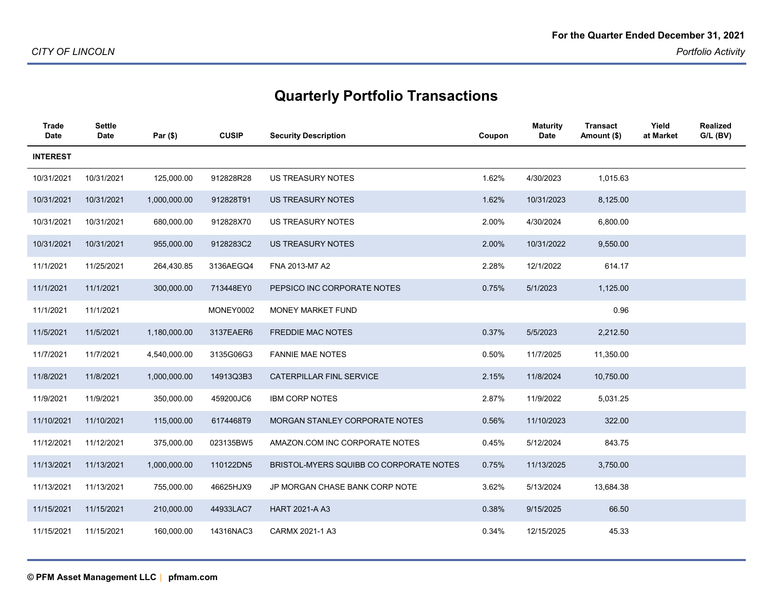CITY OF LINCOLN

**For the Quarter Ended December 31, 2021**

*Portfolio Activity*

# Quarterly Portfolio Transactions

| Trade Date | Settle Date | Par ($) | CUSIP | Security Description | Coupon | Maturity Date | Transact Amount ($) | Yield at Market | Realized G/L (BV) |
|---|---|---|---|---|---|---|---|---|---|
| **INTEREST** | | | | | | | | | |
| 10/31/2021 | 10/31/2021 | 125,000.00 | 912828R28 | US TREASURY NOTES | 1.62% | 4/30/2023 | 1,015.63 | | |
| 10/31/2021 | 10/31/2021 | 1,000,000.00 | 912828T91 | US TREASURY NOTES | 1.62% | 10/31/2023 | 8,125.00 | | |
| 10/31/2021 | 10/31/2021 | 680,000.00 | 912828X70 | US TREASURY NOTES | 2.00% | 4/30/2024 | 6,800.00 | | |
| 10/31/2021 | 10/31/2021 | 955,000.00 | 9128283C2 | US TREASURY NOTES | 2.00% | 10/31/2022 | 9,550.00 | | |
| 11/1/2021 | 11/25/2021 | 264,430.85 | 3136AEGQ4 | FNA 2013-M7 A2 | 2.28% | 12/1/2022 | 614.17 | | |
| 11/1/2021 | 11/1/2021 | 300,000.00 | 713448EY0 | PEPSICO INC CORPORATE NOTES | 0.75% | 5/1/2023 | 1,125.00 | | |
| 11/1/2021 | 11/1/2021 | | MONEY0002 | MONEY MARKET FUND | | | 0.96 | | |
| 11/5/2021 | 11/5/2021 | 1,180,000.00 | 3137EAER6 | FREDDIE MAC NOTES | 0.37% | 5/5/2023 | 2,212.50 | | |
| 11/7/2021 | 11/7/2021 | 4,540,000.00 | 3135G06G3 | FANNIE MAE NOTES | 0.50% | 11/7/2025 | 11,350.00 | | |
| 11/8/2021 | 11/8/2021 | 1,000,000.00 | 14913Q3B3 | CATERPILLAR FINL SERVICE | 2.15% | 11/8/2024 | 10,750.00 | | |
| 11/9/2021 | 11/9/2021 | 350,000.00 | 459200JC6 | IBM CORP NOTES | 2.87% | 11/9/2022 | 5,031.25 | | |
| 11/10/2021 | 11/10/2021 | 115,000.00 | 6174468T9 | MORGAN STANLEY CORPORATE NOTES | 0.56% | 11/10/2023 | 322.00 | | |
| 11/12/2021 | 11/12/2021 | 375,000.00 | 023135BW5 | AMAZON.COM INC CORPORATE NOTES | 0.45% | 5/12/2024 | 843.75 | | |
| 11/13/2021 | 11/13/2021 | 1,000,000.00 | 110122DN5 | BRISTOL-MYERS SQUIBB CO CORPORATE NOTES | 0.75% | 11/13/2025 | 3,750.00 | | |
| 11/13/2021 | 11/13/2021 | 755,000.00 | 46625HJX9 | JP MORGAN CHASE BANK CORP NOTE | 3.62% | 5/13/2024 | 13,684.38 | | |
| 11/15/2021 | 11/15/2021 | 210,000.00 | 44933LAC7 | HART 2021-A A3 | 0.38% | 9/15/2025 | 66.50 | | |
| 11/15/2021 | 11/15/2021 | 160,000.00 | 14316NAC3 | CARMX 2021-1 A3 | 0.34% | 12/15/2025 | 45.33 | | |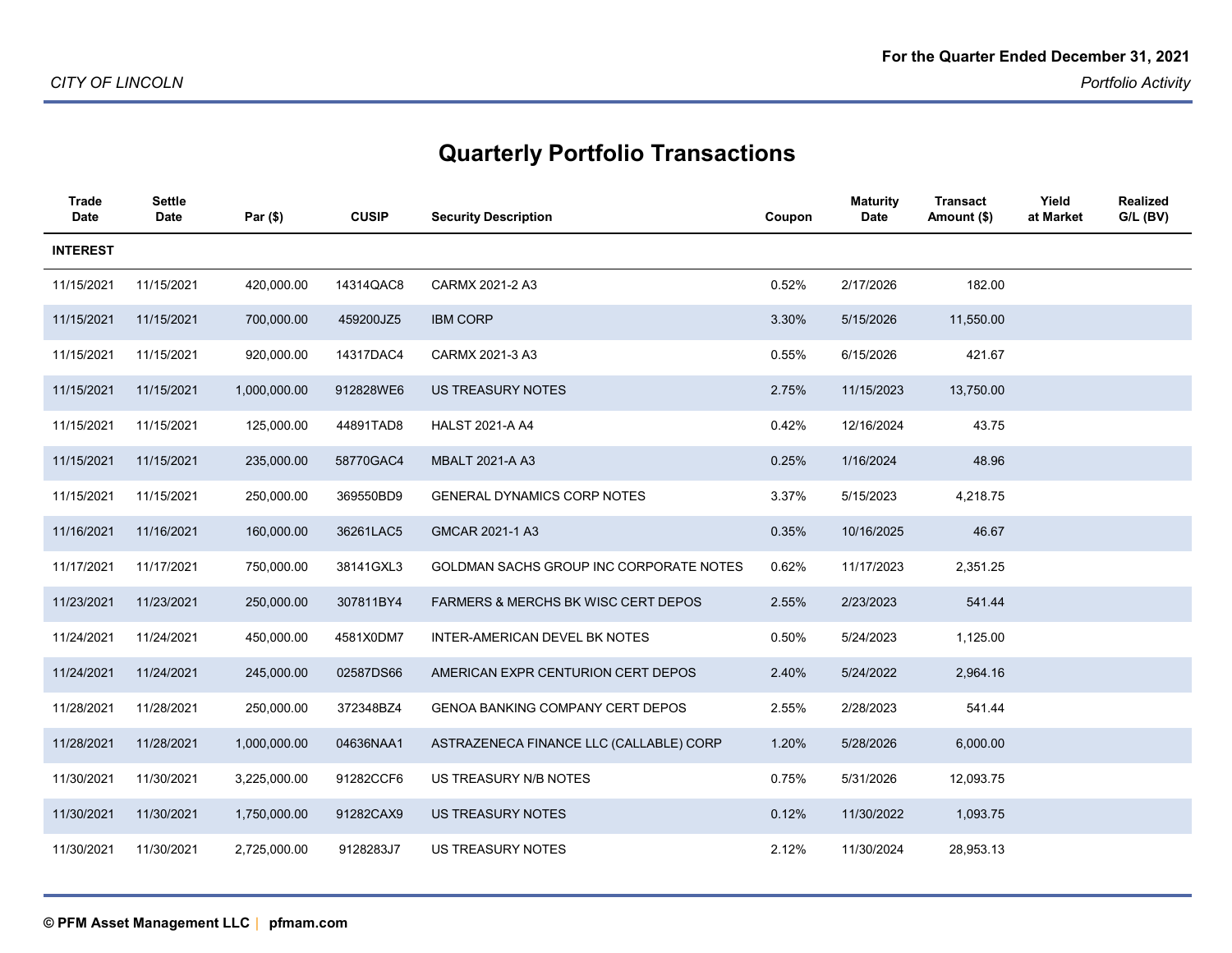CITY OF LINCOLN

**For the Quarter Ended December 31, 2021**

*Portfolio Activity*

## Quarterly Portfolio Transactions

| Trade Date | Settle Date | Par ($) | CUSIP | Security Description | Coupon | Maturity Date | Transact Amount ($) | Yield at Market | Realized G/L (BV) |
|---|---|---|---|---|---|---|---|---|---|
| **INTEREST** | | | | | | | | | |
| 11/15/2021 | 11/15/2021 | 420,000.00 | 14314QAC8 | CARMX 2021-2 A3 | 0.52% | 2/17/2026 | 182.00 | | |
| 11/15/2021 | 11/15/2021 | 700,000.00 | 459200JZ5 | IBM CORP | 3.30% | 5/15/2026 | 11,550.00 | | |
| 11/15/2021 | 11/15/2021 | 920,000.00 | 14317DAC4 | CARMX 2021-3 A3 | 0.55% | 6/15/2026 | 421.67 | | |
| 11/15/2021 | 11/15/2021 | 1,000,000.00 | 912828WE6 | US TREASURY NOTES | 2.75% | 11/15/2023 | 13,750.00 | | |
| 11/15/2021 | 11/15/2021 | 125,000.00 | 44891TAD8 | HALST 2021-A A4 | 0.42% | 12/16/2024 | 43.75 | | |
| 11/15/2021 | 11/15/2021 | 235,000.00 | 58770GAC4 | MBALT 2021-A A3 | 0.25% | 1/16/2024 | 48.96 | | |
| 11/15/2021 | 11/15/2021 | 250,000.00 | 369550BD9 | GENERAL DYNAMICS CORP NOTES | 3.37% | 5/15/2023 | 4,218.75 | | |
| 11/16/2021 | 11/16/2021 | 160,000.00 | 36261LAC5 | GMCAR 2021-1 A3 | 0.35% | 10/16/2025 | 46.67 | | |
| 11/17/2021 | 11/17/2021 | 750,000.00 | 38141GXL3 | GOLDMAN SACHS GROUP INC CORPORATE NOTES | 0.62% | 11/17/2023 | 2,351.25 | | |
| 11/23/2021 | 11/23/2021 | 250,000.00 | 307811BY4 | FARMERS & MERCHS BK WISC CERT DEPOS | 2.55% | 2/23/2023 | 541.44 | | |
| 11/24/2021 | 11/24/2021 | 450,000.00 | 4581X0DM7 | INTER-AMERICAN DEVEL BK NOTES | 0.50% | 5/24/2023 | 1,125.00 | | |
| 11/24/2021 | 11/24/2021 | 245,000.00 | 02587DS66 | AMERICAN EXPR CENTURION CERT DEPOS | 2.40% | 5/24/2022 | 2,964.16 | | |
| 11/28/2021 | 11/28/2021 | 250,000.00 | 372348BZ4 | GENOA BANKING COMPANY CERT DEPOS | 2.55% | 2/28/2023 | 541.44 | | |
| 11/28/2021 | 11/28/2021 | 1,000,000.00 | 04636NAA1 | ASTRAZENECA FINANCE LLC (CALLABLE) CORP | 1.20% | 5/28/2026 | 6,000.00 | | |
| 11/30/2021 | 11/30/2021 | 3,225,000.00 | 91282CCF6 | US TREASURY N/B NOTES | 0.75% | 5/31/2026 | 12,093.75 | | |
| 11/30/2021 | 11/30/2021 | 1,750,000.00 | 91282CAX9 | US TREASURY NOTES | 0.12% | 11/30/2022 | 1,093.75 | | |
| 11/30/2021 | 11/30/2021 | 2,725,000.00 | 9128283J7 | US TREASURY NOTES | 2.12% | 11/30/2024 | 28,953.13 | | |

© PFM Asset Management LLC | pfmam.com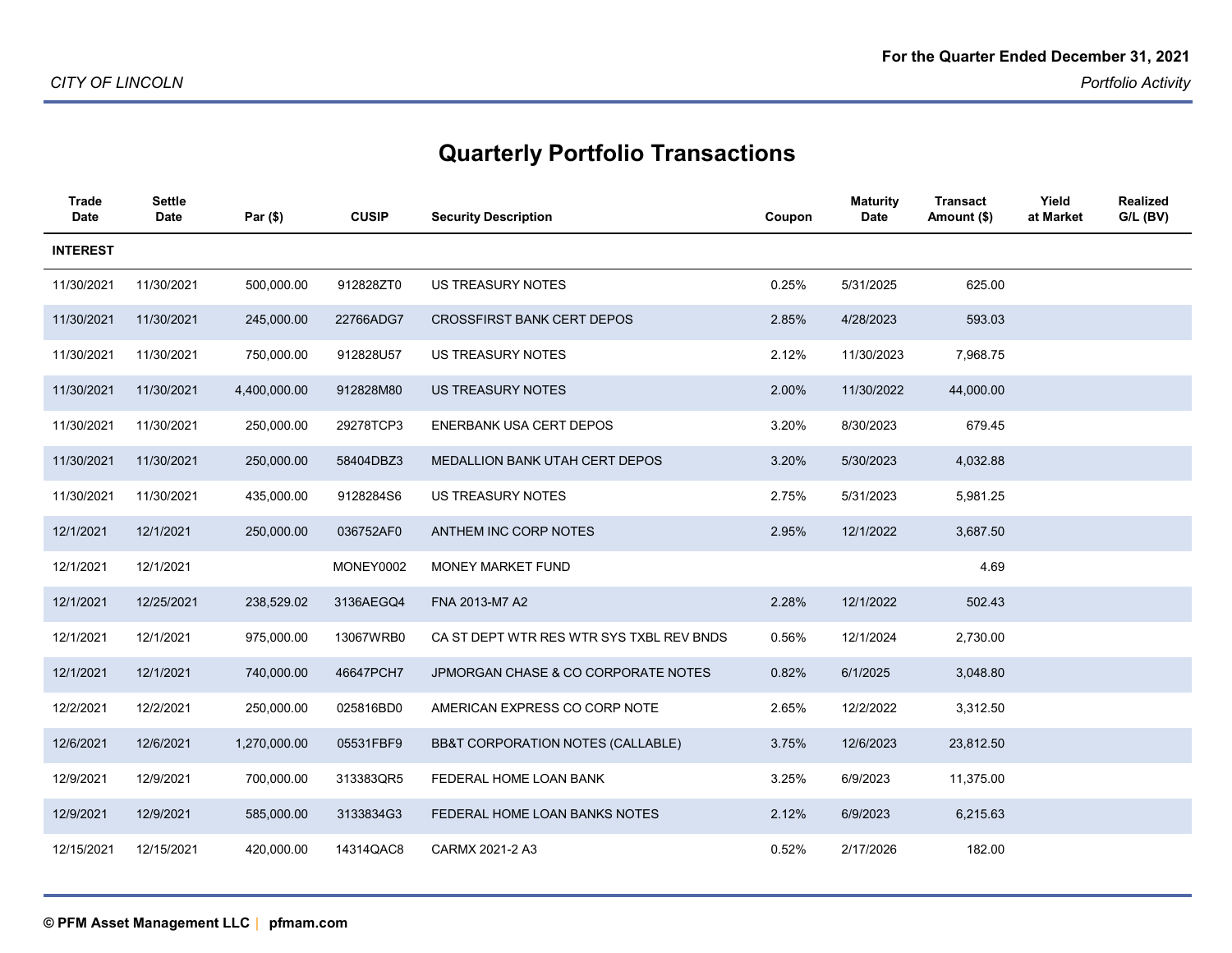# Quarterly Portfolio Transactions

| Trade Date | Settle Date | Par ($) | CUSIP | Security Description | Coupon | Maturity Date | Transact Amount ($) | Yield at Market | Realized G/L (BV) |
|---|---|---|---|---|---|---|---|---|---|
| **INTEREST** | | | | | | | | | |
| 11/30/2021 | 11/30/2021 | 500,000.00 | 912828ZT0 | US TREASURY NOTES | 0.25% | 5/31/2025 | 625.00 | | |
| 11/30/2021 | 11/30/2021 | 245,000.00 | 22766ADG7 | CROSSFIRST BANK CERT DEPOS | 2.85% | 4/28/2023 | 593.03 | | |
| 11/30/2021 | 11/30/2021 | 750,000.00 | 912828U57 | US TREASURY NOTES | 2.12% | 11/30/2023 | 7,968.75 | | |
| 11/30/2021 | 11/30/2021 | 4,400,000.00 | 912828M80 | US TREASURY NOTES | 2.00% | 11/30/2022 | 44,000.00 | | |
| 11/30/2021 | 11/30/2021 | 250,000.00 | 29278TCP3 | ENERBANK USA CERT DEPOS | 3.20% | 8/30/2023 | 679.45 | | |
| 11/30/2021 | 11/30/2021 | 250,000.00 | 58404DBZ3 | MEDALLION BANK UTAH CERT DEPOS | 3.20% | 5/30/2023 | 4,032.88 | | |
| 11/30/2021 | 11/30/2021 | 435,000.00 | 9128284S6 | US TREASURY NOTES | 2.75% | 5/31/2023 | 5,981.25 | | |
| 12/1/2021 | 12/1/2021 | 250,000.00 | 036752AF0 | ANTHEM INC CORP NOTES | 2.95% | 12/1/2022 | 3,687.50 | | |
| 12/1/2021 | 12/1/2021 | | MONEY0002 | MONEY MARKET FUND | | | 4.69 | | |
| 12/1/2021 | 12/25/2021 | 238,529.02 | 3136AEGQ4 | FNA 2013-M7 A2 | 2.28% | 12/1/2022 | 502.43 | | |
| 12/1/2021 | 12/1/2021 | 975,000.00 | 13067WRB0 | CA ST DEPT WTR RES WTR SYS TXBL REV BNDS | 0.56% | 12/1/2024 | 2,730.00 | | |
| 12/1/2021 | 12/1/2021 | 740,000.00 | 46647PCH7 | JPMORGAN CHASE & CO CORPORATE NOTES | 0.82% | 6/1/2025 | 3,048.80 | | |
| 12/2/2021 | 12/2/2021 | 250,000.00 | 025816BD0 | AMERICAN EXPRESS CO CORP NOTE | 2.65% | 12/2/2022 | 3,312.50 | | |
| 12/6/2021 | 12/6/2021 | 1,270,000.00 | 05531FBF9 | BB&T CORPORATION NOTES (CALLABLE) | 3.75% | 12/6/2023 | 23,812.50 | | |
| 12/9/2021 | 12/9/2021 | 700,000.00 | 313383QR5 | FEDERAL HOME LOAN BANK | 3.25% | 6/9/2023 | 11,375.00 | | |
| 12/9/2021 | 12/9/2021 | 585,000.00 | 3133834G3 | FEDERAL HOME LOAN BANKS NOTES | 2.12% | 6/9/2023 | 6,215.63 | | |
| 12/15/2021 | 12/15/2021 | 420,000.00 | 14314QAC8 | CARMX 2021-2 A3 | 0.52% | 2/17/2026 | 182.00 | | |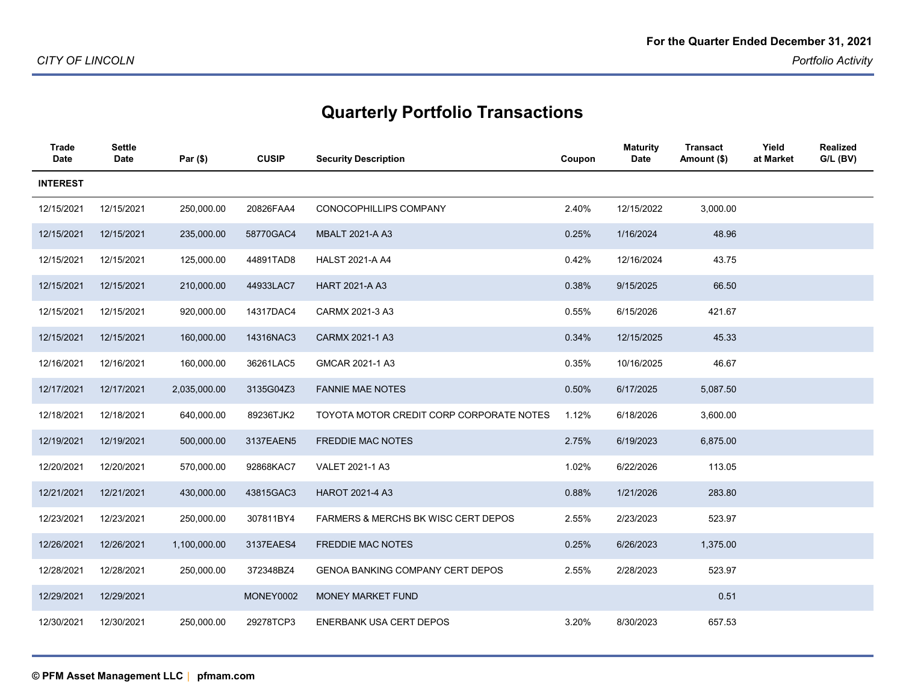CITY OF LINCOLN

For the Quarter Ended December 31, 2021

*Portfolio Activity*

# Quarterly Portfolio Transactions

| Trade Date | Settle Date | Par ($) | CUSIP | Security Description | Coupon | Maturity Date | Transact Amount ($) | Yield at Market | Realized G/L (BV) |
|---|---|---|---|---|---|---|---|---|---|
| **INTEREST** | | | | | | | | | |
| 12/15/2021 | 12/15/2021 | 250,000.00 | 20826FAA4 | CONOCOPHILLIPS COMPANY | 2.40% | 12/15/2022 | 3,000.00 | | |
| 12/15/2021 | 12/15/2021 | 235,000.00 | 58770GAC4 | MBALT 2021-A A3 | 0.25% | 1/16/2024 | 48.96 | | |
| 12/15/2021 | 12/15/2021 | 125,000.00 | 44891TAD8 | HALST 2021-A A4 | 0.42% | 12/16/2024 | 43.75 | | |
| 12/15/2021 | 12/15/2021 | 210,000.00 | 44933LAC7 | HART 2021-A A3 | 0.38% | 9/15/2025 | 66.50 | | |
| 12/15/2021 | 12/15/2021 | 920,000.00 | 14317DAC4 | CARMX 2021-3 A3 | 0.55% | 6/15/2026 | 421.67 | | |
| 12/15/2021 | 12/15/2021 | 160,000.00 | 14316NAC3 | CARMX 2021-1 A3 | 0.34% | 12/15/2025 | 45.33 | | |
| 12/16/2021 | 12/16/2021 | 160,000.00 | 36261LAC5 | GMCAR 2021-1 A3 | 0.35% | 10/16/2025 | 46.67 | | |
| 12/17/2021 | 12/17/2021 | 2,035,000.00 | 3135G04Z3 | FANNIE MAE NOTES | 0.50% | 6/17/2025 | 5,087.50 | | |
| 12/18/2021 | 12/18/2021 | 640,000.00 | 89236TJK2 | TOYOTA MOTOR CREDIT CORP CORPORATE NOTES | 1.12% | 6/18/2026 | 3,600.00 | | |
| 12/19/2021 | 12/19/2021 | 500,000.00 | 3137EAEN5 | FREDDIE MAC NOTES | 2.75% | 6/19/2023 | 6,875.00 | | |
| 12/20/2021 | 12/20/2021 | 570,000.00 | 92868KAC7 | VALET 2021-1 A3 | 1.02% | 6/22/2026 | 113.05 | | |
| 12/21/2021 | 12/21/2021 | 430,000.00 | 43815GAC3 | HAROT 2021-4 A3 | 0.88% | 1/21/2026 | 283.80 | | |
| 12/23/2021 | 12/23/2021 | 250,000.00 | 307811BY4 | FARMERS & MERCHS BK WISC CERT DEPOS | 2.55% | 2/23/2023 | 523.97 | | |
| 12/26/2021 | 12/26/2021 | 1,100,000.00 | 3137EAES4 | FREDDIE MAC NOTES | 0.25% | 6/26/2023 | 1,375.00 | | |
| 12/28/2021 | 12/28/2021 | 250,000.00 | 372348BZ4 | GENOA BANKING COMPANY CERT DEPOS | 2.55% | 2/28/2023 | 523.97 | | |
| 12/29/2021 | 12/29/2021 | | MONEY0002 | MONEY MARKET FUND | | | 0.51 | | |
| 12/30/2021 | 12/30/2021 | 250,000.00 | 29278TCP3 | ENERBANK USA CERT DEPOS | 3.20% | 8/30/2023 | 657.53 | | |

© PFM Asset Management LLC | pfmam.com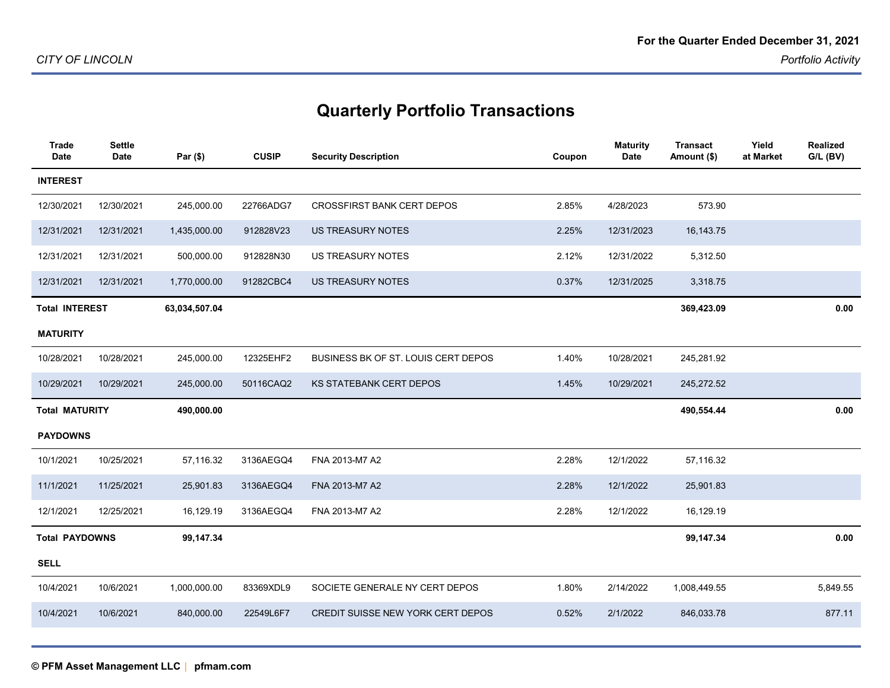For the Quarter Ended December 31, 2021

*CITY OF LINCOLN*

*Portfolio Activity*

# Quarterly Portfolio Transactions

| Trade Date | Settle Date | Par ($) | CUSIP | Security Description | Coupon | Maturity Date | Transact Amount ($) | Yield at Market | Realized G/L (BV) |
|---|---|---|---|---|---|---|---|---|---|
| **INTEREST** | | | | | | | | | |
| 12/30/2021 | 12/30/2021 | 245,000.00 | 22766ADG7 | CROSSFIRST BANK CERT DEPOS | 2.85% | 4/28/2023 | 573.90 | | |
| 12/31/2021 | 12/31/2021 | 1,435,000.00 | 912828V23 | US TREASURY NOTES | 2.25% | 12/31/2023 | 16,143.75 | | |
| 12/31/2021 | 12/31/2021 | 500,000.00 | 912828N30 | US TREASURY NOTES | 2.12% | 12/31/2022 | 5,312.50 | | |
| 12/31/2021 | 12/31/2021 | 1,770,000.00 | 91282CBC4 | US TREASURY NOTES | 0.37% | 12/31/2025 | 3,318.75 | | |
| **Total INTEREST** | | **63,034,507.04** | | | | | **369,423.09** | | **0.00** |
| **MATURITY** | | | | | | | | | |
| 10/28/2021 | 10/28/2021 | 245,000.00 | 12325EHF2 | BUSINESS BK OF ST. LOUIS CERT DEPOS | 1.40% | 10/28/2021 | 245,281.92 | | |
| 10/29/2021 | 10/29/2021 | 245,000.00 | 50116CAQ2 | KS STATEBANK CERT DEPOS | 1.45% | 10/29/2021 | 245,272.52 | | |
| **Total MATURITY** | | **490,000.00** | | | | | **490,554.44** | | **0.00** |
| **PAYDOWNS** | | | | | | | | | |
| 10/1/2021 | 10/25/2021 | 57,116.32 | 3136AEGQ4 | FNA 2013-M7 A2 | 2.28% | 12/1/2022 | 57,116.32 | | |
| 11/1/2021 | 11/25/2021 | 25,901.83 | 3136AEGQ4 | FNA 2013-M7 A2 | 2.28% | 12/1/2022 | 25,901.83 | | |
| 12/1/2021 | 12/25/2021 | 16,129.19 | 3136AEGQ4 | FNA 2013-M7 A2 | 2.28% | 12/1/2022 | 16,129.19 | | |
| **Total PAYDOWNS** | | **99,147.34** | | | | | **99,147.34** | | **0.00** |
| **SELL** | | | | | | | | | |
| 10/4/2021 | 10/6/2021 | 1,000,000.00 | 83369XDL9 | SOCIETE GENERALE NY CERT DEPOS | 1.80% | 2/14/2022 | 1,008,449.55 | | 5,849.55 |
| 10/4/2021 | 10/6/2021 | 840,000.00 | 22549L6F7 | CREDIT SUISSE NEW YORK CERT DEPOS | 0.52% | 2/1/2022 | 846,033.78 | | 877.11 |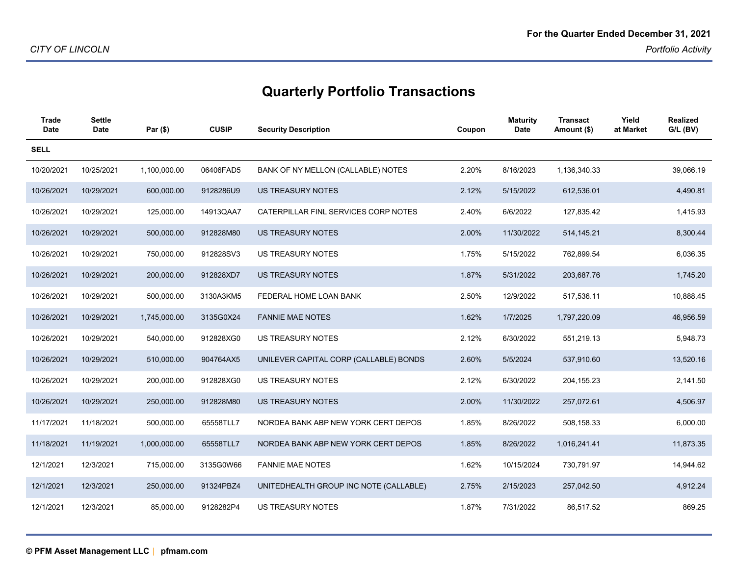## Quarterly Portfolio Transactions

| Trade Date | Settle Date | Par ($) | CUSIP | Security Description | Coupon | Maturity Date | Transact Amount ($) | Yield at Market | Realized G/L (BV) |
|---|---|---|---|---|---|---|---|---|---|
| **SELL** | | | | | | | | | |
| 10/20/2021 | 10/25/2021 | 1,100,000.00 | 06406FAD5 | BANK OF NY MELLON (CALLABLE) NOTES | 2.20% | 8/16/2023 | 1,136,340.33 | | 39,066.19 |
| 10/26/2021 | 10/29/2021 | 600,000.00 | 9128286U9 | US TREASURY NOTES | 2.12% | 5/15/2022 | 612,536.01 | | 4,490.81 |
| 10/26/2021 | 10/29/2021 | 125,000.00 | 14913QAA7 | CATERPILLAR FINL SERVICES CORP NOTES | 2.40% | 6/6/2022 | 127,835.42 | | 1,415.93 |
| 10/26/2021 | 10/29/2021 | 500,000.00 | 912828M80 | US TREASURY NOTES | 2.00% | 11/30/2022 | 514,145.21 | | 8,300.44 |
| 10/26/2021 | 10/29/2021 | 750,000.00 | 912828SV3 | US TREASURY NOTES | 1.75% | 5/15/2022 | 762,899.54 | | 6,036.35 |
| 10/26/2021 | 10/29/2021 | 200,000.00 | 912828XD7 | US TREASURY NOTES | 1.87% | 5/31/2022 | 203,687.76 | | 1,745.20 |
| 10/26/2021 | 10/29/2021 | 500,000.00 | 3130A3KM5 | FEDERAL HOME LOAN BANK | 2.50% | 12/9/2022 | 517,536.11 | | 10,888.45 |
| 10/26/2021 | 10/29/2021 | 1,745,000.00 | 3135G0X24 | FANNIE MAE NOTES | 1.62% | 1/7/2025 | 1,797,220.09 | | 46,956.59 |
| 10/26/2021 | 10/29/2021 | 540,000.00 | 912828XG0 | US TREASURY NOTES | 2.12% | 6/30/2022 | 551,219.13 | | 5,948.73 |
| 10/26/2021 | 10/29/2021 | 510,000.00 | 904764AX5 | UNILEVER CAPITAL CORP (CALLABLE) BONDS | 2.60% | 5/5/2024 | 537,910.60 | | 13,520.16 |
| 10/26/2021 | 10/29/2021 | 200,000.00 | 912828XG0 | US TREASURY NOTES | 2.12% | 6/30/2022 | 204,155.23 | | 2,141.50 |
| 10/26/2021 | 10/29/2021 | 250,000.00 | 912828M80 | US TREASURY NOTES | 2.00% | 11/30/2022 | 257,072.61 | | 4,506.97 |
| 11/17/2021 | 11/18/2021 | 500,000.00 | 65558TLL7 | NORDEA BANK ABP NEW YORK CERT DEPOS | 1.85% | 8/26/2022 | 508,158.33 | | 6,000.00 |
| 11/18/2021 | 11/19/2021 | 1,000,000.00 | 65558TLL7 | NORDEA BANK ABP NEW YORK CERT DEPOS | 1.85% | 8/26/2022 | 1,016,241.41 | | 11,873.35 |
| 12/1/2021 | 12/3/2021 | 715,000.00 | 3135G0W66 | FANNIE MAE NOTES | 1.62% | 10/15/2024 | 730,791.97 | | 14,944.62 |
| 12/1/2021 | 12/3/2021 | 250,000.00 | 91324PBZ4 | UNITEDHEALTH GROUP INC NOTE (CALLABLE) | 2.75% | 2/15/2023 | 257,042.50 | | 4,912.24 |
| 12/1/2021 | 12/3/2021 | 85,000.00 | 9128282P4 | US TREASURY NOTES | 1.87% | 7/31/2022 | 86,517.52 | | 869.25 |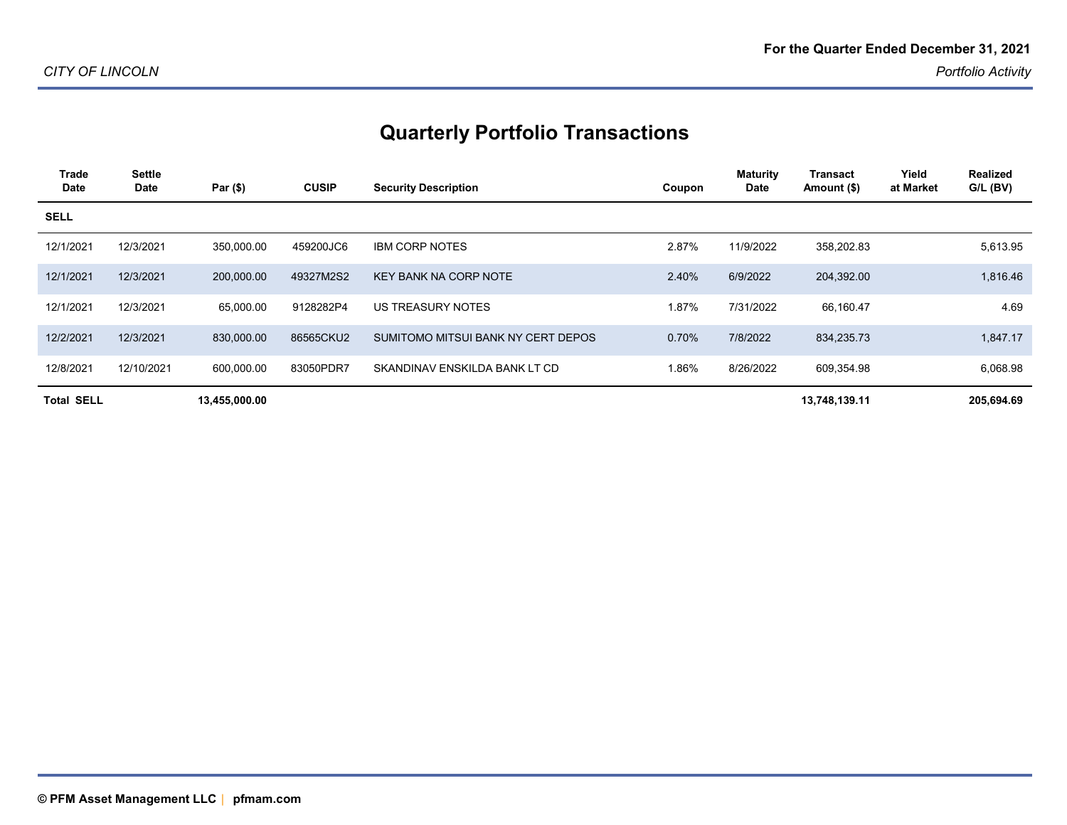CITY OF LINCOLN

For the Quarter Ended December 31, 2021

*Portfolio Activity*

## Quarterly Portfolio Transactions

| Trade Date | Settle Date | Par ($) | CUSIP | Security Description | Coupon | Maturity Date | Transact Amount ($) | Yield at Market | Realized G/L (BV) |
|---|---|---|---|---|---|---|---|---|---|
| **SELL** | | | | | | | | | |
| 12/1/2021 | 12/3/2021 | 350,000.00 | 459200JC6 | IBM CORP NOTES | 2.87% | 11/9/2022 | 358,202.83 | | 5,613.95 |
| 12/1/2021 | 12/3/2021 | 200,000.00 | 49327M2S2 | KEY BANK NA CORP NOTE | 2.40% | 6/9/2022 | 204,392.00 | | 1,816.46 |
| 12/1/2021 | 12/3/2021 | 65,000.00 | 9128282P4 | US TREASURY NOTES | 1.87% | 7/31/2022 | 66,160.47 | | 4.69 |
| 12/2/2021 | 12/3/2021 | 830,000.00 | 86565CKU2 | SUMITOMO MITSUI BANK NY CERT DEPOS | 0.70% | 7/8/2022 | 834,235.73 | | 1,847.17 |
| 12/8/2021 | 12/10/2021 | 600,000.00 | 83050PDR7 | SKANDINAV ENSKILDA BANK LT CD | 1.86% | 8/26/2022 | 609,354.98 | | 6,068.98 |
| **Total SELL** | | **13,455,000.00** | | | | | **13,748,139.11** | | **205,694.69** |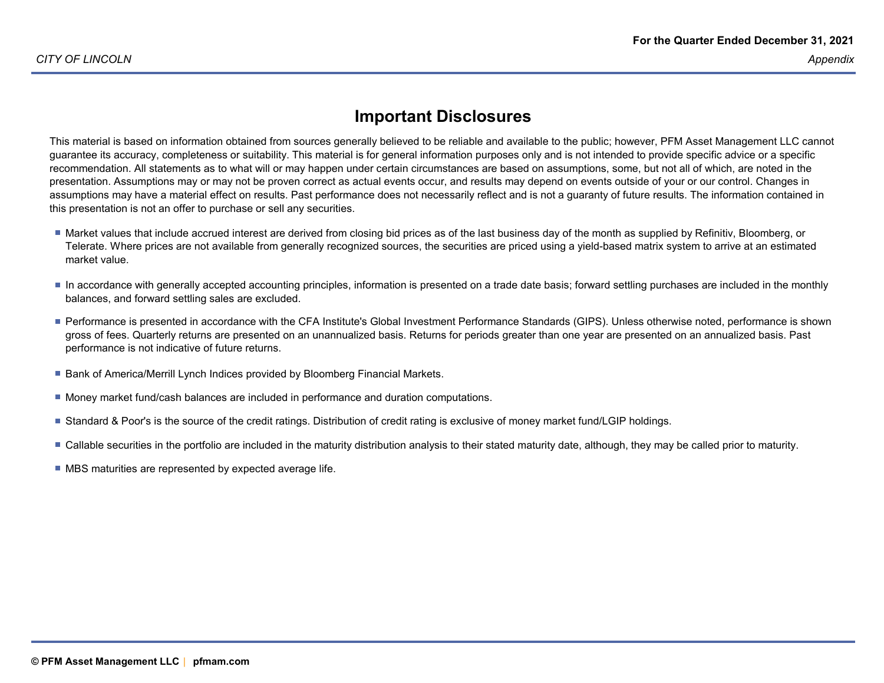# Important Disclosures

This material is based on information obtained from sources generally believed to be reliable and available to the public; however, PFM Asset Management LLC cannot guarantee its accuracy, completeness or suitability. This material is for general information purposes only and is not intended to provide specific advice or a specific recommendation. All statements as to what will or may happen under certain circumstances are based on assumptions, some, but not all of which, are noted in the presentation. Assumptions may or may not be proven correct as actual events occur, and results may depend on events outside of your or our control. Changes in assumptions may have a material effect on results. Past performance does not necessarily reflect and is not a guaranty of future results. The information contained in this presentation is not an offer to purchase or sell any securities.

- Market values that include accrued interest are derived from closing bid prices as of the last business day of the month as supplied by Refinitiv, Bloomberg, or Telerate. Where prices are not available from generally recognized sources, the securities are priced using a yield-based matrix system to arrive at an estimated market value.
- In accordance with generally accepted accounting principles, information is presented on a trade date basis; forward settling purchases are included in the monthly balances, and forward settling sales are excluded.
- Performance is presented in accordance with the CFA Institute's Global Investment Performance Standards (GIPS). Unless otherwise noted, performance is shown gross of fees. Quarterly returns are presented on an unannualized basis. Returns for periods greater than one year are presented on an annualized basis. Past performance is not indicative of future returns.
- Bank of America/Merrill Lynch Indices provided by Bloomberg Financial Markets.
- Money market fund/cash balances are included in performance and duration computations.
- Standard & Poor's is the source of the credit ratings. Distribution of credit rating is exclusive of money market fund/LGIP holdings.
- Callable securities in the portfolio are included in the maturity distribution analysis to their stated maturity date, although, they may be called prior to maturity.
- MBS maturities are represented by expected average life.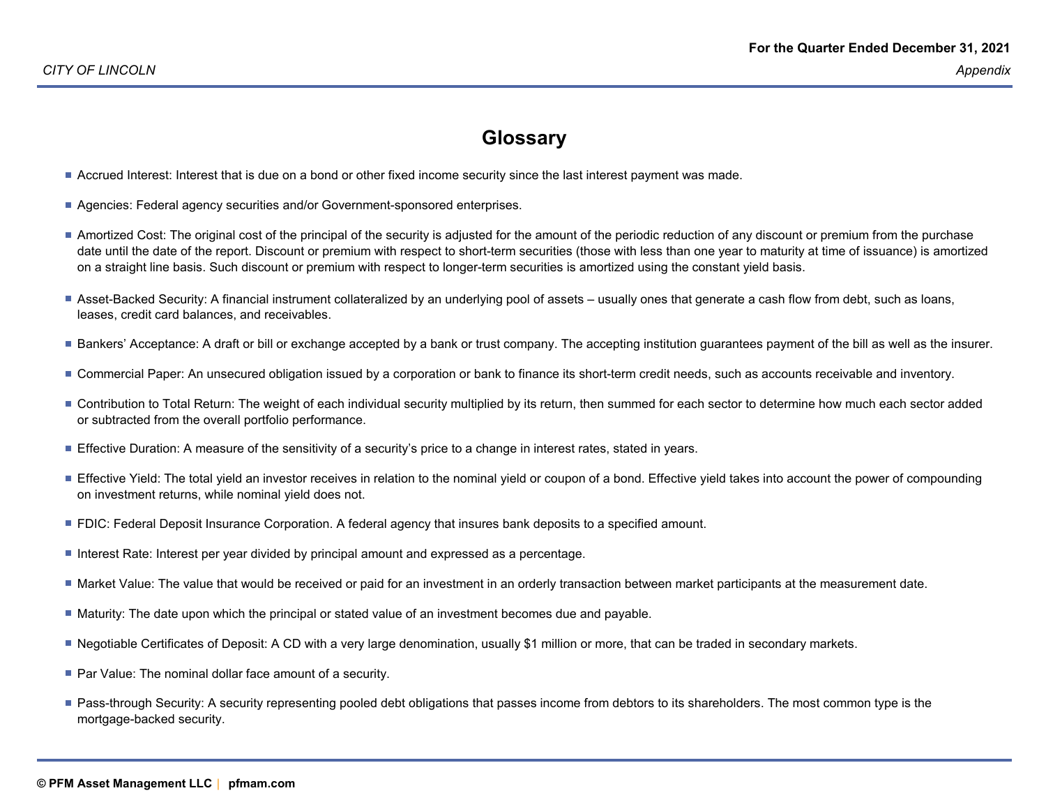# Glossary

- Accrued Interest: Interest that is due on a bond or other fixed income security since the last interest payment was made.
- Agencies: Federal agency securities and/or Government-sponsored enterprises.
- Amortized Cost: The original cost of the principal of the security is adjusted for the amount of the periodic reduction of any discount or premium from the purchase date until the date of the report. Discount or premium with respect to short-term securities (those with less than one year to maturity at time of issuance) is amortized on a straight line basis. Such discount or premium with respect to longer-term securities is amortized using the constant yield basis.
- Asset-Backed Security: A financial instrument collateralized by an underlying pool of assets – usually ones that generate a cash flow from debt, such as loans, leases, credit card balances, and receivables.
- Bankers' Acceptance: A draft or bill or exchange accepted by a bank or trust company. The accepting institution guarantees payment of the bill as well as the insurer.
- Commercial Paper: An unsecured obligation issued by a corporation or bank to finance its short-term credit needs, such as accounts receivable and inventory.
- Contribution to Total Return: The weight of each individual security multiplied by its return, then summed for each sector to determine how much each sector added or subtracted from the overall portfolio performance.
- Effective Duration: A measure of the sensitivity of a security's price to a change in interest rates, stated in years.
- Effective Yield: The total yield an investor receives in relation to the nominal yield or coupon of a bond. Effective yield takes into account the power of compounding on investment returns, while nominal yield does not.
- FDIC: Federal Deposit Insurance Corporation. A federal agency that insures bank deposits to a specified amount.
- Interest Rate: Interest per year divided by principal amount and expressed as a percentage.
- Market Value: The value that would be received or paid for an investment in an orderly transaction between market participants at the measurement date.
- Maturity: The date upon which the principal or stated value of an investment becomes due and payable.
- Negotiable Certificates of Deposit: A CD with a very large denomination, usually $1 million or more, that can be traded in secondary markets.
- Par Value: The nominal dollar face amount of a security.
- Pass-through Security: A security representing pooled debt obligations that passes income from debtors to its shareholders. The most common type is the mortgage-backed security.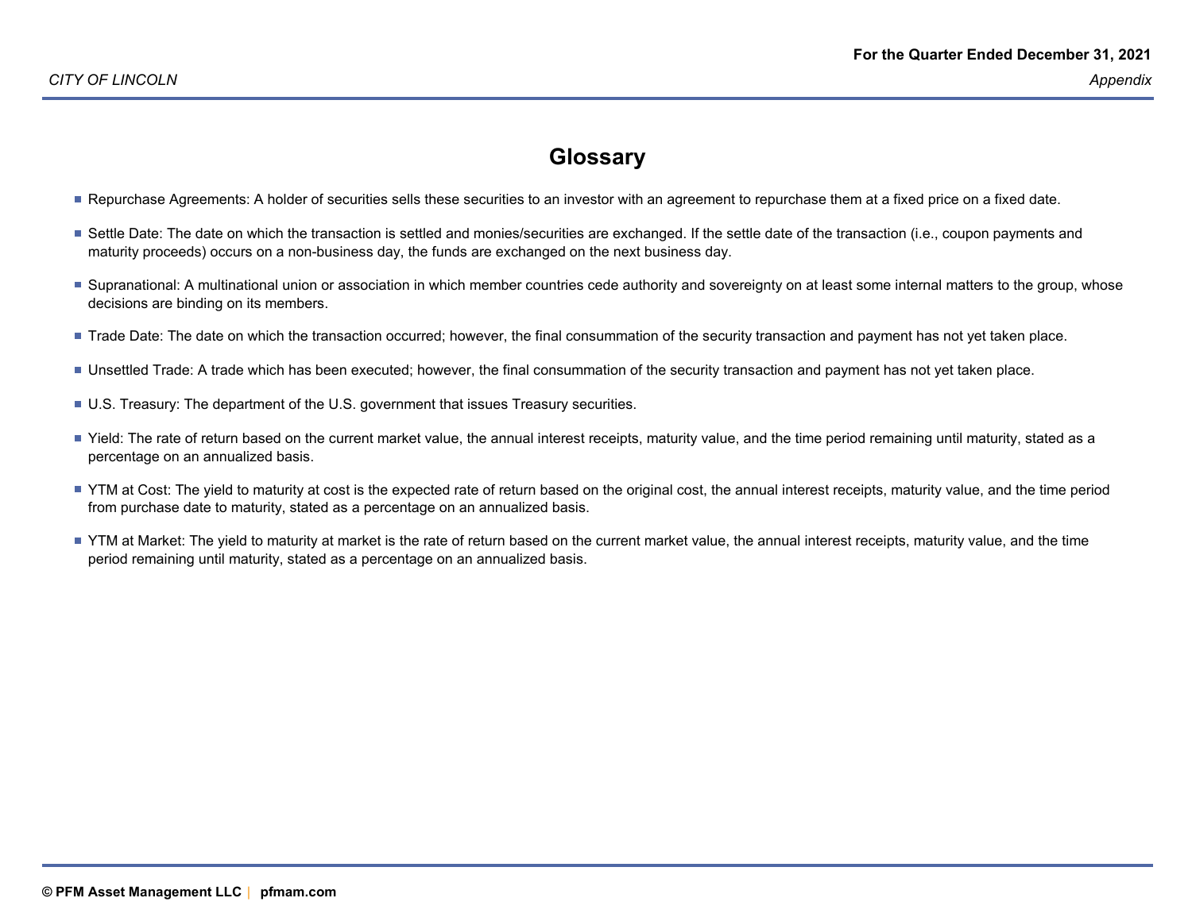# Glossary

- Repurchase Agreements: A holder of securities sells these securities to an investor with an agreement to repurchase them at a fixed price on a fixed date.
- Settle Date: The date on which the transaction is settled and monies/securities are exchanged. If the settle date of the transaction (i.e., coupon payments and maturity proceeds) occurs on a non-business day, the funds are exchanged on the next business day.
- Supranational: A multinational union or association in which member countries cede authority and sovereignty on at least some internal matters to the group, whose decisions are binding on its members.
- Trade Date: The date on which the transaction occurred; however, the final consummation of the security transaction and payment has not yet taken place.
- Unsettled Trade: A trade which has been executed; however, the final consummation of the security transaction and payment has not yet taken place.
- U.S. Treasury: The department of the U.S. government that issues Treasury securities.
- Yield: The rate of return based on the current market value, the annual interest receipts, maturity value, and the time period remaining until maturity, stated as a percentage on an annualized basis.
- YTM at Cost: The yield to maturity at cost is the expected rate of return based on the original cost, the annual interest receipts, maturity value, and the time period from purchase date to maturity, stated as a percentage on an annualized basis.
- YTM at Market: The yield to maturity at market is the rate of return based on the current market value, the annual interest receipts, maturity value, and the time period remaining until maturity, stated as a percentage on an annualized basis.